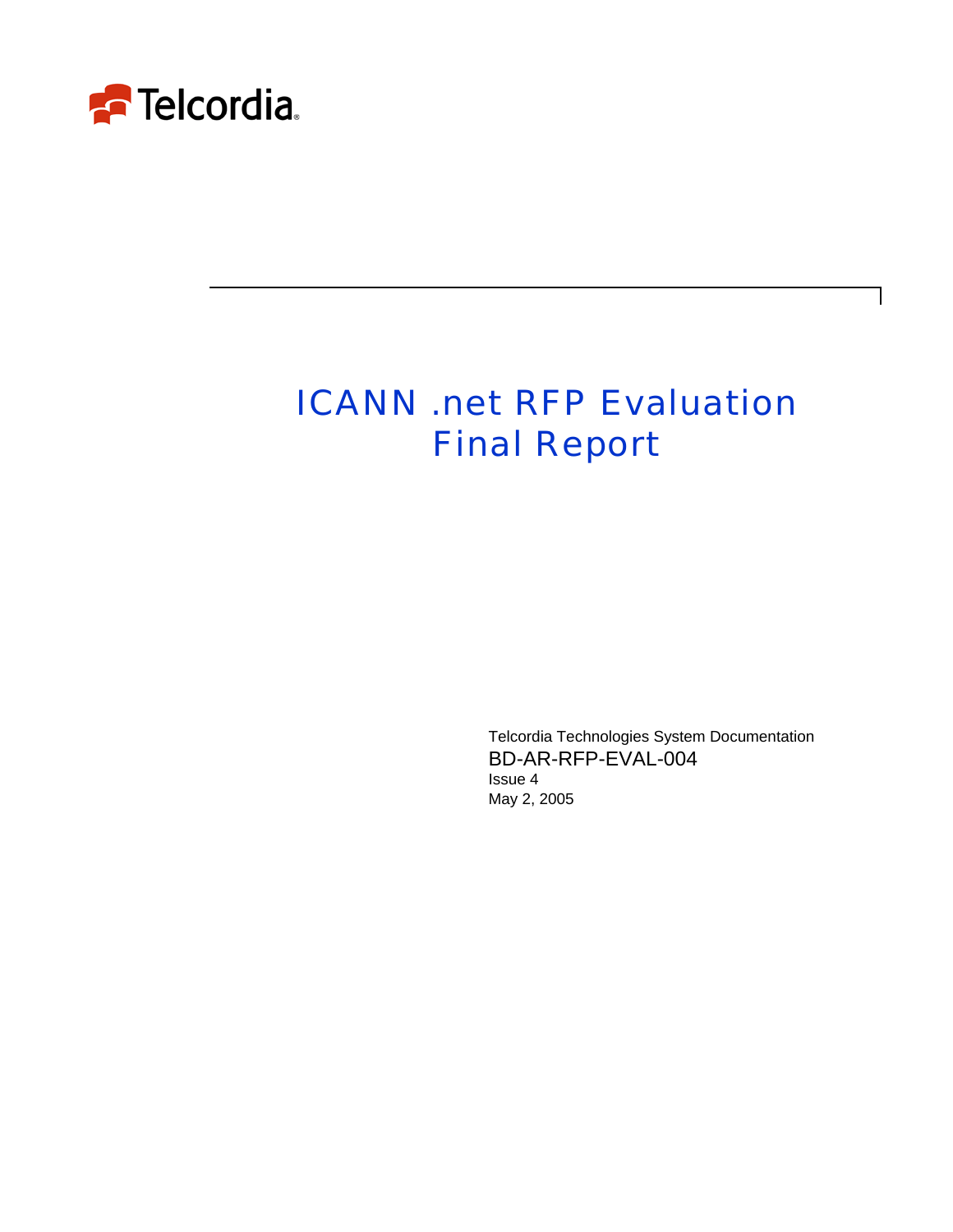Telcordia

# ICANN .net RFP Evaluation Final Report

Telcordia Technologies System Documentation

BD-AR-RFP-EVAL-004

Issue 4

May 2, 2005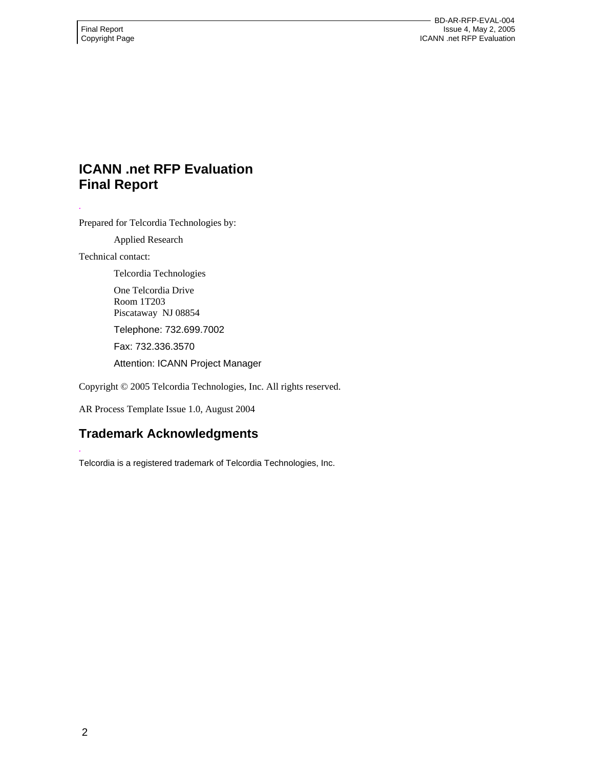# ICANN .net RFP Evaluation
# Final Report

Prepared for Telcordia Technologies by:

Applied Research

Technical contact:

Telcordia Technologies

One Telcordia Drive
Room 1T203
Piscataway NJ 08854

Telephone: 732.699.7002

Fax: 732.336.3570

Attention: ICANN Project Manager

Copyright © 2005 Telcordia Technologies, Inc. All rights reserved.

AR Process Template Issue 1.0, August 2004

## Trademark Acknowledgments

Telcordia is a registered trademark of Telcordia Technologies, Inc.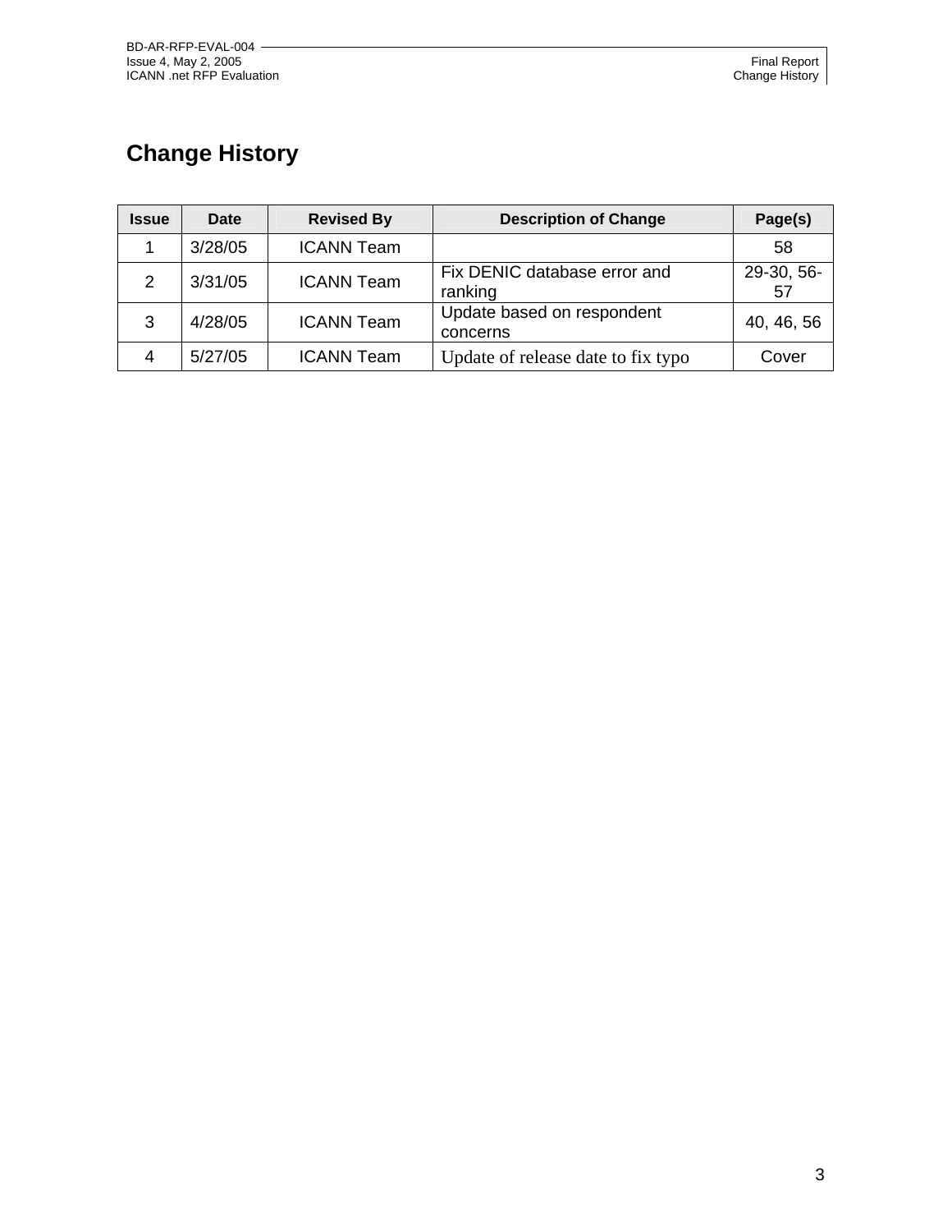# Change History

| Issue | Date | Revised By | Description of Change | Page(s) |
|---|---|---|---|---|
| 1 | 3/28/05 | ICANN Team | | 58 |
| 2 | 3/31/05 | ICANN Team | Fix DENIC database error and ranking | 29-30, 56-57 |
| 3 | 4/28/05 | ICANN Team | Update based on respondent concerns | 40, 46, 56 |
| 4 | 5/27/05 | ICANN Team | Update of release date to fix typo | Cover |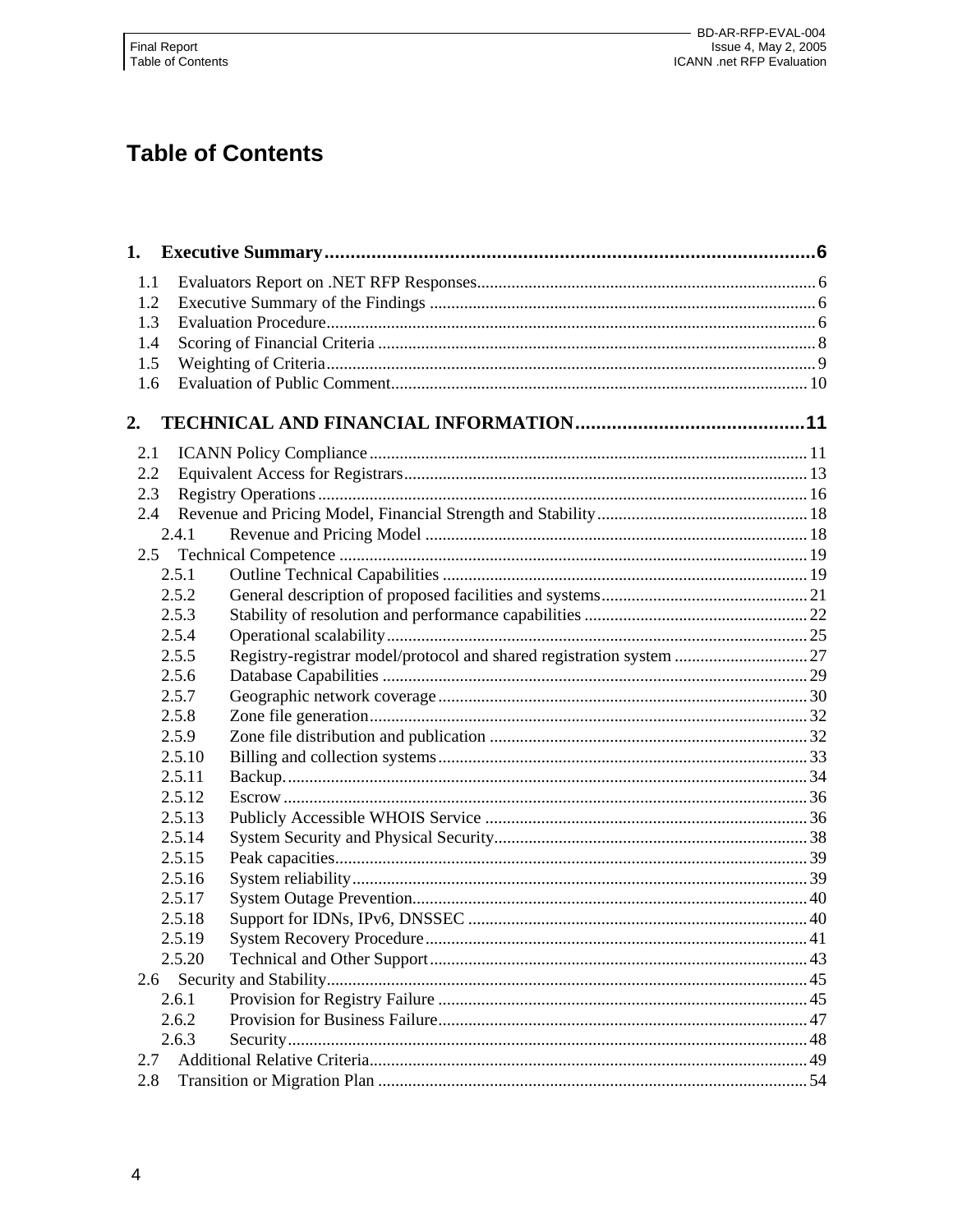# Table of Contents

**1. Executive Summary** ..... 6

- 1.1 Evaluators Report on .NET RFP Responses ..... 6
- 1.2 Executive Summary of the Findings ..... 6
- 1.3 Evaluation Procedure ..... 6
- 1.4 Scoring of Financial Criteria ..... 8
- 1.5 Weighting of Criteria ..... 9
- 1.6 Evaluation of Public Comment ..... 10

**2. TECHNICAL AND FINANCIAL INFORMATION** ..... 11

- 2.1 ICANN Policy Compliance ..... 11
- 2.2 Equivalent Access for Registrars ..... 13
- 2.3 Registry Operations ..... 16
- 2.4 Revenue and Pricing Model, Financial Strength and Stability ..... 18
  - 2.4.1 Revenue and Pricing Model ..... 18
- 2.5 Technical Competence ..... 19
  - 2.5.1 Outline Technical Capabilities ..... 19
  - 2.5.2 General description of proposed facilities and systems ..... 21
  - 2.5.3 Stability of resolution and performance capabilities ..... 22
  - 2.5.4 Operational scalability ..... 25
  - 2.5.5 Registry-registrar model/protocol and shared registration system ..... 27
  - 2.5.6 Database Capabilities ..... 29
  - 2.5.7 Geographic network coverage ..... 30
  - 2.5.8 Zone file generation ..... 32
  - 2.5.9 Zone file distribution and publication ..... 32
  - 2.5.10 Billing and collection systems ..... 33
  - 2.5.11 Backup. ..... 34
  - 2.5.12 Escrow ..... 36
  - 2.5.13 Publicly Accessible WHOIS Service ..... 36
  - 2.5.14 System Security and Physical Security ..... 38
  - 2.5.15 Peak capacities ..... 39
  - 2.5.16 System reliability ..... 39
  - 2.5.17 System Outage Prevention ..... 40
  - 2.5.18 Support for IDNs, IPv6, DNSSEC ..... 40
  - 2.5.19 System Recovery Procedure ..... 41
  - 2.5.20 Technical and Other Support ..... 43
- 2.6 Security and Stability ..... 45
  - 2.6.1 Provision for Registry Failure ..... 45
  - 2.6.2 Provision for Business Failure ..... 47
  - 2.6.3 Security ..... 48
- 2.7 Additional Relative Criteria ..... 49
- 2.8 Transition or Migration Plan ..... 54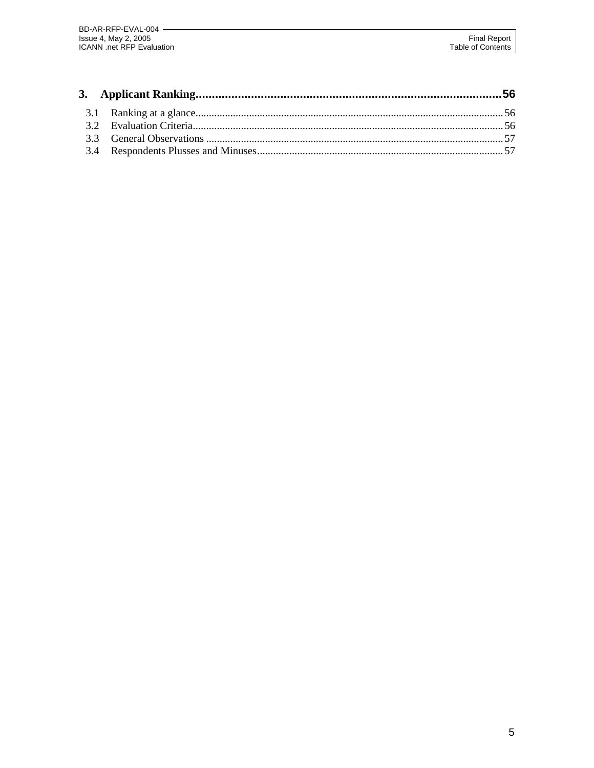**3. Applicant Ranking....................................................................................56**

3.1 Ranking at a glance....................................................................................56

3.2 Evaluation Criteria.....................................................................................56

3.3 General Observations .................................................................................57

3.4 Respondents Plusses and Minuses..............................................................57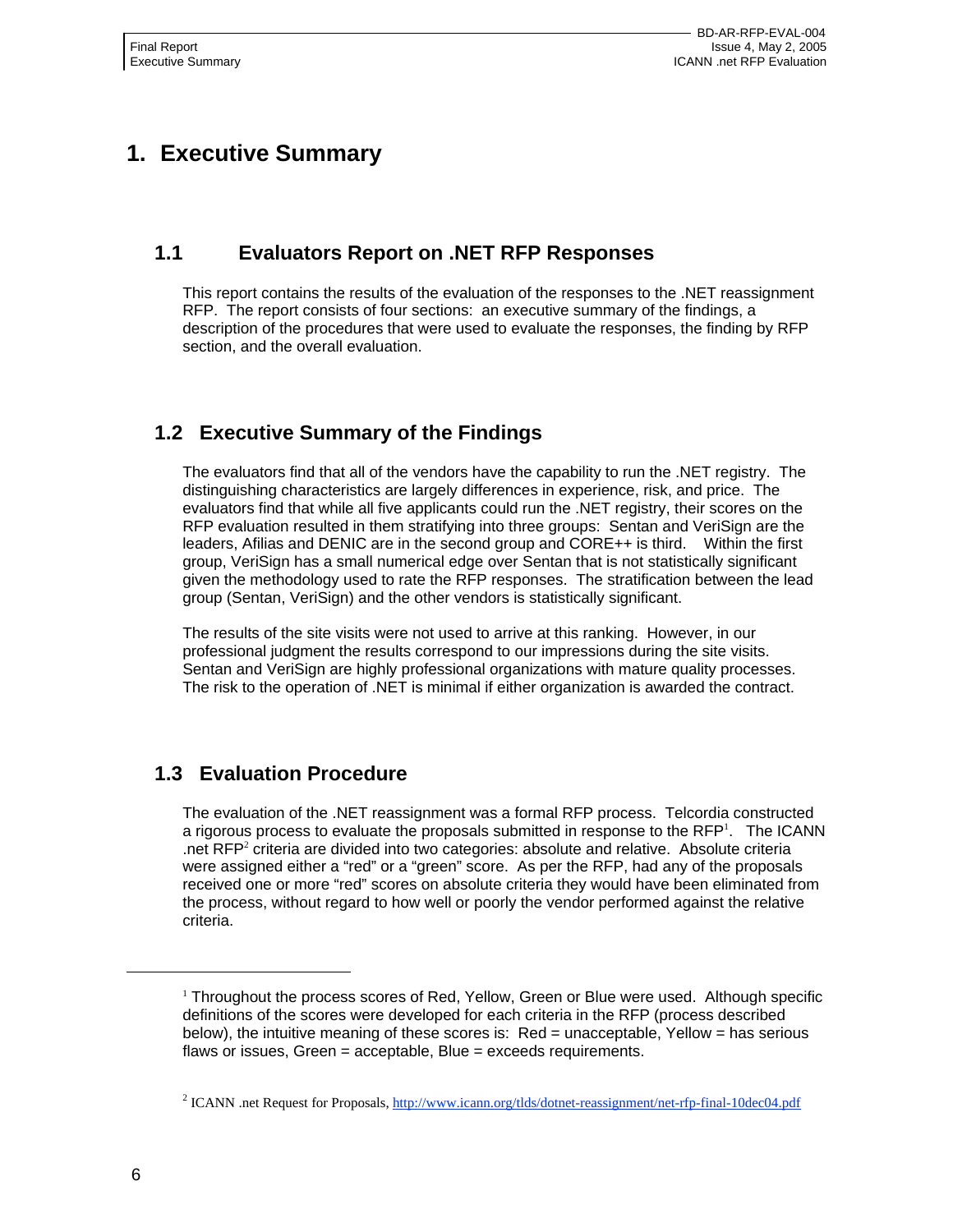# 1. Executive Summary

## 1.1 Evaluators Report on .NET RFP Responses

This report contains the results of the evaluation of the responses to the .NET reassignment RFP. The report consists of four sections: an executive summary of the findings, a description of the procedures that were used to evaluate the responses, the finding by RFP section, and the overall evaluation.

## 1.2 Executive Summary of the Findings

The evaluators find that all of the vendors have the capability to run the .NET registry. The distinguishing characteristics are largely differences in experience, risk, and price. The evaluators find that while all five applicants could run the .NET registry, their scores on the RFP evaluation resulted in them stratifying into three groups: Sentan and VeriSign are the leaders, Afilias and DENIC are in the second group and CORE++ is third. Within the first group, VeriSign has a small numerical edge over Sentan that is not statistically significant given the methodology used to rate the RFP responses. The stratification between the lead group (Sentan, VeriSign) and the other vendors is statistically significant.

The results of the site visits were not used to arrive at this ranking. However, in our professional judgment the results correspond to our impressions during the site visits. Sentan and VeriSign are highly professional organizations with mature quality processes. The risk to the operation of .NET is minimal if either organization is awarded the contract.

## 1.3 Evaluation Procedure

The evaluation of the .NET reassignment was a formal RFP process. Telcordia constructed a rigorous process to evaluate the proposals submitted in response to the RFP[1]. The ICANN .net RFP[2] criteria are divided into two categories: absolute and relative. Absolute criteria were assigned either a "red" or a "green" score. As per the RFP, had any of the proposals received one or more "red" scores on absolute criteria they would have been eliminated from the process, without regard to how well or poorly the vendor performed against the relative criteria.

---

[1] Throughout the process scores of Red, Yellow, Green or Blue were used. Although specific definitions of the scores were developed for each criteria in the RFP (process described below), the intuitive meaning of these scores is: Red = unacceptable, Yellow = has serious flaws or issues, Green = acceptable, Blue = exceeds requirements.

[2] ICANN .net Request for Proposals, http://www.icann.org/tlds/dotnet-reassignment/net-rfp-final-10dec04.pdf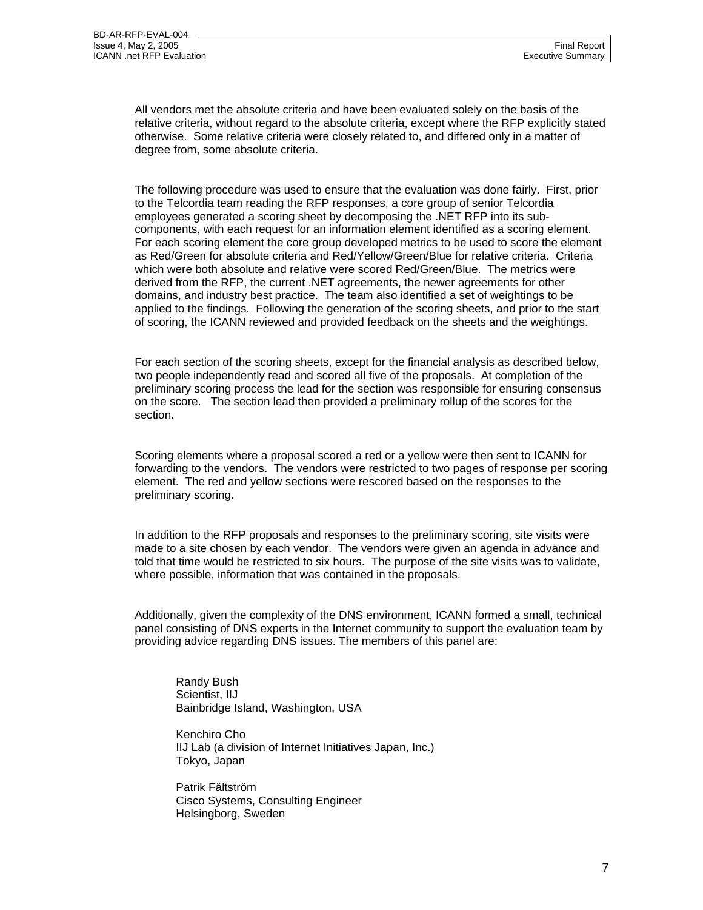All vendors met the absolute criteria and have been evaluated solely on the basis of the relative criteria, without regard to the absolute criteria, except where the RFP explicitly stated otherwise. Some relative criteria were closely related to, and differed only in a matter of degree from, some absolute criteria.

The following procedure was used to ensure that the evaluation was done fairly. First, prior to the Telcordia team reading the RFP responses, a core group of senior Telcordia employees generated a scoring sheet by decomposing the .NET RFP into its sub-components, with each request for an information element identified as a scoring element. For each scoring element the core group developed metrics to be used to score the element as Red/Green for absolute criteria and Red/Yellow/Green/Blue for relative criteria. Criteria which were both absolute and relative were scored Red/Green/Blue. The metrics were derived from the RFP, the current .NET agreements, the newer agreements for other domains, and industry best practice. The team also identified a set of weightings to be applied to the findings. Following the generation of the scoring sheets, and prior to the start of scoring, the ICANN reviewed and provided feedback on the sheets and the weightings.

For each section of the scoring sheets, except for the financial analysis as described below, two people independently read and scored all five of the proposals. At completion of the preliminary scoring process the lead for the section was responsible for ensuring consensus on the score. The section lead then provided a preliminary rollup of the scores for the section.

Scoring elements where a proposal scored a red or a yellow were then sent to ICANN for forwarding to the vendors. The vendors were restricted to two pages of response per scoring element. The red and yellow sections were rescored based on the responses to the preliminary scoring.

In addition to the RFP proposals and responses to the preliminary scoring, site visits were made to a site chosen by each vendor. The vendors were given an agenda in advance and told that time would be restricted to six hours. The purpose of the site visits was to validate, where possible, information that was contained in the proposals.

Additionally, given the complexity of the DNS environment, ICANN formed a small, technical panel consisting of DNS experts in the Internet community to support the evaluation team by providing advice regarding DNS issues. The members of this panel are:

Randy Bush
Scientist, IIJ
Bainbridge Island, Washington, USA

Kenchiro Cho
IIJ Lab (a division of Internet Initiatives Japan, Inc.)
Tokyo, Japan

Patrik Fältström
Cisco Systems, Consulting Engineer
Helsingborg, Sweden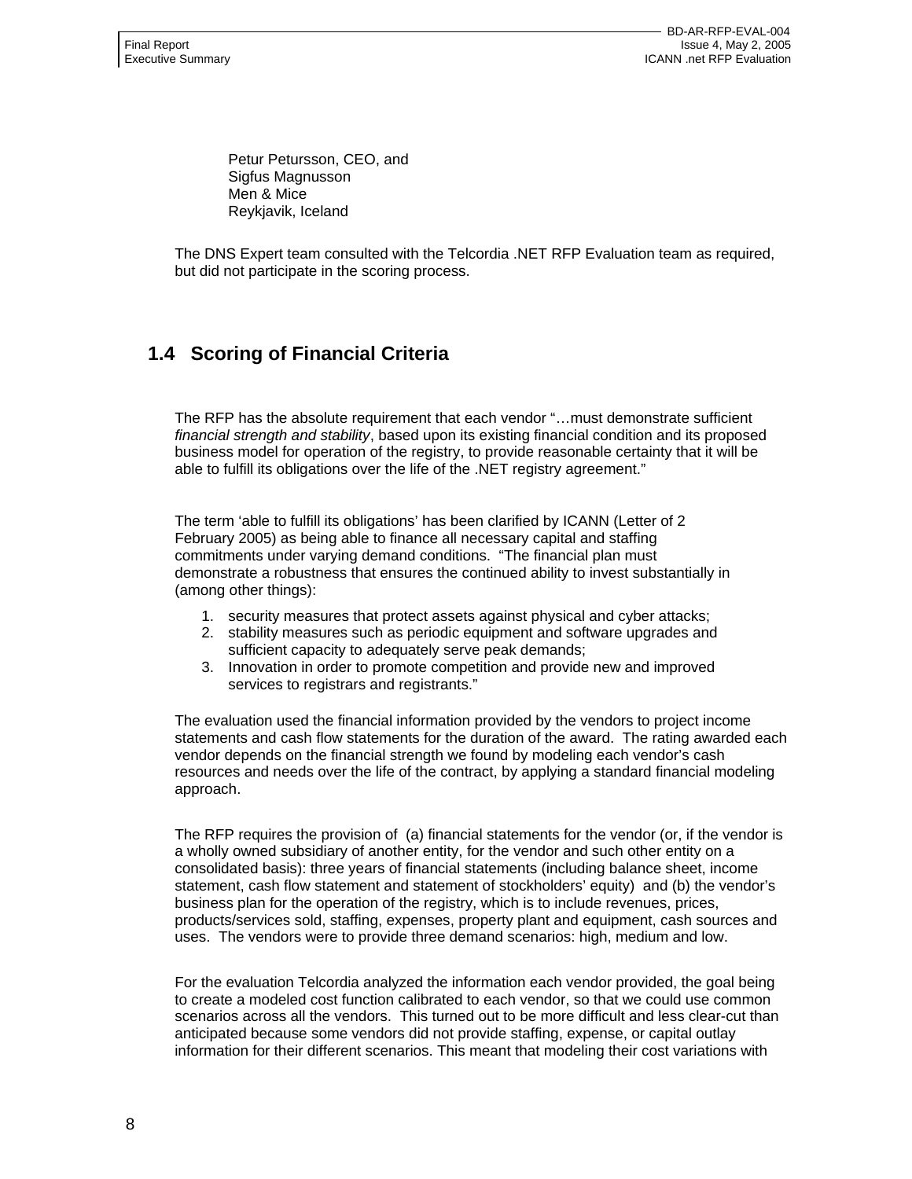Petur Petursson, CEO, and
Sigfus Magnusson
Men & Mice
Reykjavik, Iceland

The DNS Expert team consulted with the Telcordia .NET RFP Evaluation team as required, but did not participate in the scoring process.

## 1.4 Scoring of Financial Criteria

The RFP has the absolute requirement that each vendor "…must demonstrate sufficient *financial strength and stability*, based upon its existing financial condition and its proposed business model for operation of the registry, to provide reasonable certainty that it will be able to fulfill its obligations over the life of the .NET registry agreement."

The term 'able to fulfill its obligations' has been clarified by ICANN (Letter of 2 February 2005) as being able to finance all necessary capital and staffing commitments under varying demand conditions. "The financial plan must demonstrate a robustness that ensures the continued ability to invest substantially in (among other things):

1. security measures that protect assets against physical and cyber attacks;
2. stability measures such as periodic equipment and software upgrades and sufficient capacity to adequately serve peak demands;
3. Innovation in order to promote competition and provide new and improved services to registrars and registrants."

The evaluation used the financial information provided by the vendors to project income statements and cash flow statements for the duration of the award. The rating awarded each vendor depends on the financial strength we found by modeling each vendor's cash resources and needs over the life of the contract, by applying a standard financial modeling approach.

The RFP requires the provision of (a) financial statements for the vendor (or, if the vendor is a wholly owned subsidiary of another entity, for the vendor and such other entity on a consolidated basis): three years of financial statements (including balance sheet, income statement, cash flow statement and statement of stockholders' equity) and (b) the vendor's business plan for the operation of the registry, which is to include revenues, prices, products/services sold, staffing, expenses, property plant and equipment, cash sources and uses. The vendors were to provide three demand scenarios: high, medium and low.

For the evaluation Telcordia analyzed the information each vendor provided, the goal being to create a modeled cost function calibrated to each vendor, so that we could use common scenarios across all the vendors. This turned out to be more difficult and less clear-cut than anticipated because some vendors did not provide staffing, expense, or capital outlay information for their different scenarios. This meant that modeling their cost variations with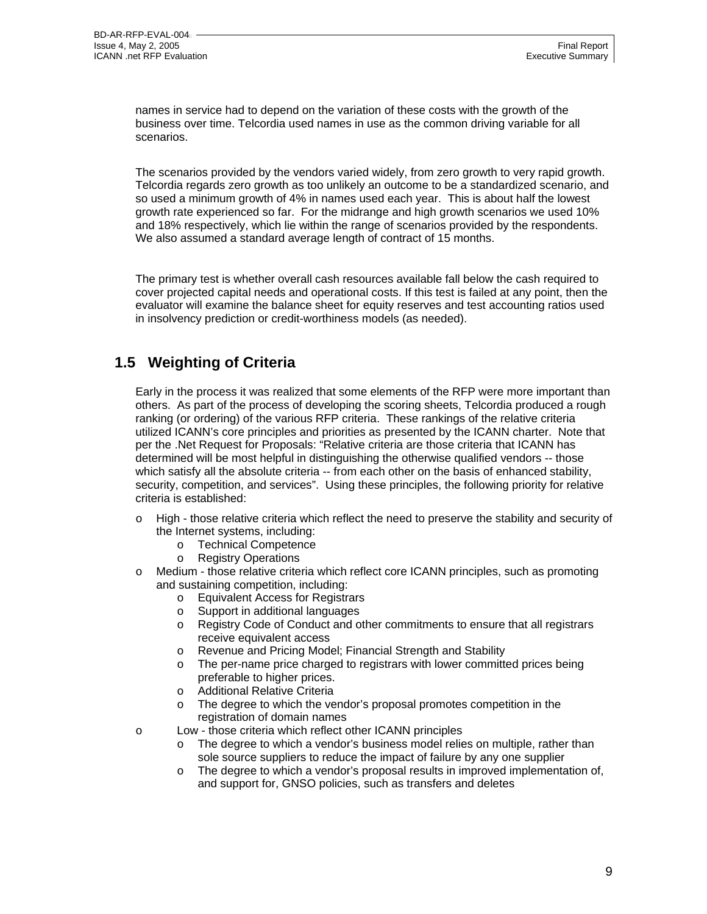names in service had to depend on the variation of these costs with the growth of the business over time. Telcordia used names in use as the common driving variable for all scenarios.

The scenarios provided by the vendors varied widely, from zero growth to very rapid growth. Telcordia regards zero growth as too unlikely an outcome to be a standardized scenario, and so used a minimum growth of 4% in names used each year. This is about half the lowest growth rate experienced so far. For the midrange and high growth scenarios we used 10% and 18% respectively, which lie within the range of scenarios provided by the respondents. We also assumed a standard average length of contract of 15 months.

The primary test is whether overall cash resources available fall below the cash required to cover projected capital needs and operational costs. If this test is failed at any point, then the evaluator will examine the balance sheet for equity reserves and test accounting ratios used in insolvency prediction or credit-worthiness models (as needed).

## 1.5 Weighting of Criteria

Early in the process it was realized that some elements of the RFP were more important than others. As part of the process of developing the scoring sheets, Telcordia produced a rough ranking (or ordering) of the various RFP criteria. These rankings of the relative criteria utilized ICANN's core principles and priorities as presented by the ICANN charter. Note that per the .Net Request for Proposals: "Relative criteria are those criteria that ICANN has determined will be most helpful in distinguishing the otherwise qualified vendors -- those which satisfy all the absolute criteria -- from each other on the basis of enhanced stability, security, competition, and services". Using these principles, the following priority for relative criteria is established:

- High - those relative criteria which reflect the need to preserve the stability and security of the Internet systems, including:
  - Technical Competence
  - Registry Operations
- Medium - those relative criteria which reflect core ICANN principles, such as promoting and sustaining competition, including:
  - Equivalent Access for Registrars
  - Support in additional languages
  - Registry Code of Conduct and other commitments to ensure that all registrars receive equivalent access
  - Revenue and Pricing Model; Financial Strength and Stability
  - The per-name price charged to registrars with lower committed prices being preferable to higher prices.
  - Additional Relative Criteria
  - The degree to which the vendor's proposal promotes competition in the registration of domain names
- Low - those criteria which reflect other ICANN principles
  - The degree to which a vendor's business model relies on multiple, rather than sole source suppliers to reduce the impact of failure by any one supplier
  - The degree to which a vendor's proposal results in improved implementation of, and support for, GNSO policies, such as transfers and deletes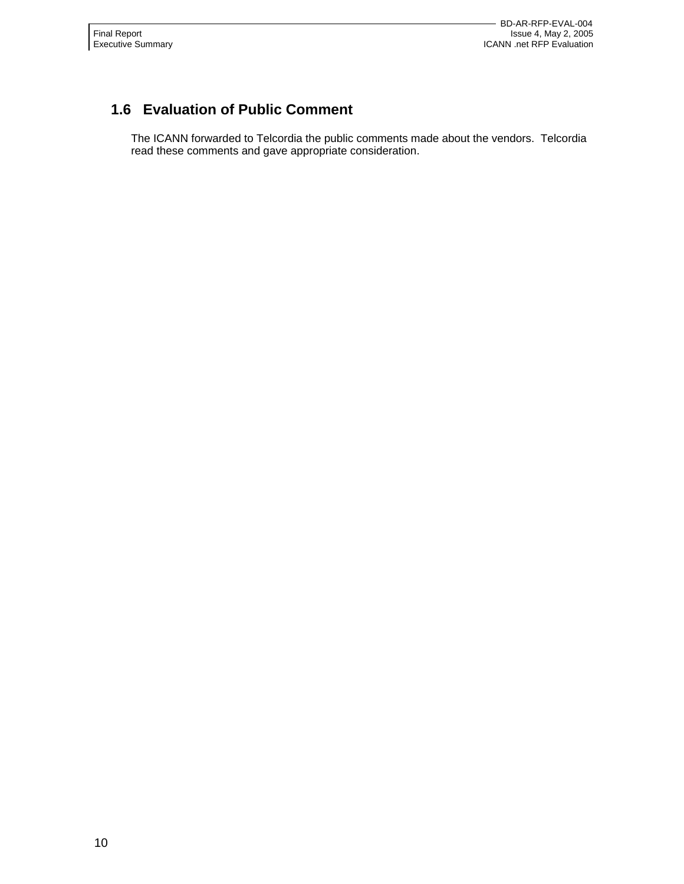## 1.6 Evaluation of Public Comment

The ICANN forwarded to Telcordia the public comments made about the vendors. Telcordia read these comments and gave appropriate consideration.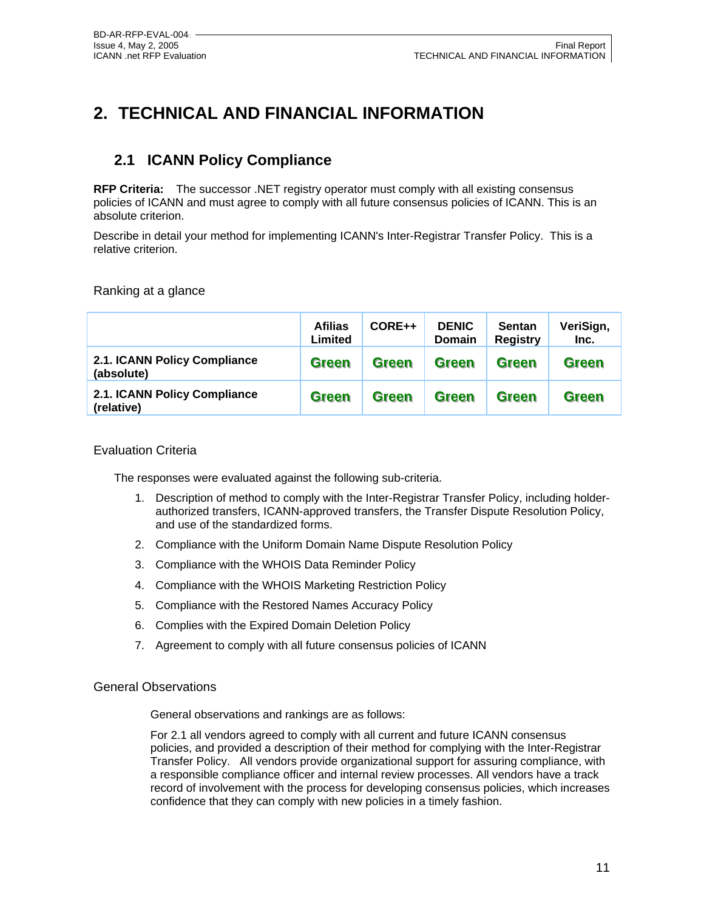# 2. TECHNICAL AND FINANCIAL INFORMATION

## 2.1 ICANN Policy Compliance

**RFP Criteria:** The successor .NET registry operator must comply with all existing consensus policies of ICANN and must agree to comply with all future consensus policies of ICANN. This is an absolute criterion.

Describe in detail your method for implementing ICANN's Inter-Registrar Transfer Policy. This is a relative criterion.

Ranking at a glance

| | Afilias Limited | CORE++ | DENIC Domain | Sentan Registry | VeriSign, Inc. |
|---|---|---|---|---|---|
| **2.1. ICANN Policy Compliance (absolute)** | Green | Green | Green | Green | Green |
| **2.1. ICANN Policy Compliance (relative)** | Green | Green | Green | Green | Green |

Evaluation Criteria

The responses were evaluated against the following sub-criteria.

1. Description of method to comply with the Inter-Registrar Transfer Policy, including holder-authorized transfers, ICANN-approved transfers, the Transfer Dispute Resolution Policy, and use of the standardized forms.
2. Compliance with the Uniform Domain Name Dispute Resolution Policy
3. Compliance with the WHOIS Data Reminder Policy
4. Compliance with the WHOIS Marketing Restriction Policy
5. Compliance with the Restored Names Accuracy Policy
6. Complies with the Expired Domain Deletion Policy
7. Agreement to comply with all future consensus policies of ICANN

General Observations

General observations and rankings are as follows:

For 2.1 all vendors agreed to comply with all current and future ICANN consensus policies, and provided a description of their method for complying with the Inter-Registrar Transfer Policy. All vendors provide organizational support for assuring compliance, with a responsible compliance officer and internal review processes. All vendors have a track record of involvement with the process for developing consensus policies, which increases confidence that they can comply with new policies in a timely fashion.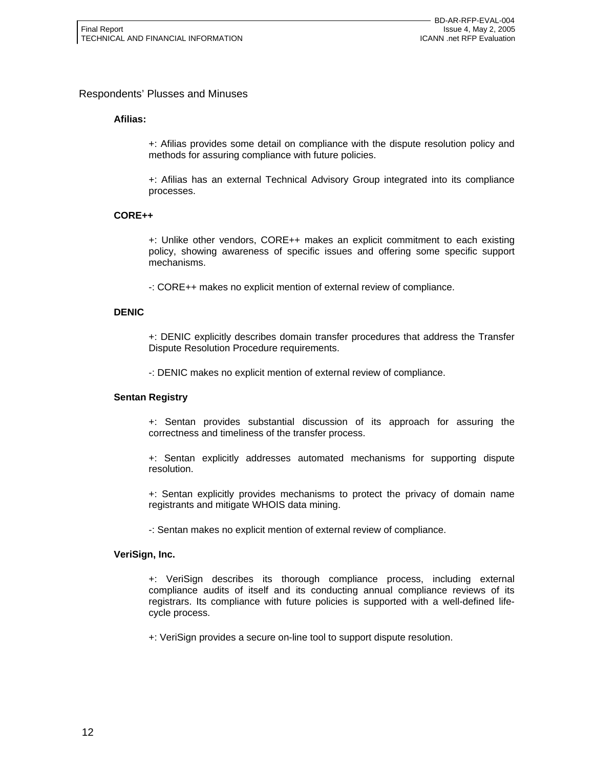## Respondents' Plusses and Minuses

**Afilias:**

+: Afilias provides some detail on compliance with the dispute resolution policy and methods for assuring compliance with future policies.

+: Afilias has an external Technical Advisory Group integrated into its compliance processes.

**CORE++**

+: Unlike other vendors, CORE++ makes an explicit commitment to each existing policy, showing awareness of specific issues and offering some specific support mechanisms.

-: CORE++ makes no explicit mention of external review of compliance.

**DENIC**

+: DENIC explicitly describes domain transfer procedures that address the Transfer Dispute Resolution Procedure requirements.

-: DENIC makes no explicit mention of external review of compliance.

**Sentan Registry**

+: Sentan provides substantial discussion of its approach for assuring the correctness and timeliness of the transfer process.

+: Sentan explicitly addresses automated mechanisms for supporting dispute resolution.

+: Sentan explicitly provides mechanisms to protect the privacy of domain name registrants and mitigate WHOIS data mining.

-: Sentan makes no explicit mention of external review of compliance.

**VeriSign, Inc.**

+: VeriSign describes its thorough compliance process, including external compliance audits of itself and its conducting annual compliance reviews of its registrars. Its compliance with future policies is supported with a well-defined life-cycle process.

+: VeriSign provides a secure on-line tool to support dispute resolution.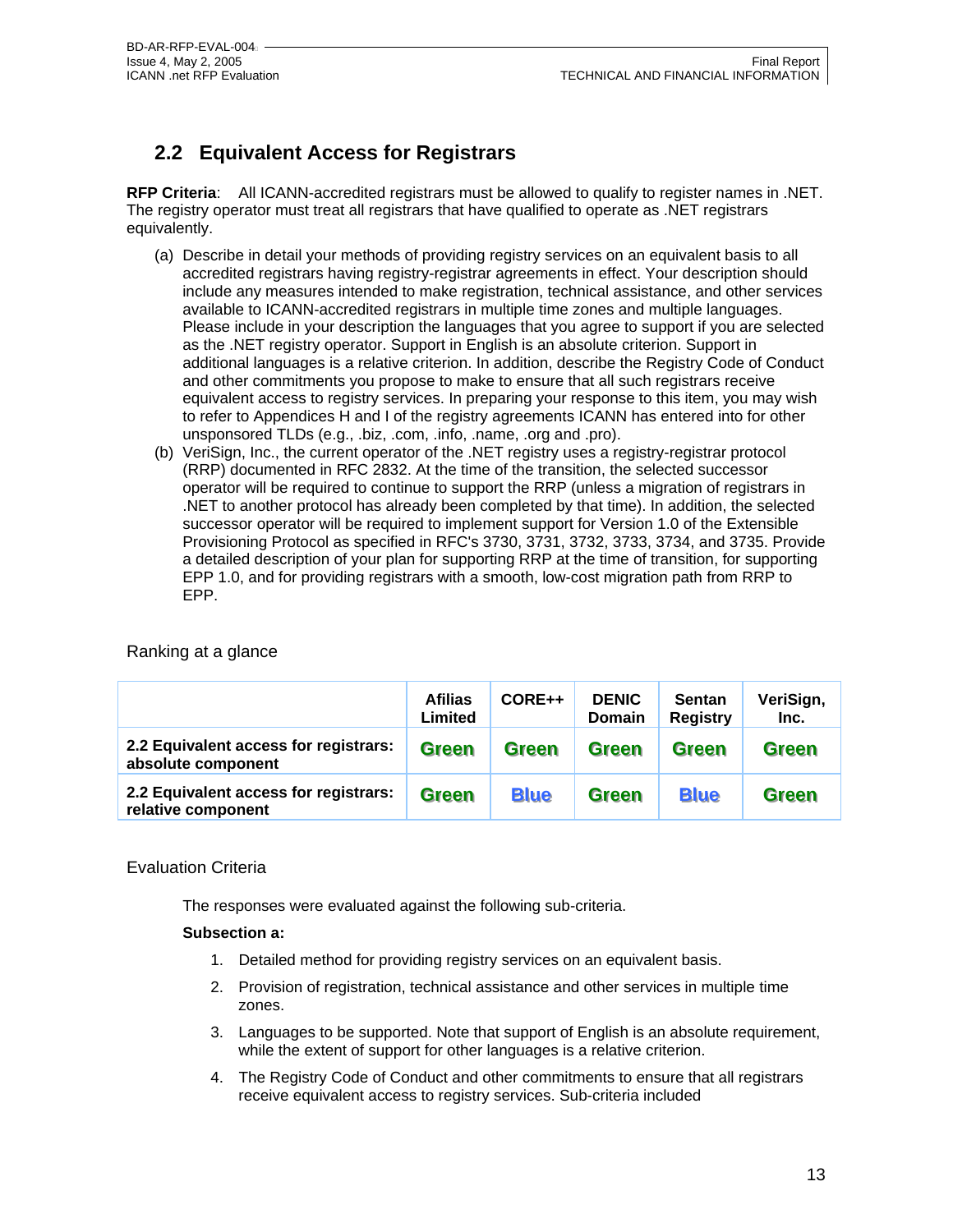## 2.2 Equivalent Access for Registrars

**RFP Criteria**: All ICANN-accredited registrars must be allowed to qualify to register names in .NET. The registry operator must treat all registrars that have qualified to operate as .NET registrars equivalently.

(a) Describe in detail your methods of providing registry services on an equivalent basis to all accredited registrars having registry-registrar agreements in effect. Your description should include any measures intended to make registration, technical assistance, and other services available to ICANN-accredited registrars in multiple time zones and multiple languages. Please include in your description the languages that you agree to support if you are selected as the .NET registry operator. Support in English is an absolute criterion. Support in additional languages is a relative criterion. In addition, describe the Registry Code of Conduct and other commitments you propose to make to ensure that all such registrars receive equivalent access to registry services. In preparing your response to this item, you may wish to refer to Appendices H and I of the registry agreements ICANN has entered into for other unsponsored TLDs (e.g., .biz, .com, .info, .name, .org and .pro).

(b) VeriSign, Inc., the current operator of the .NET registry uses a registry-registrar protocol (RRP) documented in RFC 2832. At the time of the transition, the selected successor operator will be required to continue to support the RRP (unless a migration of registrars in .NET to another protocol has already been completed by that time). In addition, the selected successor operator will be required to implement support for Version 1.0 of the Extensible Provisioning Protocol as specified in RFC's 3730, 3731, 3732, 3733, 3734, and 3735. Provide a detailed description of your plan for supporting RRP at the time of transition, for supporting EPP 1.0, and for providing registrars with a smooth, low-cost migration path from RRP to EPP.

Ranking at a glance

| | Afilias Limited | CORE++ | DENIC Domain | Sentan Registry | VeriSign, Inc. |
|---|---|---|---|---|---|
| **2.2 Equivalent access for registrars: absolute component** | Green | Green | Green | Green | Green |
| **2.2 Equivalent access for registrars: relative component** | Green | Blue | Green | Blue | Green |

Evaluation Criteria

The responses were evaluated against the following sub-criteria.

**Subsection a:**

1. Detailed method for providing registry services on an equivalent basis.
2. Provision of registration, technical assistance and other services in multiple time zones.
3. Languages to be supported. Note that support of English is an absolute requirement, while the extent of support for other languages is a relative criterion.
4. The Registry Code of Conduct and other commitments to ensure that all registrars receive equivalent access to registry services. Sub-criteria included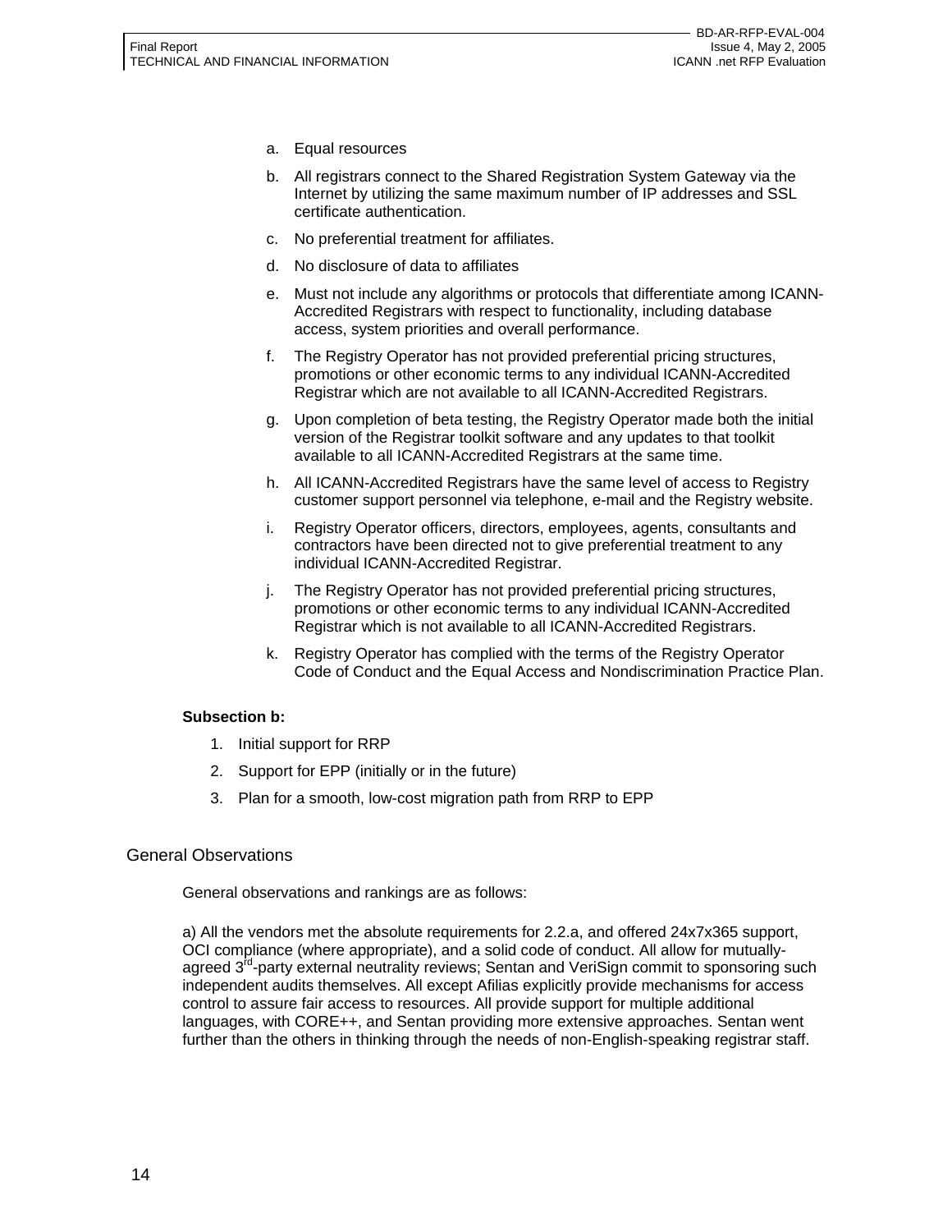a. Equal resources

b. All registrars connect to the Shared Registration System Gateway via the Internet by utilizing the same maximum number of IP addresses and SSL certificate authentication.

c. No preferential treatment for affiliates.

d. No disclosure of data to affiliates

e. Must not include any algorithms or protocols that differentiate among ICANN-Accredited Registrars with respect to functionality, including database access, system priorities and overall performance.

f. The Registry Operator has not provided preferential pricing structures, promotions or other economic terms to any individual ICANN-Accredited Registrar which are not available to all ICANN-Accredited Registrars.

g. Upon completion of beta testing, the Registry Operator made both the initial version of the Registrar toolkit software and any updates to that toolkit available to all ICANN-Accredited Registrars at the same time.

h. All ICANN-Accredited Registrars have the same level of access to Registry customer support personnel via telephone, e-mail and the Registry website.

i. Registry Operator officers, directors, employees, agents, consultants and contractors have been directed not to give preferential treatment to any individual ICANN-Accredited Registrar.

j. The Registry Operator has not provided preferential pricing structures, promotions or other economic terms to any individual ICANN-Accredited Registrar which is not available to all ICANN-Accredited Registrars.

k. Registry Operator has complied with the terms of the Registry Operator Code of Conduct and the Equal Access and Nondiscrimination Practice Plan.

**Subsection b:**

1. Initial support for RRP
2. Support for EPP (initially or in the future)
3. Plan for a smooth, low-cost migration path from RRP to EPP

## General Observations

General observations and rankings are as follows:

a) All the vendors met the absolute requirements for 2.2.a, and offered 24x7x365 support, OCI compliance (where appropriate), and a solid code of conduct. All allow for mutually-agreed 3rd-party external neutrality reviews; Sentan and VeriSign commit to sponsoring such independent audits themselves. All except Afilias explicitly provide mechanisms for access control to assure fair access to resources. All provide support for multiple additional languages, with CORE++, and Sentan providing more extensive approaches. Sentan went further than the others in thinking through the needs of non-English-speaking registrar staff.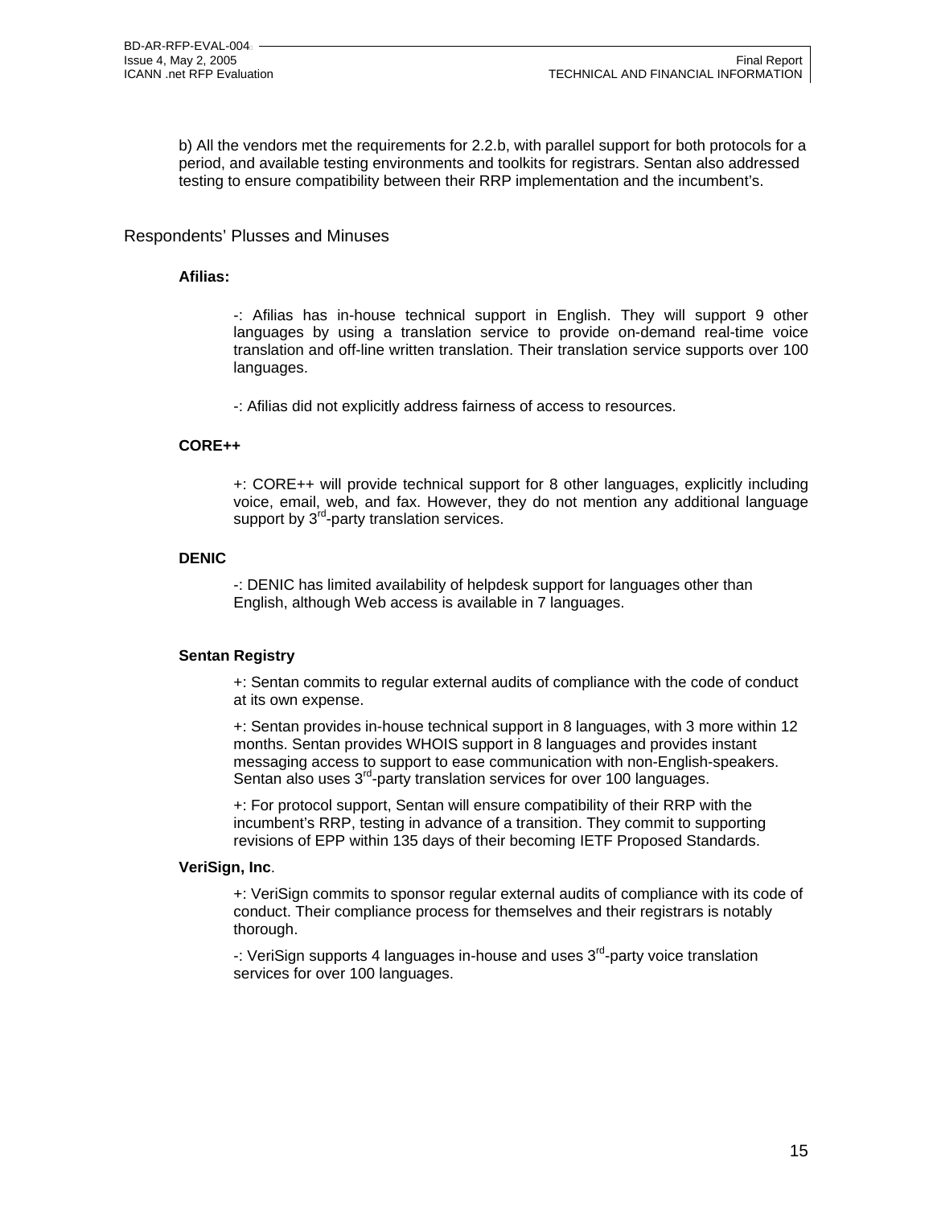b) All the vendors met the requirements for 2.2.b, with parallel support for both protocols for a period, and available testing environments and toolkits for registrars. Sentan also addressed testing to ensure compatibility between their RRP implementation and the incumbent's.

## Respondents' Plusses and Minuses

**Afilias:**

-: Afilias has in-house technical support in English. They will support 9 other languages by using a translation service to provide on-demand real-time voice translation and off-line written translation. Their translation service supports over 100 languages.

-: Afilias did not explicitly address fairness of access to resources.

**CORE++**

+: CORE++ will provide technical support for 8 other languages, explicitly including voice, email, web, and fax. However, they do not mention any additional language support by 3rd-party translation services.

**DENIC**

-: DENIC has limited availability of helpdesk support for languages other than English, although Web access is available in 7 languages.

**Sentan Registry**

+: Sentan commits to regular external audits of compliance with the code of conduct at its own expense.

+: Sentan provides in-house technical support in 8 languages, with 3 more within 12 months. Sentan provides WHOIS support in 8 languages and provides instant messaging access to support to ease communication with non-English-speakers. Sentan also uses 3rd-party translation services for over 100 languages.

+: For protocol support, Sentan will ensure compatibility of their RRP with the incumbent's RRP, testing in advance of a transition. They commit to supporting revisions of EPP within 135 days of their becoming IETF Proposed Standards.

**VeriSign, Inc**.

+: VeriSign commits to sponsor regular external audits of compliance with its code of conduct. Their compliance process for themselves and their registrars is notably thorough.

-: VeriSign supports 4 languages in-house and uses 3rd-party voice translation services for over 100 languages.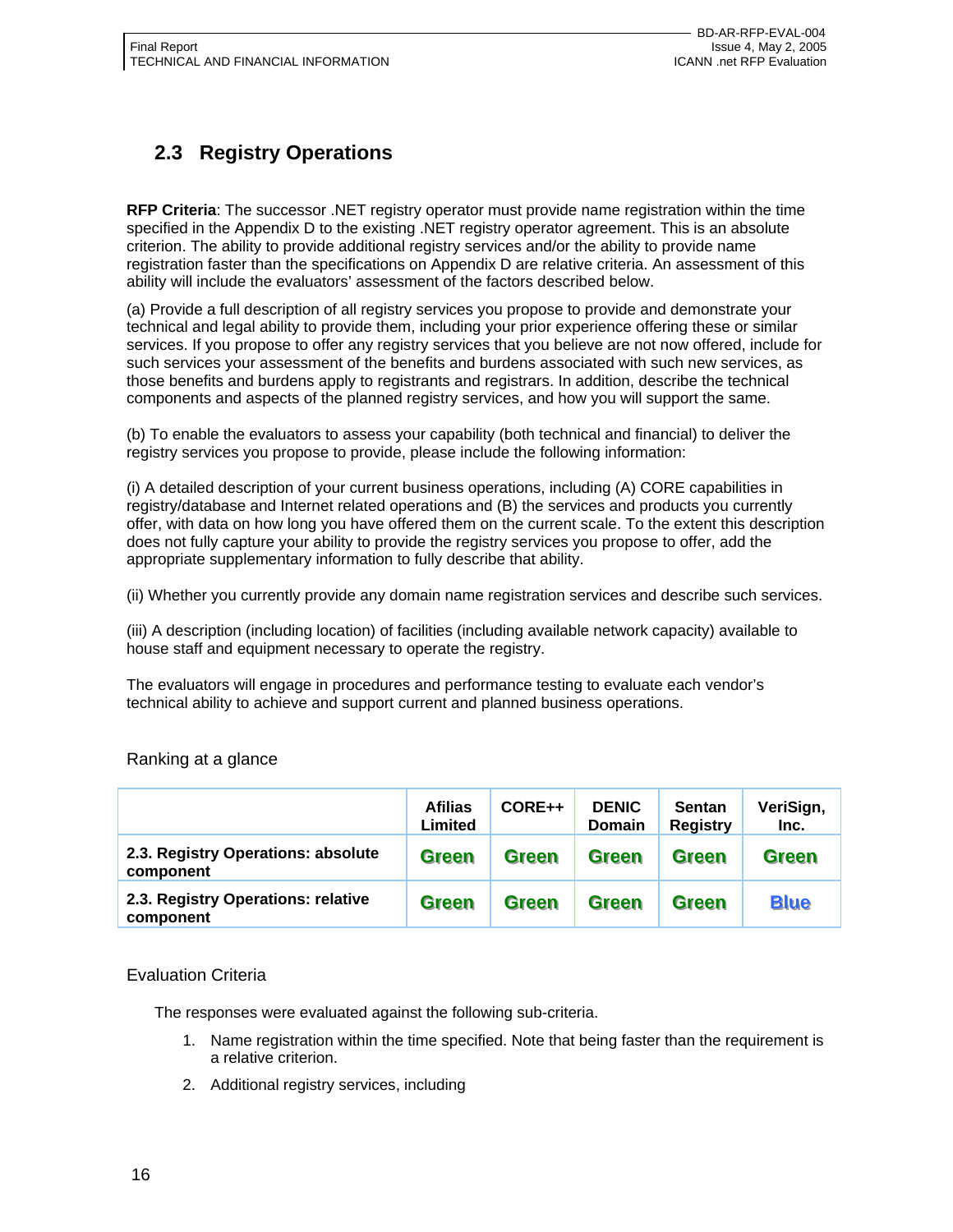## 2.3 Registry Operations

**RFP Criteria**: The successor .NET registry operator must provide name registration within the time specified in the Appendix D to the existing .NET registry operator agreement. This is an absolute criterion. The ability to provide additional registry services and/or the ability to provide name registration faster than the specifications on Appendix D are relative criteria. An assessment of this ability will include the evaluators' assessment of the factors described below.

(a) Provide a full description of all registry services you propose to provide and demonstrate your technical and legal ability to provide them, including your prior experience offering these or similar services. If you propose to offer any registry services that you believe are not now offered, include for such services your assessment of the benefits and burdens associated with such new services, as those benefits and burdens apply to registrants and registrars. In addition, describe the technical components and aspects of the planned registry services, and how you will support the same.

(b) To enable the evaluators to assess your capability (both technical and financial) to deliver the registry services you propose to provide, please include the following information:

(i) A detailed description of your current business operations, including (A) CORE capabilities in registry/database and Internet related operations and (B) the services and products you currently offer, with data on how long you have offered them on the current scale. To the extent this description does not fully capture your ability to provide the registry services you propose to offer, add the appropriate supplementary information to fully describe that ability.

(ii) Whether you currently provide any domain name registration services and describe such services.

(iii) A description (including location) of facilities (including available network capacity) available to house staff and equipment necessary to operate the registry.

The evaluators will engage in procedures and performance testing to evaluate each vendor's technical ability to achieve and support current and planned business operations.

Ranking at a glance

| | Afilias Limited | CORE++ | DENIC Domain | Sentan Registry | VeriSign, Inc. |
|---|---|---|---|---|---|
| **2.3. Registry Operations: absolute component** | Green | Green | Green | Green | Green |
| **2.3. Registry Operations: relative component** | Green | Green | Green | Green | Blue |

Evaluation Criteria

The responses were evaluated against the following sub-criteria.

1. Name registration within the time specified. Note that being faster than the requirement is a relative criterion.
2. Additional registry services, including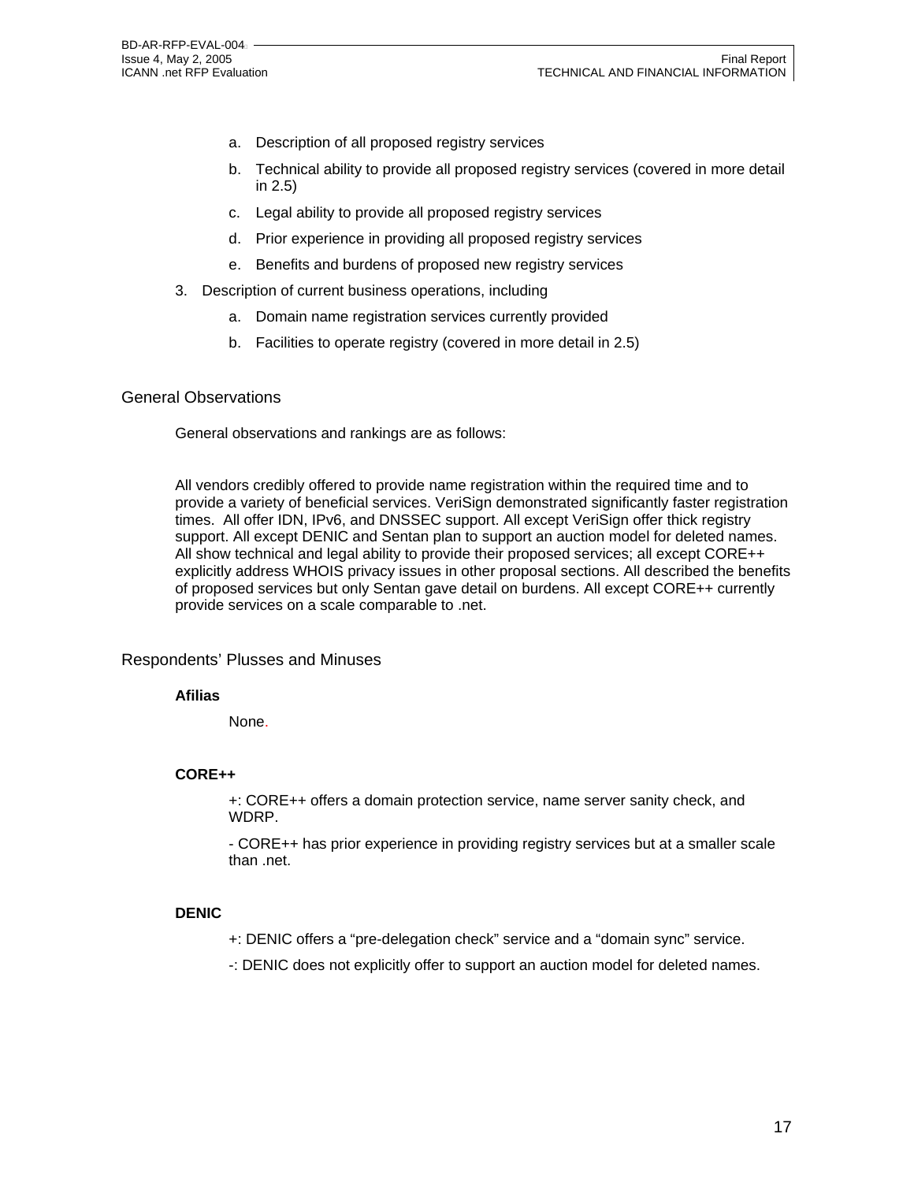a. Description of all proposed registry services

   b. Technical ability to provide all proposed registry services (covered in more detail in 2.5)

   c. Legal ability to provide all proposed registry services

   d. Prior experience in providing all proposed registry services

   e. Benefits and burdens of proposed new registry services

3. Description of current business operations, including

   a. Domain name registration services currently provided

   b. Facilities to operate registry (covered in more detail in 2.5)

## General Observations

General observations and rankings are as follows:

All vendors credibly offered to provide name registration within the required time and to provide a variety of beneficial services. VeriSign demonstrated significantly faster registration times. All offer IDN, IPv6, and DNSSEC support. All except VeriSign offer thick registry support. All except DENIC and Sentan plan to support an auction model for deleted names. All show technical and legal ability to provide their proposed services; all except CORE++ explicitly address WHOIS privacy issues in other proposal sections. All described the benefits of proposed services but only Sentan gave detail on burdens. All except CORE++ currently provide services on a scale comparable to .net.

## Respondents' Plusses and Minuses

**Afilias**

None.

**CORE++**

+: CORE++ offers a domain protection service, name server sanity check, and WDRP.

- CORE++ has prior experience in providing registry services but at a smaller scale than .net.

**DENIC**

+: DENIC offers a "pre-delegation check" service and a "domain sync" service.

-: DENIC does not explicitly offer to support an auction model for deleted names.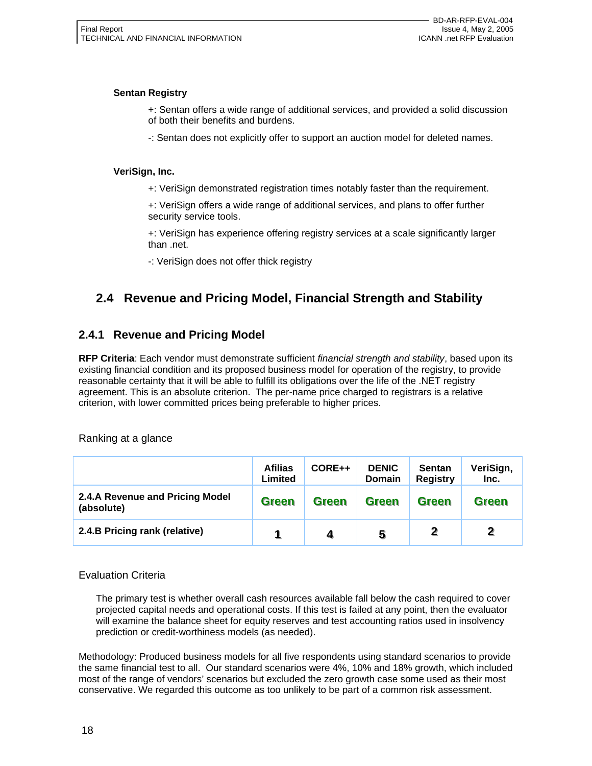**Sentan Registry**

+: Sentan offers a wide range of additional services, and provided a solid discussion of both their benefits and burdens.

-: Sentan does not explicitly offer to support an auction model for deleted names.

**VeriSign, Inc.**

+: VeriSign demonstrated registration times notably faster than the requirement.

+: VeriSign offers a wide range of additional services, and plans to offer further security service tools.

+: VeriSign has experience offering registry services at a scale significantly larger than .net.

-: VeriSign does not offer thick registry

## 2.4 Revenue and Pricing Model, Financial Strength and Stability

### 2.4.1 Revenue and Pricing Model

**RFP Criteria**: Each vendor must demonstrate sufficient *financial strength and stability*, based upon its existing financial condition and its proposed business model for operation of the registry, to provide reasonable certainty that it will be able to fulfill its obligations over the life of the .NET registry agreement. This is an absolute criterion. The per-name price charged to registrars is a relative criterion, with lower committed prices being preferable to higher prices.

Ranking at a glance

| | Afilias Limited | CORE++ | DENIC Domain | Sentan Registry | VeriSign, Inc. |
|---|---|---|---|---|---|
| **2.4.A Revenue and Pricing Model (absolute)** | Green | Green | Green | Green | Green |
| **2.4.B Pricing rank (relative)** | 1 | 4 | 5 | 2 | 2 |

Evaluation Criteria

The primary test is whether overall cash resources available fall below the cash required to cover projected capital needs and operational costs. If this test is failed at any point, then the evaluator will examine the balance sheet for equity reserves and test accounting ratios used in insolvency prediction or credit-worthiness models (as needed).

Methodology: Produced business models for all five respondents using standard scenarios to provide the same financial test to all. Our standard scenarios were 4%, 10% and 18% growth, which included most of the range of vendors' scenarios but excluded the zero growth case some used as their most conservative. We regarded this outcome as too unlikely to be part of a common risk assessment.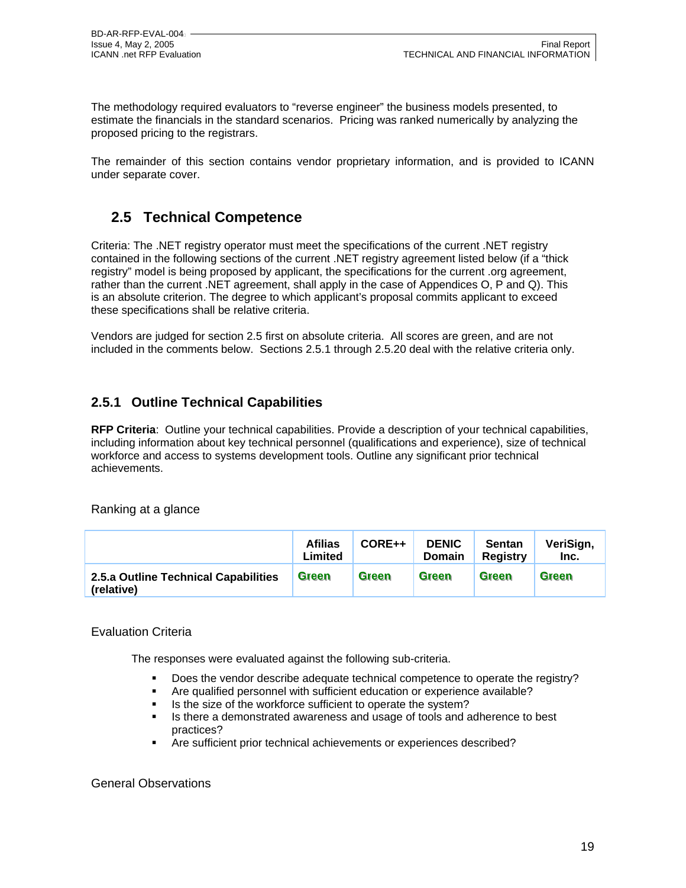The methodology required evaluators to "reverse engineer" the business models presented, to estimate the financials in the standard scenarios. Pricing was ranked numerically by analyzing the proposed pricing to the registrars.

The remainder of this section contains vendor proprietary information, and is provided to ICANN under separate cover.

## 2.5 Technical Competence

Criteria: The .NET registry operator must meet the specifications of the current .NET registry contained in the following sections of the current .NET registry agreement listed below (if a "thick registry" model is being proposed by applicant, the specifications for the current .org agreement, rather than the current .NET agreement, shall apply in the case of Appendices O, P and Q). This is an absolute criterion. The degree to which applicant's proposal commits applicant to exceed these specifications shall be relative criteria.

Vendors are judged for section 2.5 first on absolute criteria. All scores are green, and are not included in the comments below. Sections 2.5.1 through 2.5.20 deal with the relative criteria only.

### 2.5.1 Outline Technical Capabilities

**RFP Criteria**: Outline your technical capabilities. Provide a description of your technical capabilities, including information about key technical personnel (qualifications and experience), size of technical workforce and access to systems development tools. Outline any significant prior technical achievements.

Ranking at a glance

| | Afilias Limited | CORE++ | DENIC Domain | Sentan Registry | VeriSign, Inc. |
|---|---|---|---|---|---|
| **2.5.a Outline Technical Capabilities (relative)** | Green | Green | Green | Green | Green |

Evaluation Criteria

The responses were evaluated against the following sub-criteria.

- Does the vendor describe adequate technical competence to operate the registry?
- Are qualified personnel with sufficient education or experience available?
- Is the size of the workforce sufficient to operate the system?
- Is there a demonstrated awareness and usage of tools and adherence to best practices?
- Are sufficient prior technical achievements or experiences described?

General Observations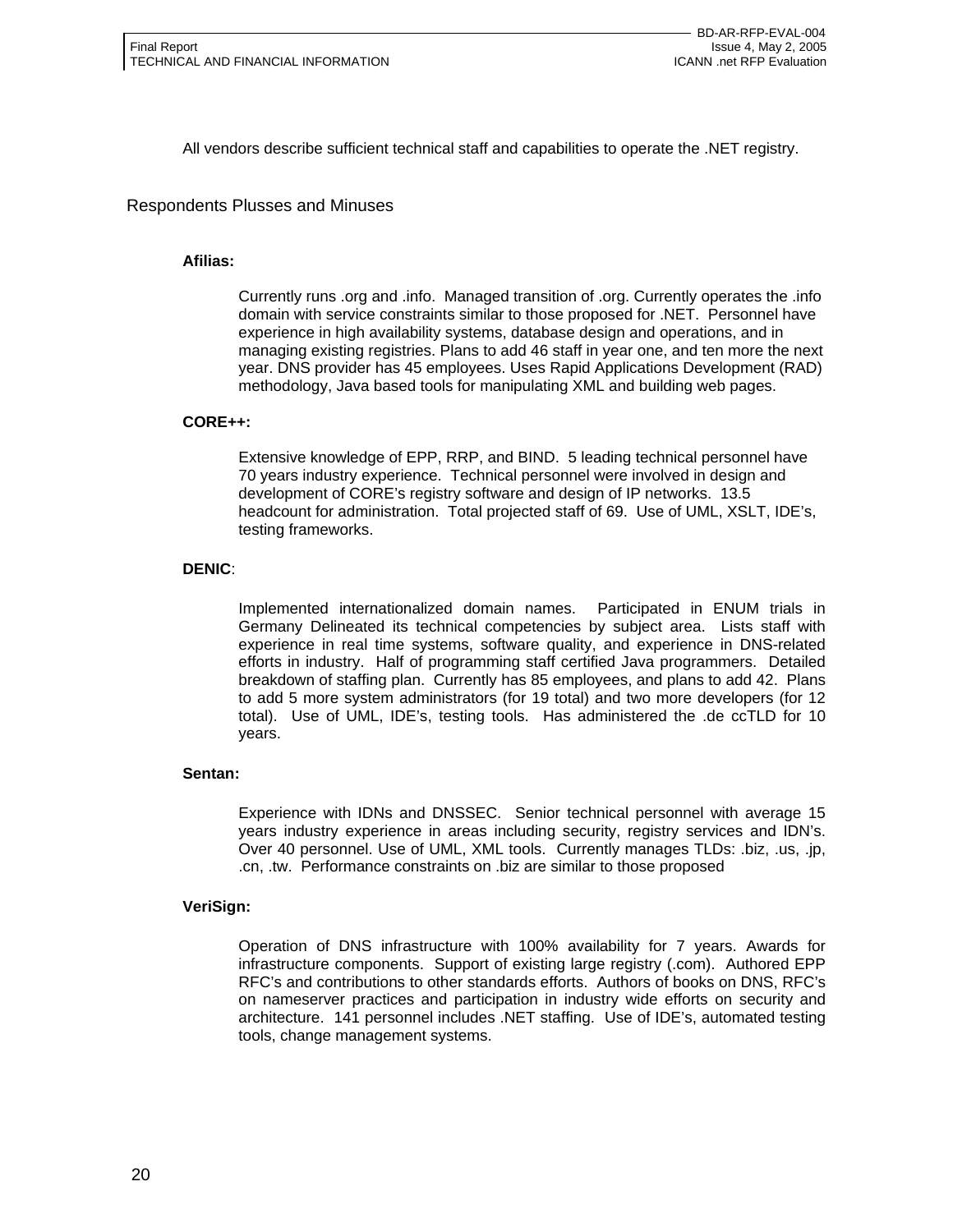All vendors describe sufficient technical staff and capabilities to operate the .NET registry.

## Respondents Plusses and Minuses

**Afilias:**

Currently runs .org and .info. Managed transition of .org. Currently operates the .info domain with service constraints similar to those proposed for .NET. Personnel have experience in high availability systems, database design and operations, and in managing existing registries. Plans to add 46 staff in year one, and ten more the next year. DNS provider has 45 employees. Uses Rapid Applications Development (RAD) methodology, Java based tools for manipulating XML and building web pages.

**CORE++:**

Extensive knowledge of EPP, RRP, and BIND. 5 leading technical personnel have 70 years industry experience. Technical personnel were involved in design and development of CORE's registry software and design of IP networks. 13.5 headcount for administration. Total projected staff of 69. Use of UML, XSLT, IDE's, testing frameworks.

**DENIC**:

Implemented internationalized domain names. Participated in ENUM trials in Germany Delineated its technical competencies by subject area. Lists staff with experience in real time systems, software quality, and experience in DNS-related efforts in industry. Half of programming staff certified Java programmers. Detailed breakdown of staffing plan. Currently has 85 employees, and plans to add 42. Plans to add 5 more system administrators (for 19 total) and two more developers (for 12 total). Use of UML, IDE's, testing tools. Has administered the .de ccTLD for 10 years.

**Sentan:**

Experience with IDNs and DNSSEC. Senior technical personnel with average 15 years industry experience in areas including security, registry services and IDN's. Over 40 personnel. Use of UML, XML tools. Currently manages TLDs: .biz, .us, .jp, .cn, .tw. Performance constraints on .biz are similar to those proposed

**VeriSign:**

Operation of DNS infrastructure with 100% availability for 7 years. Awards for infrastructure components. Support of existing large registry (.com). Authored EPP RFC's and contributions to other standards efforts. Authors of books on DNS, RFC's on nameserver practices and participation in industry wide efforts on security and architecture. 141 personnel includes .NET staffing. Use of IDE's, automated testing tools, change management systems.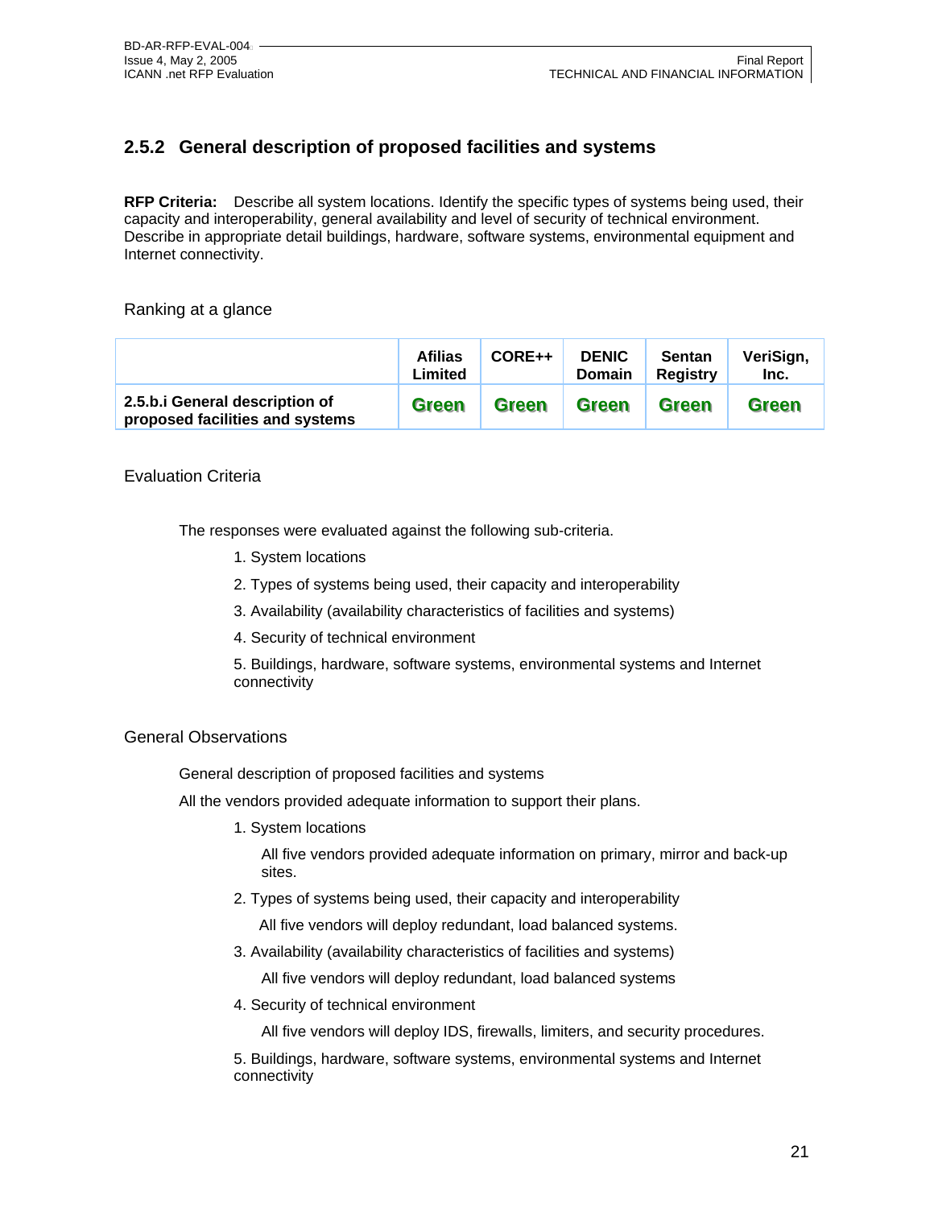## 2.5.2 General description of proposed facilities and systems

**RFP Criteria:** Describe all system locations. Identify the specific types of systems being used, their capacity and interoperability, general availability and level of security of technical environment. Describe in appropriate detail buildings, hardware, software systems, environmental equipment and Internet connectivity.

Ranking at a glance

| | Afilias Limited | CORE++ | DENIC Domain | Sentan Registry | VeriSign, Inc. |
|---|---|---|---|---|---|
| **2.5.b.i General description of proposed facilities and systems** | Green | Green | Green | Green | Green |

Evaluation Criteria

The responses were evaluated against the following sub-criteria.

1. System locations
2. Types of systems being used, their capacity and interoperability
3. Availability (availability characteristics of facilities and systems)
4. Security of technical environment
5. Buildings, hardware, software systems, environmental systems and Internet connectivity

General Observations

General description of proposed facilities and systems

All the vendors provided adequate information to support their plans.

1. System locations

   All five vendors provided adequate information on primary, mirror and back-up sites.

2. Types of systems being used, their capacity and interoperability

   All five vendors will deploy redundant, load balanced systems.

3. Availability (availability characteristics of facilities and systems)

   All five vendors will deploy redundant, load balanced systems

4. Security of technical environment

   All five vendors will deploy IDS, firewalls, limiters, and security procedures.

5. Buildings, hardware, software systems, environmental systems and Internet connectivity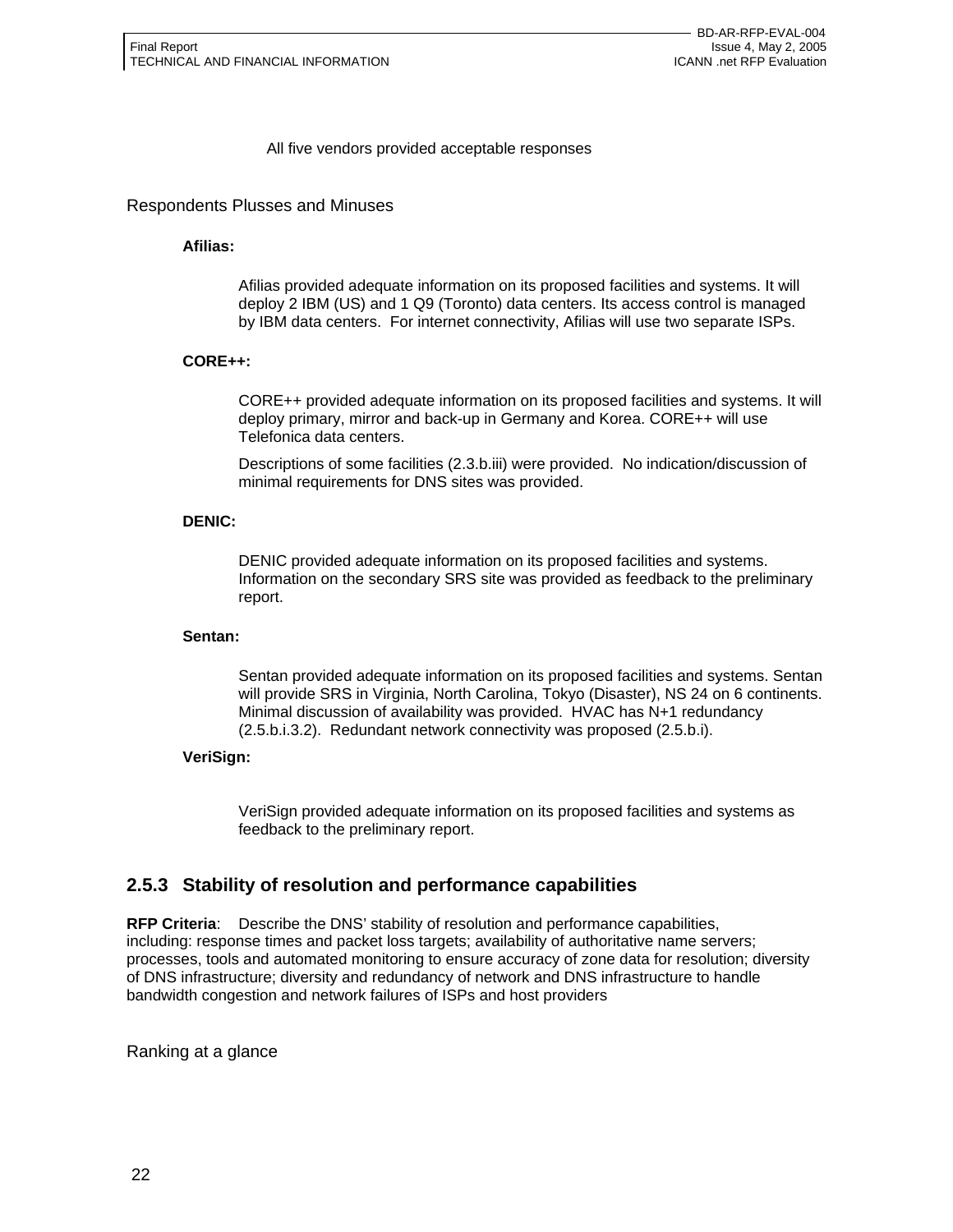All five vendors provided acceptable responses

Respondents Plusses and Minuses

**Afilias:**

Afilias provided adequate information on its proposed facilities and systems. It will deploy 2 IBM (US) and 1 Q9 (Toronto) data centers. Its access control is managed by IBM data centers. For internet connectivity, Afilias will use two separate ISPs.

**CORE++:**

CORE++ provided adequate information on its proposed facilities and systems. It will deploy primary, mirror and back-up in Germany and Korea. CORE++ will use Telefonica data centers.

Descriptions of some facilities (2.3.b.iii) were provided. No indication/discussion of minimal requirements for DNS sites was provided.

**DENIC:**

DENIC provided adequate information on its proposed facilities and systems. Information on the secondary SRS site was provided as feedback to the preliminary report.

**Sentan:**

Sentan provided adequate information on its proposed facilities and systems. Sentan will provide SRS in Virginia, North Carolina, Tokyo (Disaster), NS 24 on 6 continents. Minimal discussion of availability was provided. HVAC has N+1 redundancy (2.5.b.i.3.2). Redundant network connectivity was proposed (2.5.b.i).

**VeriSign:**

VeriSign provided adequate information on its proposed facilities and systems as feedback to the preliminary report.

### 2.5.3 Stability of resolution and performance capabilities

**RFP Criteria**: Describe the DNS' stability of resolution and performance capabilities, including: response times and packet loss targets; availability of authoritative name servers; processes, tools and automated monitoring to ensure accuracy of zone data for resolution; diversity of DNS infrastructure; diversity and redundancy of network and DNS infrastructure to handle bandwidth congestion and network failures of ISPs and host providers

Ranking at a glance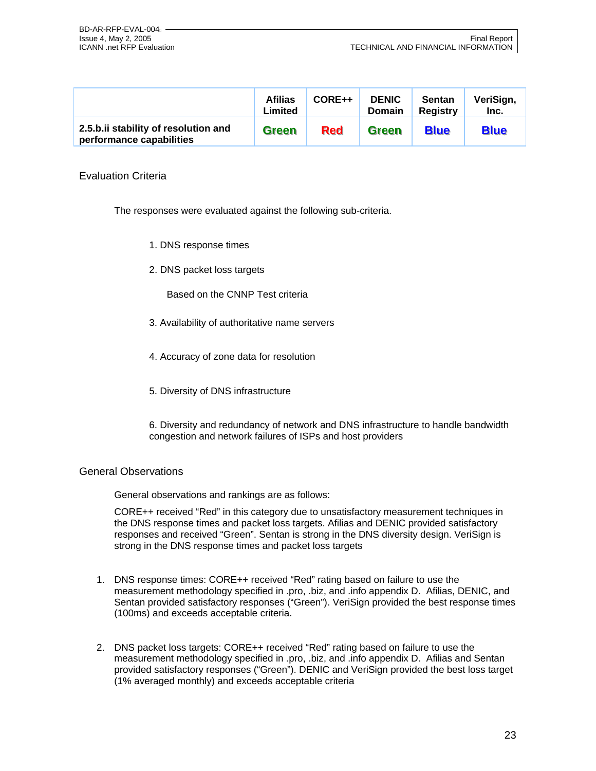| | Afilias Limited | CORE++ | DENIC Domain | Sentan Registry | VeriSign, Inc. |
|---|---|---|---|---|---|
| **2.5.b.ii stability of resolution and performance capabilities** | Green | Red | Green | Blue | Blue |

## Evaluation Criteria

The responses were evaluated against the following sub-criteria.

1. DNS response times

2. DNS packet loss targets

   Based on the CNNP Test criteria

3. Availability of authoritative name servers

4. Accuracy of zone data for resolution

5. Diversity of DNS infrastructure

6. Diversity and redundancy of network and DNS infrastructure to handle bandwidth congestion and network failures of ISPs and host providers

## General Observations

General observations and rankings are as follows:

CORE++ received "Red" in this category due to unsatisfactory measurement techniques in the DNS response times and packet loss targets. Afilias and DENIC provided satisfactory responses and received "Green". Sentan is strong in the DNS diversity design. VeriSign is strong in the DNS response times and packet loss targets

1. DNS response times: CORE++ received "Red" rating based on failure to use the measurement methodology specified in .pro, .biz, and .info appendix D. Afilias, DENIC, and Sentan provided satisfactory responses ("Green"). VeriSign provided the best response times (100ms) and exceeds acceptable criteria.

2. DNS packet loss targets: CORE++ received "Red" rating based on failure to use the measurement methodology specified in .pro, .biz, and .info appendix D. Afilias and Sentan provided satisfactory responses ("Green"). DENIC and VeriSign provided the best loss target (1% averaged monthly) and exceeds acceptable criteria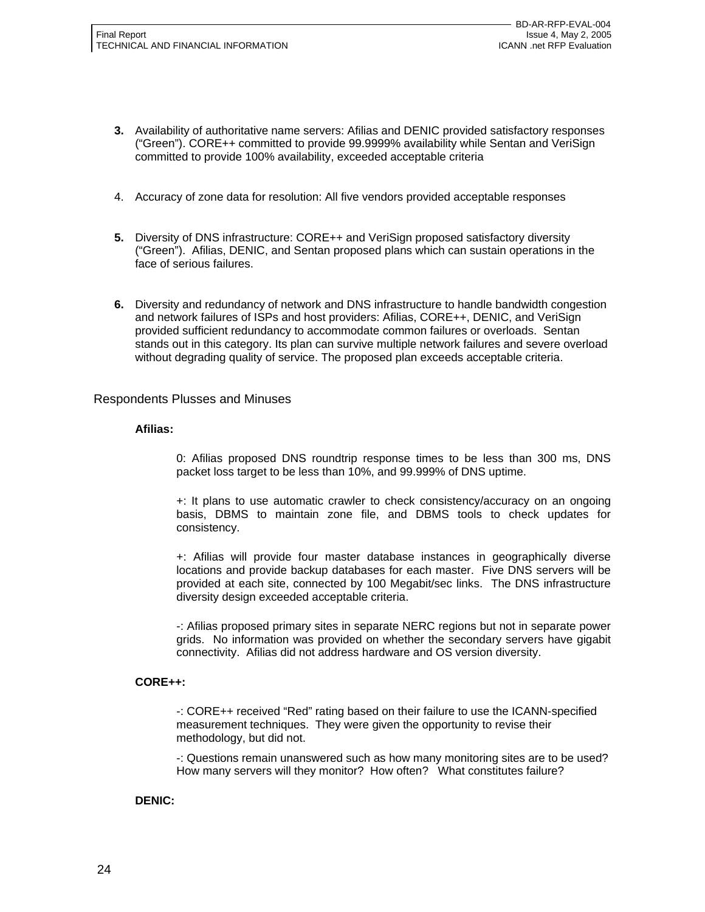**3.** Availability of authoritative name servers: Afilias and DENIC provided satisfactory responses (“Green”). CORE++ committed to provide 99.9999% availability while Sentan and VeriSign committed to provide 100% availability, exceeded acceptable criteria

4. Accuracy of zone data for resolution: All five vendors provided acceptable responses

**5.** Diversity of DNS infrastructure: CORE++ and VeriSign proposed satisfactory diversity (“Green”). Afilias, DENIC, and Sentan proposed plans which can sustain operations in the face of serious failures.

**6.** Diversity and redundancy of network and DNS infrastructure to handle bandwidth congestion and network failures of ISPs and host providers: Afilias, CORE++, DENIC, and VeriSign provided sufficient redundancy to accommodate common failures or overloads. Sentan stands out in this category. Its plan can survive multiple network failures and severe overload without degrading quality of service. The proposed plan exceeds acceptable criteria.

## Respondents Plusses and Minuses

**Afilias:**

0: Afilias proposed DNS roundtrip response times to be less than 300 ms, DNS packet loss target to be less than 10%, and 99.999% of DNS uptime.

+: It plans to use automatic crawler to check consistency/accuracy on an ongoing basis, DBMS to maintain zone file, and DBMS tools to check updates for consistency.

+: Afilias will provide four master database instances in geographically diverse locations and provide backup databases for each master. Five DNS servers will be provided at each site, connected by 100 Megabit/sec links. The DNS infrastructure diversity design exceeded acceptable criteria.

-: Afilias proposed primary sites in separate NERC regions but not in separate power grids. No information was provided on whether the secondary servers have gigabit connectivity. Afilias did not address hardware and OS version diversity.

**CORE++:**

-: CORE++ received “Red” rating based on their failure to use the ICANN-specified measurement techniques. They were given the opportunity to revise their methodology, but did not.

-: Questions remain unanswered such as how many monitoring sites are to be used? How many servers will they monitor? How often? What constitutes failure?

**DENIC:**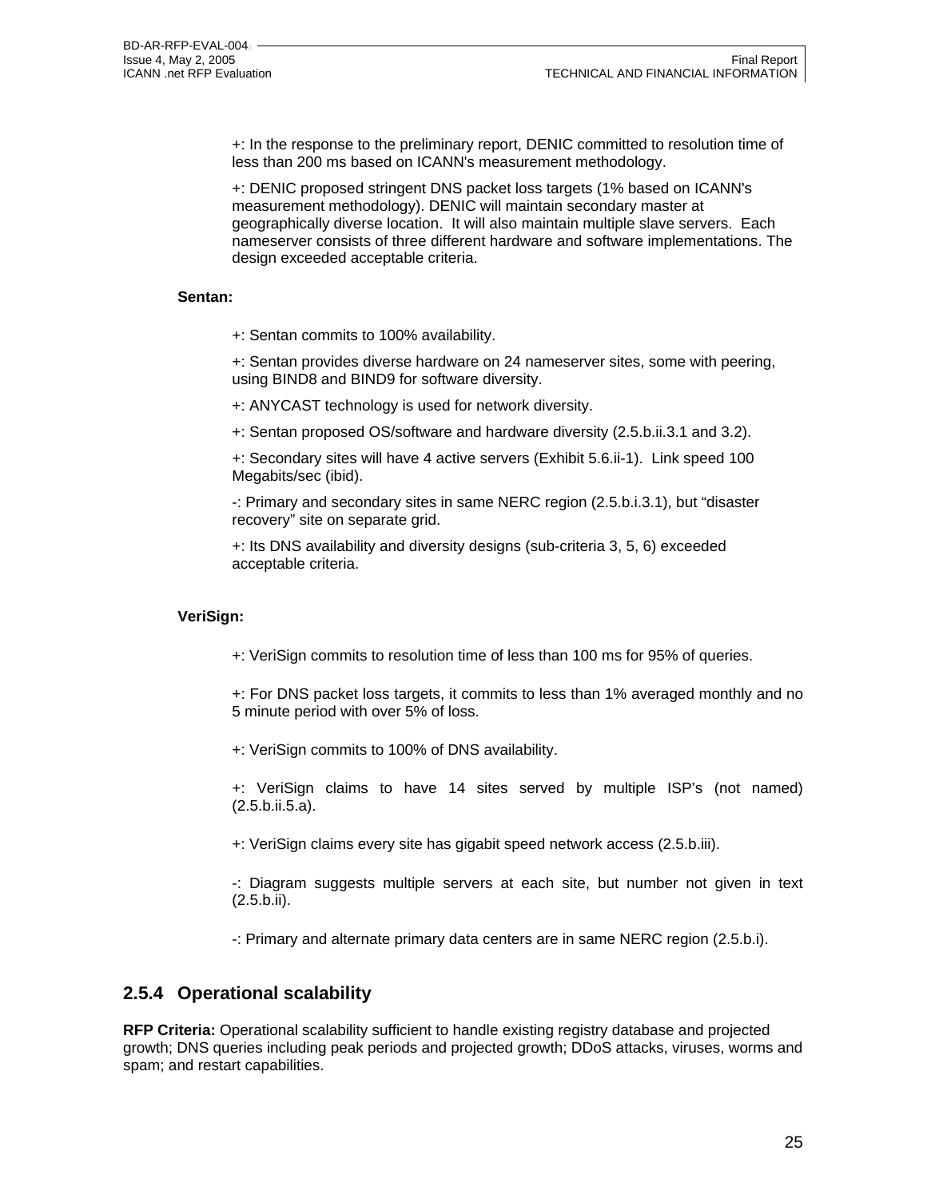+: In the response to the preliminary report, DENIC committed to resolution time of less than 200 ms based on ICANN's measurement methodology.

+: DENIC proposed stringent DNS packet loss targets (1% based on ICANN's measurement methodology). DENIC will maintain secondary master at geographically diverse location. It will also maintain multiple slave servers. Each nameserver consists of three different hardware and software implementations. The design exceeded acceptable criteria.

**Sentan:**

+: Sentan commits to 100% availability.

+: Sentan provides diverse hardware on 24 nameserver sites, some with peering, using BIND8 and BIND9 for software diversity.

+: ANYCAST technology is used for network diversity.

+: Sentan proposed OS/software and hardware diversity (2.5.b.ii.3.1 and 3.2).

+: Secondary sites will have 4 active servers (Exhibit 5.6.ii-1). Link speed 100 Megabits/sec (ibid).

-: Primary and secondary sites in same NERC region (2.5.b.i.3.1), but "disaster recovery" site on separate grid.

+: Its DNS availability and diversity designs (sub-criteria 3, 5, 6) exceeded acceptable criteria.

**VeriSign:**

+: VeriSign commits to resolution time of less than 100 ms for 95% of queries.

+: For DNS packet loss targets, it commits to less than 1% averaged monthly and no 5 minute period with over 5% of loss.

+: VeriSign commits to 100% of DNS availability.

+: VeriSign claims to have 14 sites served by multiple ISP's (not named) (2.5.b.ii.5.a).

+: VeriSign claims every site has gigabit speed network access (2.5.b.iii).

-: Diagram suggests multiple servers at each site, but number not given in text (2.5.b.ii).

-: Primary and alternate primary data centers are in same NERC region (2.5.b.i).

### 2.5.4 Operational scalability

**RFP Criteria:** Operational scalability sufficient to handle existing registry database and projected growth; DNS queries including peak periods and projected growth; DDoS attacks, viruses, worms and spam; and restart capabilities.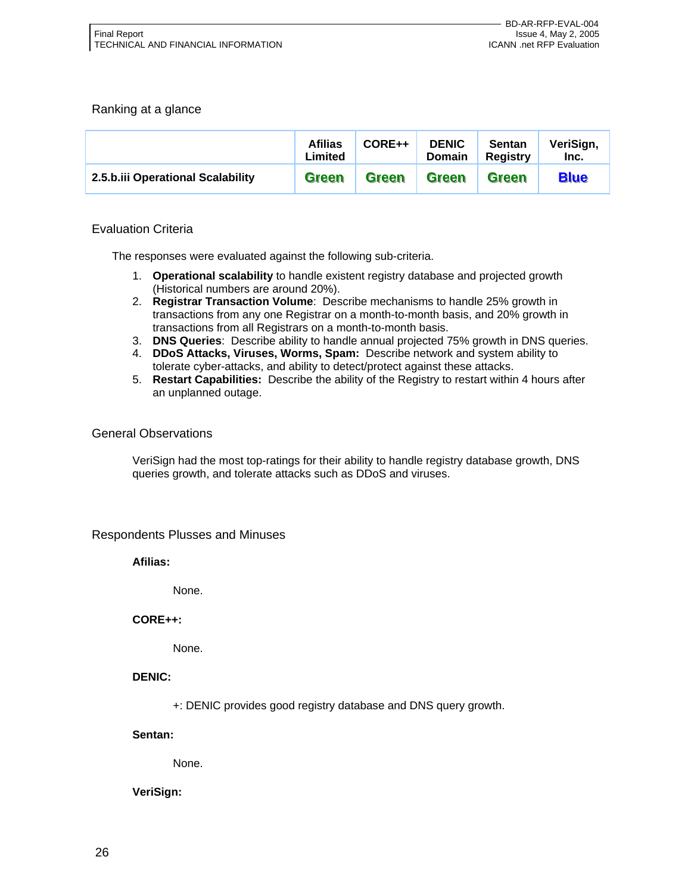## Ranking at a glance

| | Afilias Limited | CORE++ | DENIC Domain | Sentan Registry | VeriSign, Inc. |
|---|---|---|---|---|---|
| **2.5.b.iii Operational Scalability** | Green | Green | Green | Green | Blue |

## Evaluation Criteria

The responses were evaluated against the following sub-criteria.

1. **Operational scalability** to handle existent registry database and projected growth (Historical numbers are around 20%).
2. **Registrar Transaction Volume**: Describe mechanisms to handle 25% growth in transactions from any one Registrar on a month-to-month basis, and 20% growth in transactions from all Registrars on a month-to-month basis.
3. **DNS Queries**: Describe ability to handle annual projected 75% growth in DNS queries.
4. **DDoS Attacks, Viruses, Worms, Spam:** Describe network and system ability to tolerate cyber-attacks, and ability to detect/protect against these attacks.
5. **Restart Capabilities:** Describe the ability of the Registry to restart within 4 hours after an unplanned outage.

## General Observations

VeriSign had the most top-ratings for their ability to handle registry database growth, DNS queries growth, and tolerate attacks such as DDoS and viruses.

## Respondents Plusses and Minuses

**Afilias:**

None.

**CORE++:**

None.

**DENIC:**

+: DENIC provides good registry database and DNS query growth.

**Sentan:**

None.

**VeriSign:**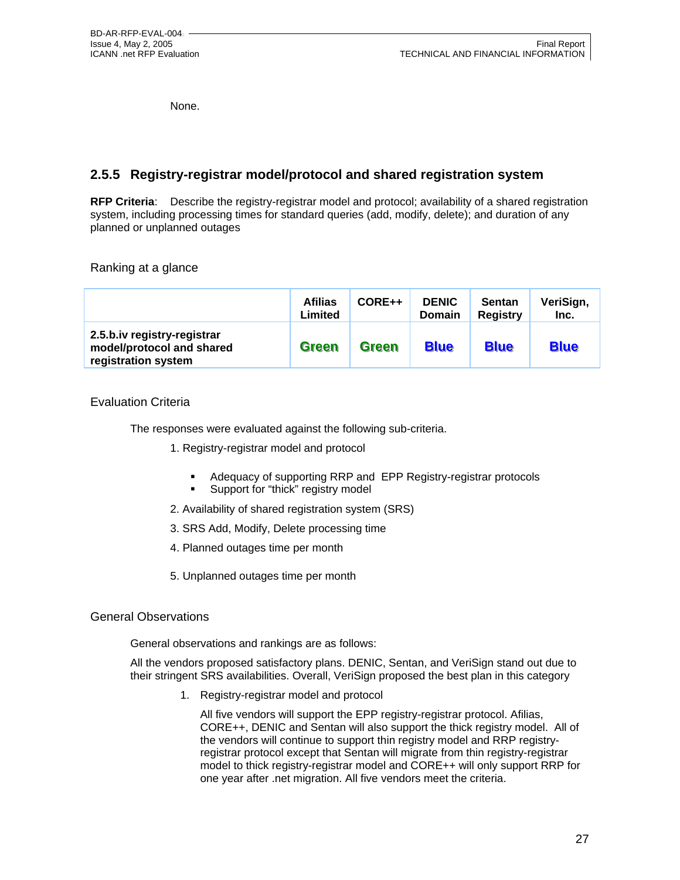None.

### 2.5.5 Registry-registrar model/protocol and shared registration system

**RFP Criteria**: Describe the registry-registrar model and protocol; availability of a shared registration system, including processing times for standard queries (add, modify, delete); and duration of any planned or unplanned outages

Ranking at a glance

| | Afilias Limited | CORE++ | DENIC Domain | Sentan Registry | VeriSign, Inc. |
|---|---|---|---|---|---|
| **2.5.b.iv registry-registrar model/protocol and shared registration system** | **Green** | **Green** | **Blue** | **Blue** | **Blue** |

Evaluation Criteria

The responses were evaluated against the following sub-criteria.

1. Registry-registrar model and protocol
   - Adequacy of supporting RRP and EPP Registry-registrar protocols
   - Support for "thick" registry model
2. Availability of shared registration system (SRS)
3. SRS Add, Modify, Delete processing time
4. Planned outages time per month
5. Unplanned outages time per month

General Observations

General observations and rankings are as follows:

All the vendors proposed satisfactory plans. DENIC, Sentan, and VeriSign stand out due to their stringent SRS availabilities. Overall, VeriSign proposed the best plan in this category

1. Registry-registrar model and protocol

   All five vendors will support the EPP registry-registrar protocol. Afilias, CORE++, DENIC and Sentan will also support the thick registry model. All of the vendors will continue to support thin registry model and RRP registry-registrar protocol except that Sentan will migrate from thin registry-registrar model to thick registry-registrar model and CORE++ will only support RRP for one year after .net migration. All five vendors meet the criteria.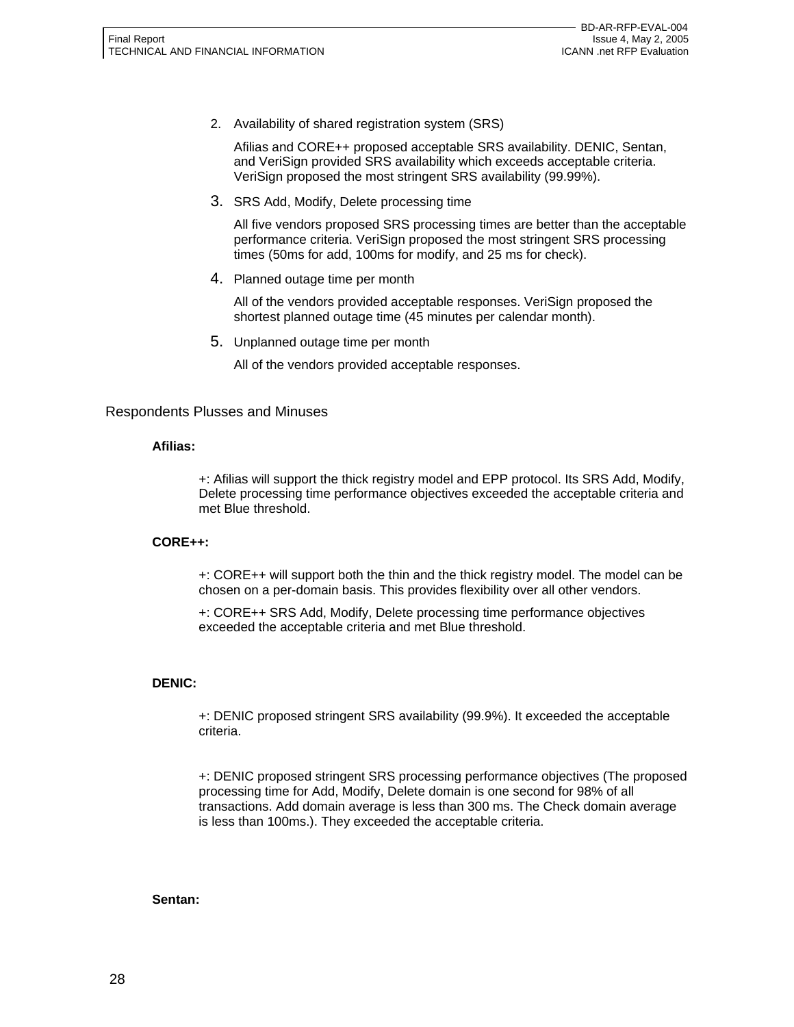2. Availability of shared registration system (SRS)

   Afilias and CORE++ proposed acceptable SRS availability. DENIC, Sentan, and VeriSign provided SRS availability which exceeds acceptable criteria. VeriSign proposed the most stringent SRS availability (99.99%).

3. SRS Add, Modify, Delete processing time

   All five vendors proposed SRS processing times are better than the acceptable performance criteria. VeriSign proposed the most stringent SRS processing times (50ms for add, 100ms for modify, and 25 ms for check).

4. Planned outage time per month

   All of the vendors provided acceptable responses. VeriSign proposed the shortest planned outage time (45 minutes per calendar month).

5. Unplanned outage time per month

   All of the vendors provided acceptable responses.

## Respondents Plusses and Minuses

**Afilias:**

+: Afilias will support the thick registry model and EPP protocol. Its SRS Add, Modify, Delete processing time performance objectives exceeded the acceptable criteria and met Blue threshold.

**CORE++:**

+: CORE++ will support both the thin and the thick registry model. The model can be chosen on a per-domain basis. This provides flexibility over all other vendors.

+: CORE++ SRS Add, Modify, Delete processing time performance objectives exceeded the acceptable criteria and met Blue threshold.

**DENIC:**

+: DENIC proposed stringent SRS availability (99.9%). It exceeded the acceptable criteria.

+: DENIC proposed stringent SRS processing performance objectives (The proposed processing time for Add, Modify, Delete domain is one second for 98% of all transactions. Add domain average is less than 300 ms. The Check domain average is less than 100ms.). They exceeded the acceptable criteria.

**Sentan:**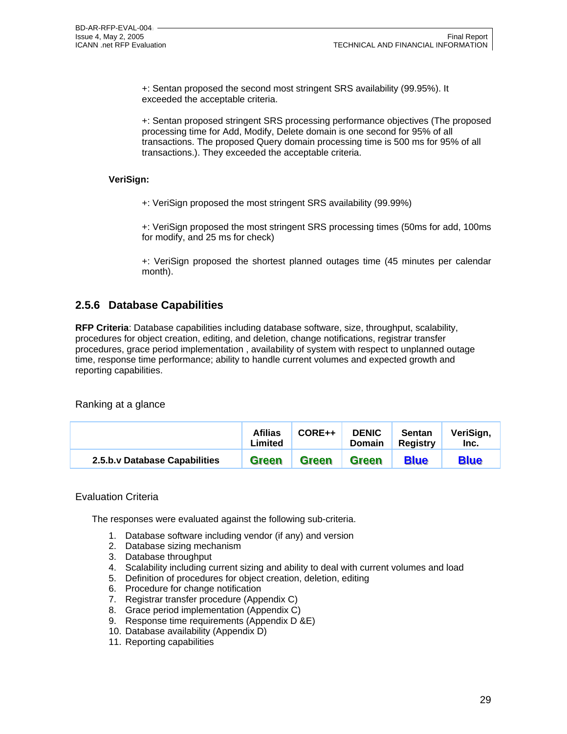+: Sentan proposed the second most stringent SRS availability (99.95%). It exceeded the acceptable criteria.

+: Sentan proposed stringent SRS processing performance objectives (The proposed processing time for Add, Modify, Delete domain is one second for 95% of all transactions. The proposed Query domain processing time is 500 ms for 95% of all transactions.). They exceeded the acceptable criteria.

**VeriSign:**

+: VeriSign proposed the most stringent SRS availability (99.99%)

+: VeriSign proposed the most stringent SRS processing times (50ms for add, 100ms for modify, and 25 ms for check)

+: VeriSign proposed the shortest planned outages time (45 minutes per calendar month).

### 2.5.6 Database Capabilities

**RFP Criteria**: Database capabilities including database software, size, throughput, scalability, procedures for object creation, editing, and deletion, change notifications, registrar transfer procedures, grace period implementation , availability of system with respect to unplanned outage time, response time performance; ability to handle current volumes and expected growth and reporting capabilities.

Ranking at a glance

| | Afilias Limited | CORE++ | DENIC Domain | Sentan Registry | VeriSign, Inc. |
|---|---|---|---|---|---|
| **2.5.b.v Database Capabilities** | Green | Green | Green | Blue | Blue |

Evaluation Criteria

The responses were evaluated against the following sub-criteria.

1. Database software including vendor (if any) and version
2. Database sizing mechanism
3. Database throughput
4. Scalability including current sizing and ability to deal with current volumes and load
5. Definition of procedures for object creation, deletion, editing
6. Procedure for change notification
7. Registrar transfer procedure (Appendix C)
8. Grace period implementation (Appendix C)
9. Response time requirements (Appendix D &E)
10. Database availability (Appendix D)
11. Reporting capabilities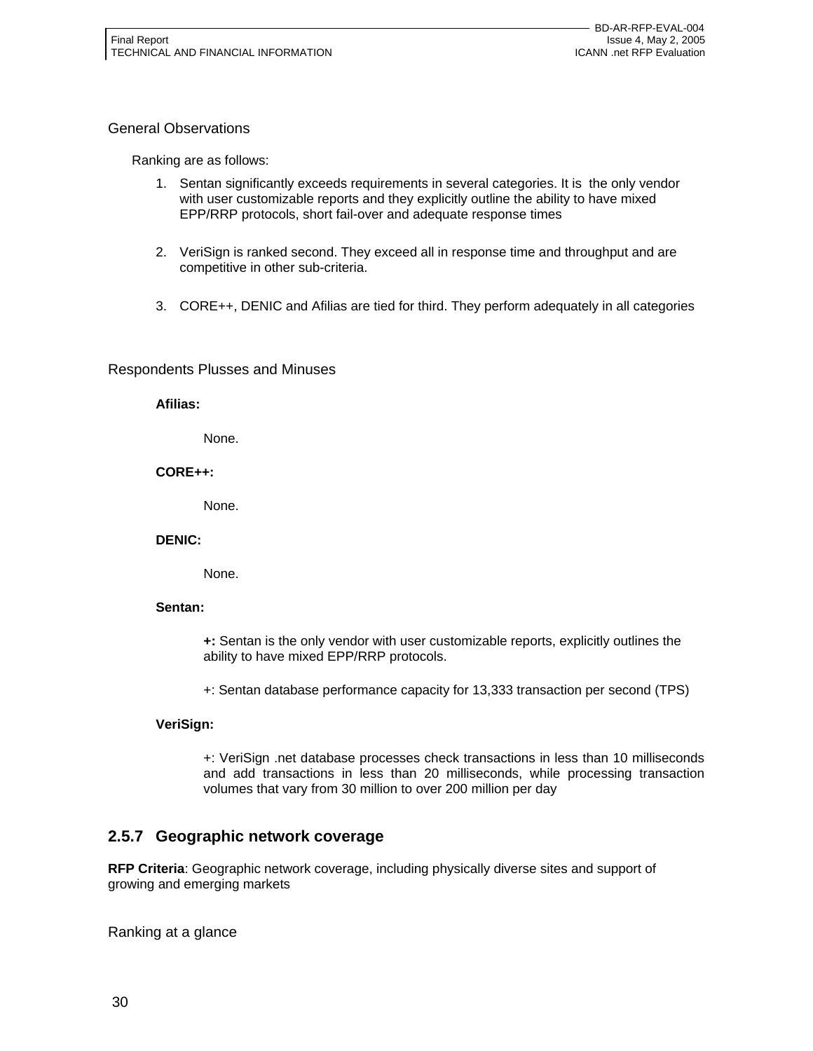General Observations

Ranking are as follows:

1. Sentan significantly exceeds requirements in several categories. It is  the only vendor with user customizable reports and they explicitly outline the ability to have mixed EPP/RRP protocols, short fail-over and adequate response times

2. VeriSign is ranked second. They exceed all in response time and throughput and are competitive in other sub-criteria.

3. CORE++, DENIC and Afilias are tied for third. They perform adequately in all categories

Respondents Plusses and Minuses

**Afilias:**

None.

**CORE++:**

None.

**DENIC:**

None.

**Sentan:**

**+:** Sentan is the only vendor with user customizable reports, explicitly outlines the ability to have mixed EPP/RRP protocols.

+: Sentan database performance capacity for 13,333 transaction per second (TPS)

**VeriSign:**

+: VeriSign .net database processes check transactions in less than 10 milliseconds and add transactions in less than 20 milliseconds, while processing transaction volumes that vary from 30 million to over 200 million per day

### 2.5.7 Geographic network coverage

**RFP Criteria**: Geographic network coverage, including physically diverse sites and support of growing and emerging markets

Ranking at a glance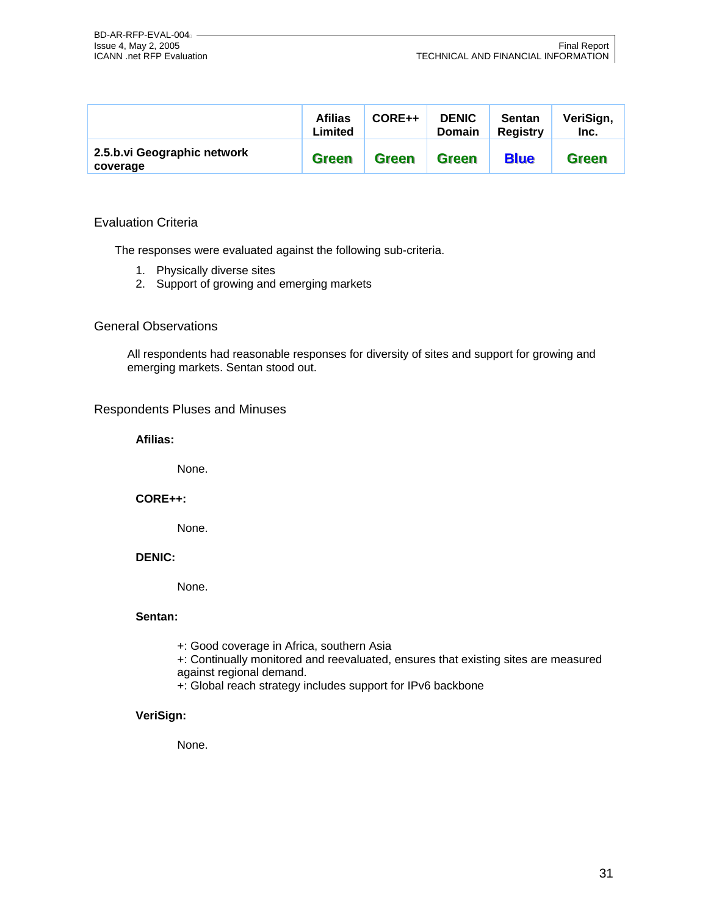| | Afilias Limited | CORE++ | DENIC Domain | Sentan Registry | VeriSign, Inc. |
|---|---|---|---|---|---|
| **2.5.b.vi Geographic network coverage** | **Green** | **Green** | **Green** | **Blue** | **Green** |

## Evaluation Criteria

The responses were evaluated against the following sub-criteria.

1. Physically diverse sites
2. Support of growing and emerging markets

## General Observations

All respondents had reasonable responses for diversity of sites and support for growing and emerging markets. Sentan stood out.

## Respondents Pluses and Minuses

**Afilias:**

None.

**CORE++:**

None.

**DENIC:**

None.

**Sentan:**

+: Good coverage in Africa, southern Asia
+: Continually monitored and reevaluated, ensures that existing sites are measured against regional demand.
+: Global reach strategy includes support for IPv6 backbone

**VeriSign:**

None.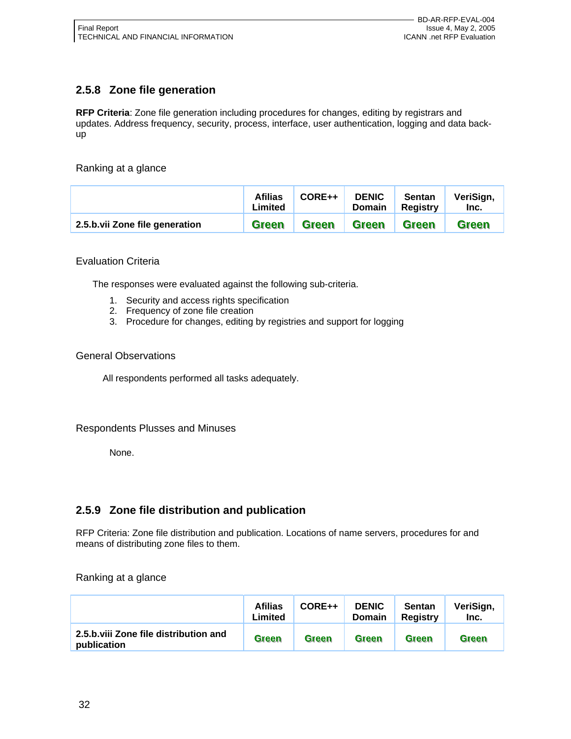### 2.5.8 Zone file generation

**RFP Criteria**: Zone file generation including procedures for changes, editing by registrars and updates. Address frequency, security, process, interface, user authentication, logging and data back-up

Ranking at a glance

| | Afilias Limited | CORE++ | DENIC Domain | Sentan Registry | VeriSign, Inc. |
|---|---|---|---|---|---|
| **2.5.b.vii Zone file generation** | Green | Green | Green | Green | Green |

Evaluation Criteria

The responses were evaluated against the following sub-criteria.

1. Security and access rights specification
2. Frequency of zone file creation
3. Procedure for changes, editing by registries and support for logging

General Observations

All respondents performed all tasks adequately.

Respondents Plusses and Minuses

None.

### 2.5.9 Zone file distribution and publication

RFP Criteria: Zone file distribution and publication. Locations of name servers, procedures for and means of distributing zone files to them.

Ranking at a glance

| | Afilias Limited | CORE++ | DENIC Domain | Sentan Registry | VeriSign, Inc. |
|---|---|---|---|---|---|
| **2.5.b.viii Zone file distribution and publication** | Green | Green | Green | Green | Green |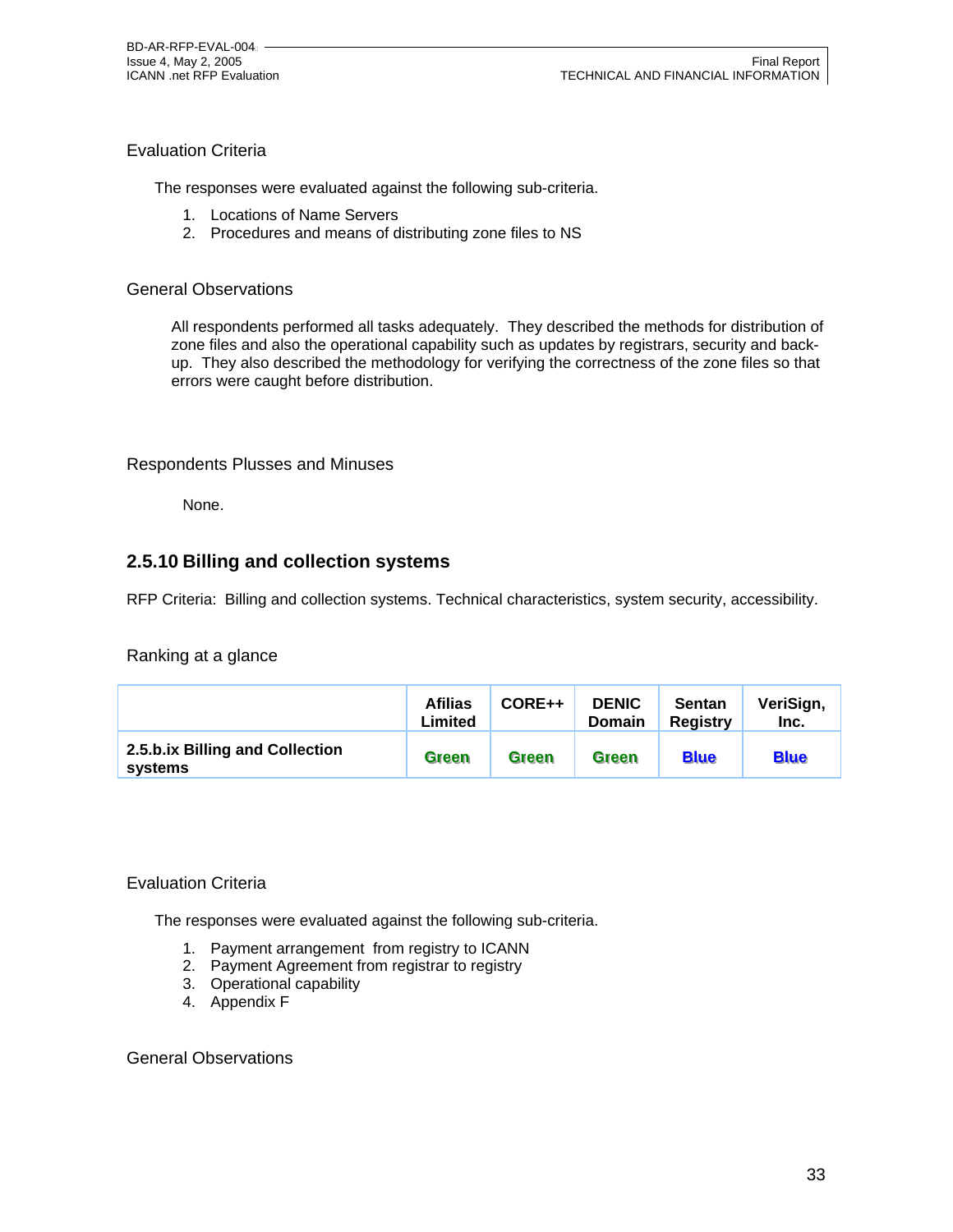Evaluation Criteria

The responses were evaluated against the following sub-criteria.

1. Locations of Name Servers
2. Procedures and means of distributing zone files to NS

General Observations

All respondents performed all tasks adequately. They described the methods for distribution of zone files and also the operational capability such as updates by registrars, security and back-up. They also described the methodology for verifying the correctness of the zone files so that errors were caught before distribution.

Respondents Plusses and Minuses

None.

### 2.5.10 Billing and collection systems

RFP Criteria: Billing and collection systems. Technical characteristics, system security, accessibility.

Ranking at a glance

| | Afilias Limited | CORE++ | DENIC Domain | Sentan Registry | VeriSign, Inc. |
|---|---|---|---|---|---|
| **2.5.b.ix Billing and Collection systems** | Green | Green | Green | Blue | Blue |

Evaluation Criteria

The responses were evaluated against the following sub-criteria.

1. Payment arrangement from registry to ICANN
2. Payment Agreement from registrar to registry
3. Operational capability
4. Appendix F

General Observations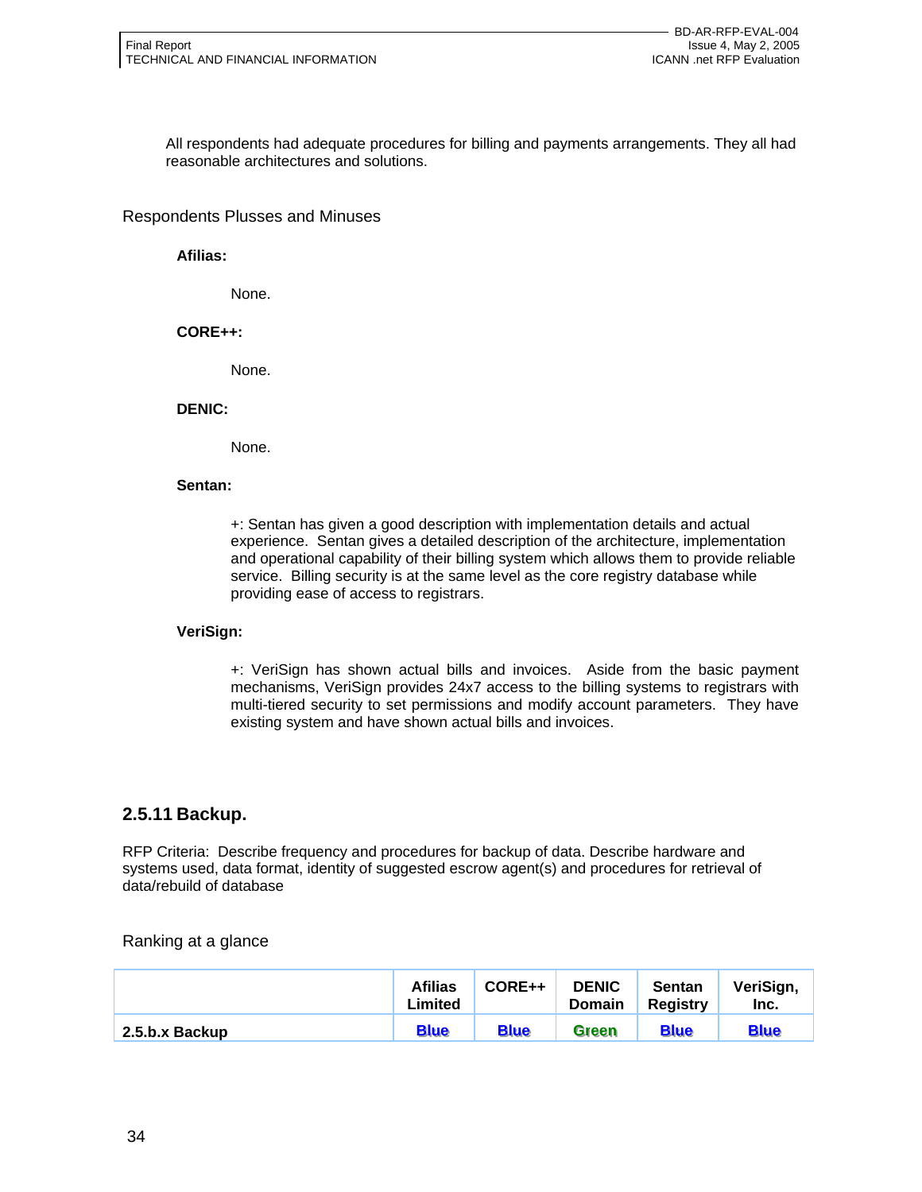All respondents had adequate procedures for billing and payments arrangements. They all had reasonable architectures and solutions.

Respondents Plusses and Minuses

**Afilias:**

None.

**CORE++:**

None.

**DENIC:**

None.

**Sentan:**

+: Sentan has given a good description with implementation details and actual experience. Sentan gives a detailed description of the architecture, implementation and operational capability of their billing system which allows them to provide reliable service. Billing security is at the same level as the core registry database while providing ease of access to registrars.

**VeriSign:**

+: VeriSign has shown actual bills and invoices. Aside from the basic payment mechanisms, VeriSign provides 24x7 access to the billing systems to registrars with multi-tiered security to set permissions and modify account parameters. They have existing system and have shown actual bills and invoices.

## 2.5.11 Backup.

RFP Criteria: Describe frequency and procedures for backup of data. Describe hardware and systems used, data format, identity of suggested escrow agent(s) and procedures for retrieval of data/rebuild of database

Ranking at a glance

| | Afilias Limited | CORE++ | DENIC Domain | Sentan Registry | VeriSign, Inc. |
|---|---|---|---|---|---|
| **2.5.b.x Backup** | Blue | Blue | Green | Blue | Blue |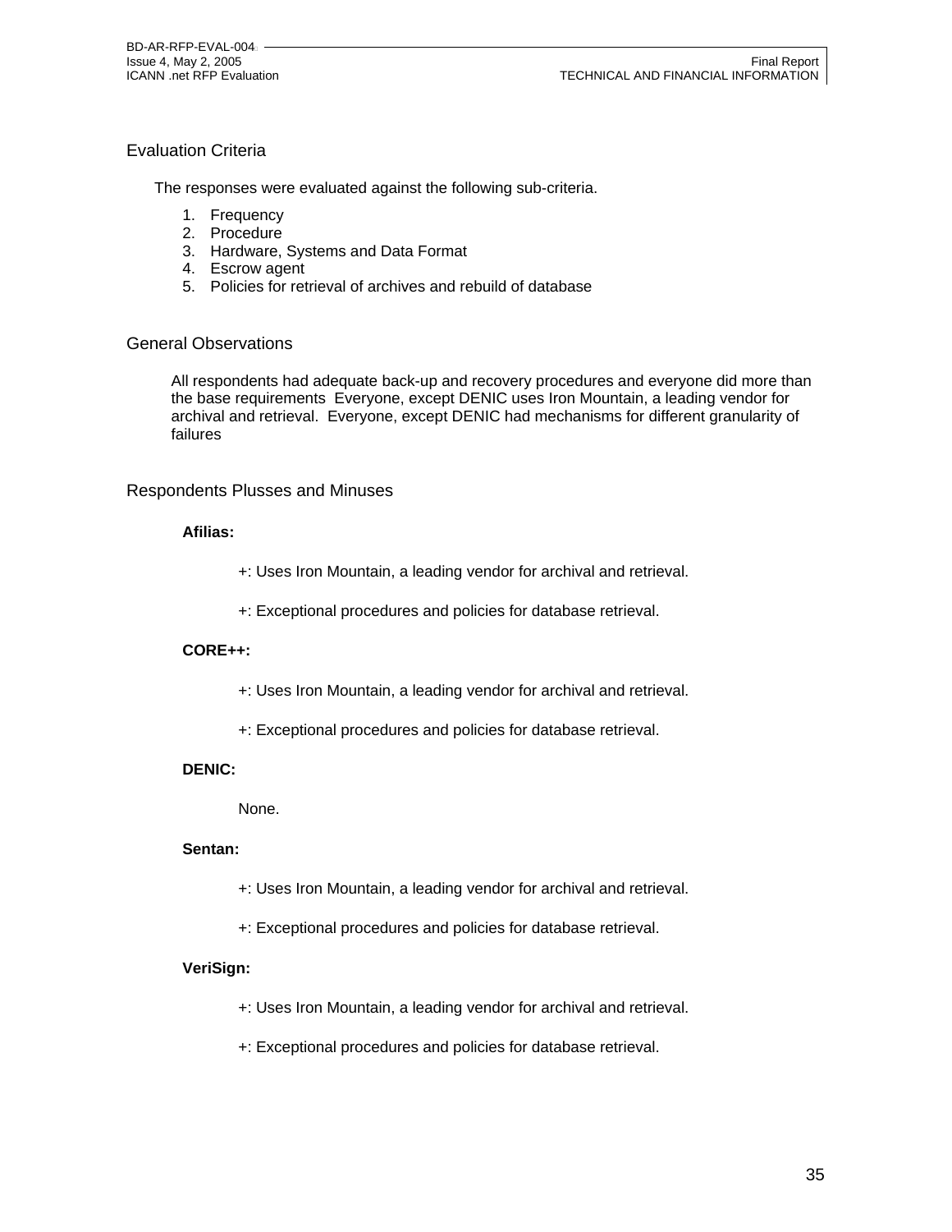## Evaluation Criteria

The responses were evaluated against the following sub-criteria.

1. Frequency
2. Procedure
3. Hardware, Systems and Data Format
4. Escrow agent
5. Policies for retrieval of archives and rebuild of database

## General Observations

All respondents had adequate back-up and recovery procedures and everyone did more than the base requirements Everyone, except DENIC uses Iron Mountain, a leading vendor for archival and retrieval. Everyone, except DENIC had mechanisms for different granularity of failures

## Respondents Plusses and Minuses

**Afilias:**

+: Uses Iron Mountain, a leading vendor for archival and retrieval.

+: Exceptional procedures and policies for database retrieval.

**CORE++:**

+: Uses Iron Mountain, a leading vendor for archival and retrieval.

+: Exceptional procedures and policies for database retrieval.

**DENIC:**

None.

**Sentan:**

+: Uses Iron Mountain, a leading vendor for archival and retrieval.

+: Exceptional procedures and policies for database retrieval.

**VeriSign:**

+: Uses Iron Mountain, a leading vendor for archival and retrieval.

+: Exceptional procedures and policies for database retrieval.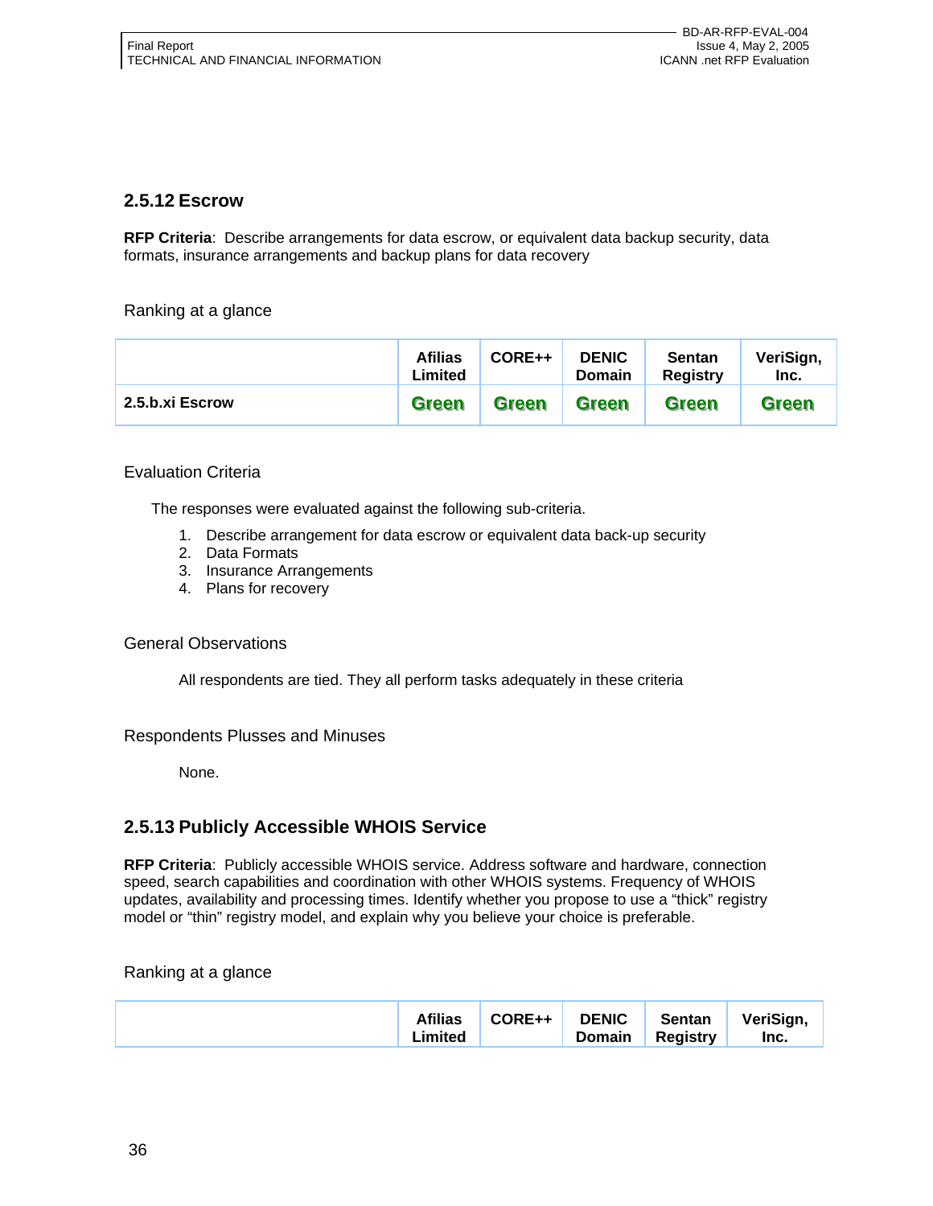## 2.5.12 Escrow

**RFP Criteria**: Describe arrangements for data escrow, or equivalent data backup security, data formats, insurance arrangements and backup plans for data recovery

Ranking at a glance

| | Afilias Limited | CORE++ | DENIC Domain | Sentan Registry | VeriSign, Inc. |
|---|---|---|---|---|---|
| **2.5.b.xi Escrow** | Green | Green | Green | Green | Green |

Evaluation Criteria

The responses were evaluated against the following sub-criteria.

1. Describe arrangement for data escrow or equivalent data back-up security
2. Data Formats
3. Insurance Arrangements
4. Plans for recovery

General Observations

All respondents are tied. They all perform tasks adequately in these criteria

Respondents Plusses and Minuses

None.

## 2.5.13 Publicly Accessible WHOIS Service

**RFP Criteria**: Publicly accessible WHOIS service. Address software and hardware, connection speed, search capabilities and coordination with other WHOIS systems. Frequency of WHOIS updates, availability and processing times. Identify whether you propose to use a "thick" registry model or "thin" registry model, and explain why you believe your choice is preferable.

Ranking at a glance

| | Afilias Limited | CORE++ | DENIC Domain | Sentan Registry | VeriSign, Inc. |
|---|---|---|---|---|---|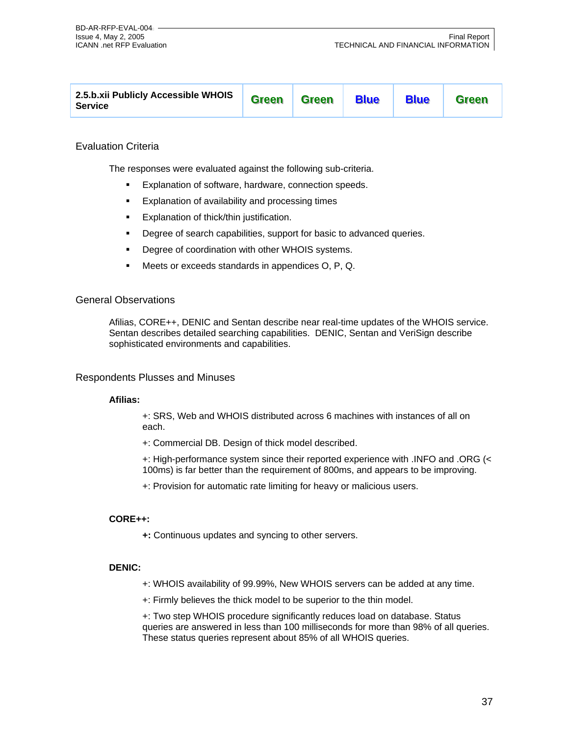| 2.5.b.xii Publicly Accessible WHOIS Service | Green | Green | Blue | Blue | Green |
|---|---|---|---|---|---|

### Evaluation Criteria

The responses were evaluated against the following sub-criteria.

- Explanation of software, hardware, connection speeds.
- Explanation of availability and processing times
- Explanation of thick/thin justification.
- Degree of search capabilities, support for basic to advanced queries.
- Degree of coordination with other WHOIS systems.
- Meets or exceeds standards in appendices O, P, Q.

### General Observations

Afilias, CORE++, DENIC and Sentan describe near real-time updates of the WHOIS service. Sentan describes detailed searching capabilities. DENIC, Sentan and VeriSign describe sophisticated environments and capabilities.

### Respondents Plusses and Minuses

**Afilias:**

+: SRS, Web and WHOIS distributed across 6 machines with instances of all on each.

+: Commercial DB. Design of thick model described.

+: High-performance system since their reported experience with .INFO and .ORG (< 100ms) is far better than the requirement of 800ms, and appears to be improving.

+: Provision for automatic rate limiting for heavy or malicious users.

**CORE++:**

**+:** Continuous updates and syncing to other servers.

**DENIC:**

+: WHOIS availability of 99.99%, New WHOIS servers can be added at any time.

+: Firmly believes the thick model to be superior to the thin model.

+: Two step WHOIS procedure significantly reduces load on database. Status queries are answered in less than 100 milliseconds for more than 98% of all queries. These status queries represent about 85% of all WHOIS queries.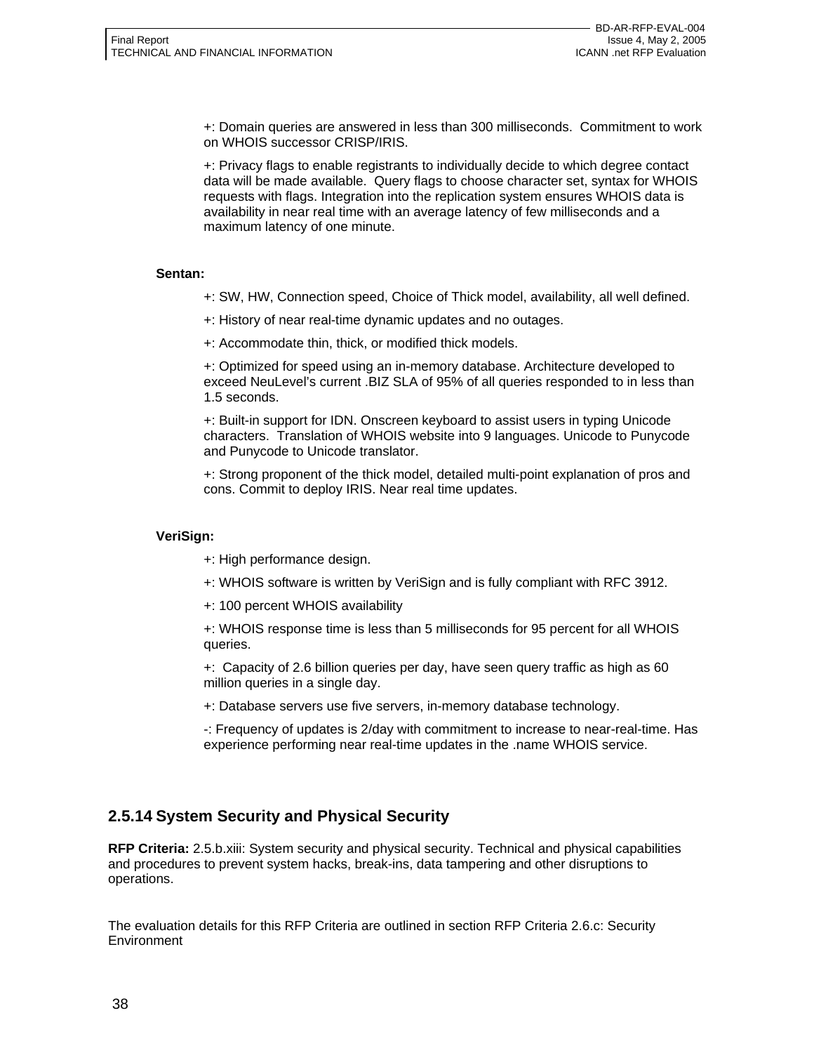+: Domain queries are answered in less than 300 milliseconds. Commitment to work on WHOIS successor CRISP/IRIS.

+: Privacy flags to enable registrants to individually decide to which degree contact data will be made available. Query flags to choose character set, syntax for WHOIS requests with flags. Integration into the replication system ensures WHOIS data is availability in near real time with an average latency of few milliseconds and a maximum latency of one minute.

**Sentan:**

+: SW, HW, Connection speed, Choice of Thick model, availability, all well defined.

+: History of near real-time dynamic updates and no outages.

+: Accommodate thin, thick, or modified thick models.

+: Optimized for speed using an in-memory database. Architecture developed to exceed NeuLevel's current .BIZ SLA of 95% of all queries responded to in less than 1.5 seconds.

+: Built-in support for IDN. Onscreen keyboard to assist users in typing Unicode characters. Translation of WHOIS website into 9 languages. Unicode to Punycode and Punycode to Unicode translator.

+: Strong proponent of the thick model, detailed multi-point explanation of pros and cons. Commit to deploy IRIS. Near real time updates.

**VeriSign:**

+: High performance design.

+: WHOIS software is written by VeriSign and is fully compliant with RFC 3912.

+: 100 percent WHOIS availability

+: WHOIS response time is less than 5 milliseconds for 95 percent for all WHOIS queries.

+: Capacity of 2.6 billion queries per day, have seen query traffic as high as 60 million queries in a single day.

+: Database servers use five servers, in-memory database technology.

-: Frequency of updates is 2/day with commitment to increase to near-real-time. Has experience performing near real-time updates in the .name WHOIS service.

### 2.5.14 System Security and Physical Security

**RFP Criteria:** 2.5.b.xiii: System security and physical security. Technical and physical capabilities and procedures to prevent system hacks, break-ins, data tampering and other disruptions to operations.

The evaluation details for this RFP Criteria are outlined in section RFP Criteria 2.6.c: Security Environment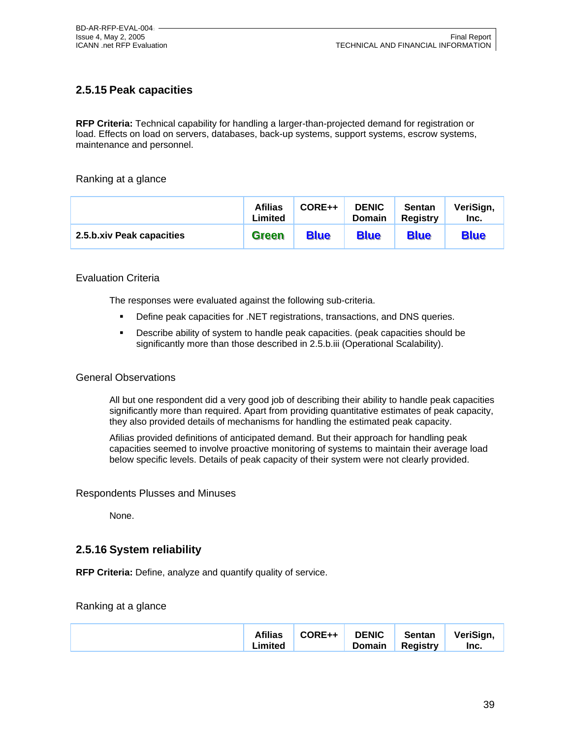## 2.5.15 Peak capacities

**RFP Criteria:** Technical capability for handling a larger-than-projected demand for registration or load. Effects on load on servers, databases, back-up systems, support systems, escrow systems, maintenance and personnel.

Ranking at a glance

| | Afilias Limited | CORE++ | DENIC Domain | Sentan Registry | VeriSign, Inc. |
|---|---|---|---|---|---|
| **2.5.b.xiv Peak capacities** | **Green** | **Blue** | **Blue** | **Blue** | **Blue** |

Evaluation Criteria

The responses were evaluated against the following sub-criteria.

- Define peak capacities for .NET registrations, transactions, and DNS queries.
- Describe ability of system to handle peak capacities. (peak capacities should be significantly more than those described in 2.5.b.iii (Operational Scalability).

General Observations

All but one respondent did a very good job of describing their ability to handle peak capacities significantly more than required. Apart from providing quantitative estimates of peak capacity, they also provided details of mechanisms for handling the estimated peak capacity.

Afilias provided definitions of anticipated demand. But their approach for handling peak capacities seemed to involve proactive monitoring of systems to maintain their average load below specific levels. Details of peak capacity of their system were not clearly provided.

Respondents Plusses and Minuses

None.

## 2.5.16 System reliability

**RFP Criteria:** Define, analyze and quantify quality of service.

Ranking at a glance

| | Afilias Limited | CORE++ | DENIC Domain | Sentan Registry | VeriSign, Inc. |
|---|---|---|---|---|---|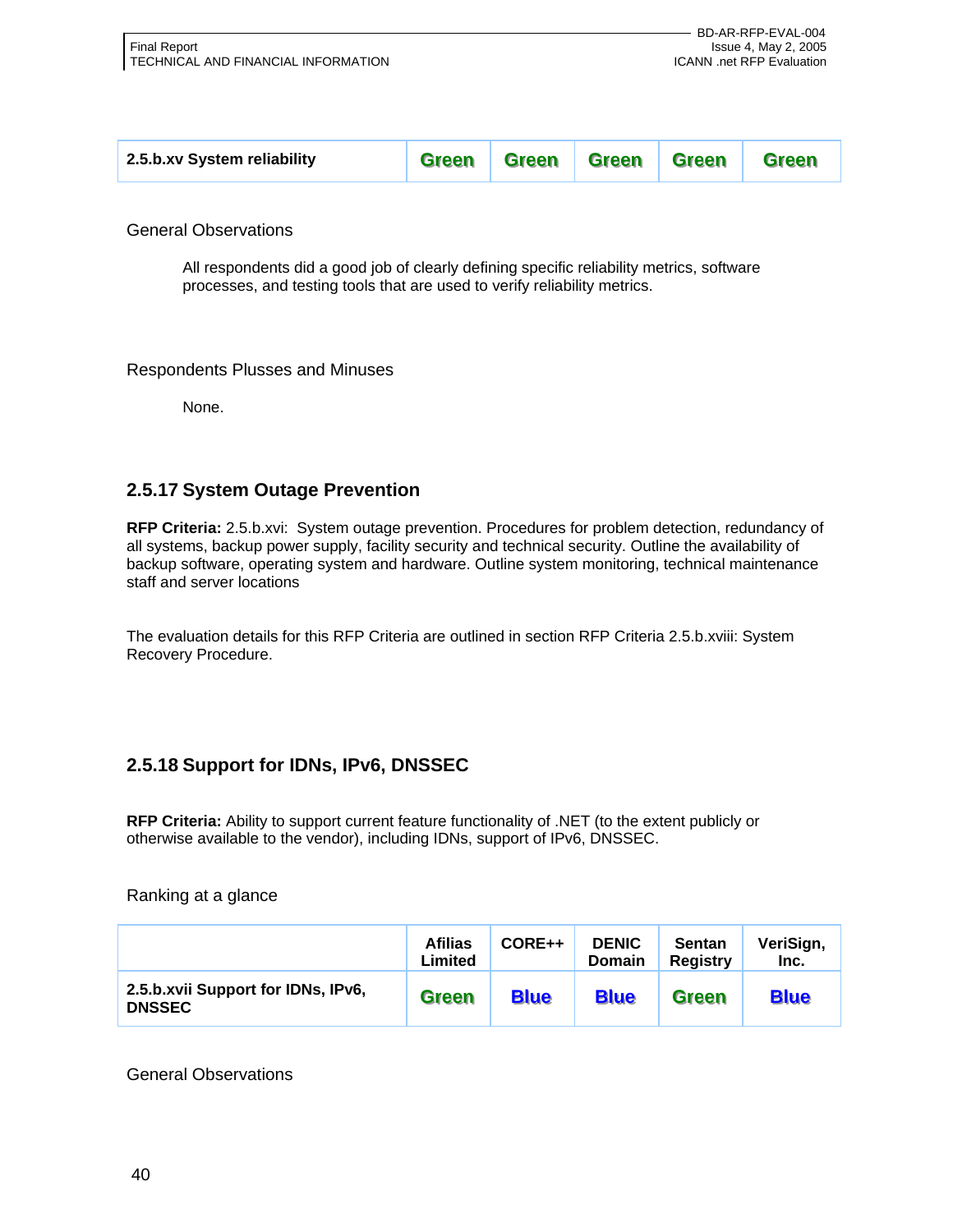| 2.5.b.xv System reliability | Green | Green | Green | Green | Green |
|---|---|---|---|---|---|

General Observations

All respondents did a good job of clearly defining specific reliability metrics, software processes, and testing tools that are used to verify reliability metrics.

Respondents Plusses and Minuses

None.

## 2.5.17 System Outage Prevention

**RFP Criteria:** 2.5.b.xvi: System outage prevention. Procedures for problem detection, redundancy of all systems, backup power supply, facility security and technical security. Outline the availability of backup software, operating system and hardware. Outline system monitoring, technical maintenance staff and server locations

The evaluation details for this RFP Criteria are outlined in section RFP Criteria 2.5.b.xviii: System Recovery Procedure.

## 2.5.18 Support for IDNs, IPv6, DNSSEC

**RFP Criteria:** Ability to support current feature functionality of .NET (to the extent publicly or otherwise available to the vendor), including IDNs, support of IPv6, DNSSEC.

Ranking at a glance

| | Afilias Limited | CORE++ | DENIC Domain | Sentan Registry | VeriSign, Inc. |
|---|---|---|---|---|---|
| **2.5.b.xvii Support for IDNs, IPv6, DNSSEC** | Green | Blue | Blue | Green | Blue |

General Observations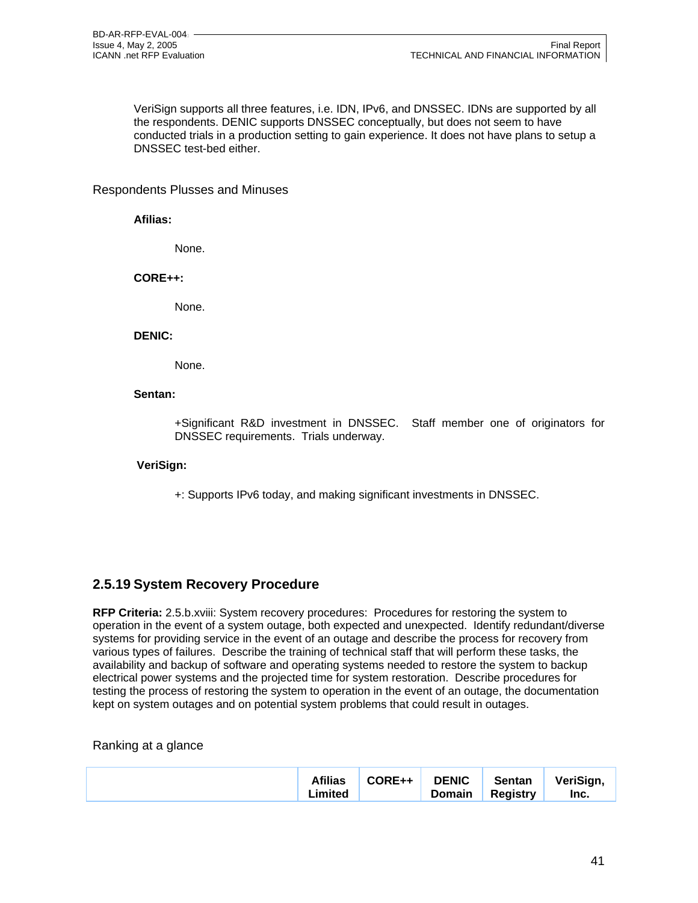VeriSign supports all three features, i.e. IDN, IPv6, and DNSSEC. IDNs are supported by all the respondents. DENIC supports DNSSEC conceptually, but does not seem to have conducted trials in a production setting to gain experience. It does not have plans to setup a DNSSEC test-bed either.

Respondents Plusses and Minuses

**Afilias:**

None.

**CORE++:**

None.

**DENIC:**

None.

**Sentan:**

+Significant R&D investment in DNSSEC. Staff member one of originators for DNSSEC requirements. Trials underway.

**VeriSign:**

+: Supports IPv6 today, and making significant investments in DNSSEC.

## 2.5.19 System Recovery Procedure

**RFP Criteria:** 2.5.b.xviii: System recovery procedures: Procedures for restoring the system to operation in the event of a system outage, both expected and unexpected. Identify redundant/diverse systems for providing service in the event of an outage and describe the process for recovery from various types of failures. Describe the training of technical staff that will perform these tasks, the availability and backup of software and operating systems needed to restore the system to backup electrical power systems and the projected time for system restoration. Describe procedures for testing the process of restoring the system to operation in the event of an outage, the documentation kept on system outages and on potential system problems that could result in outages.

Ranking at a glance

| | Afilias Limited | CORE++ | DENIC Domain | Sentan Registry | VeriSign, Inc. |
|---|---|---|---|---|---|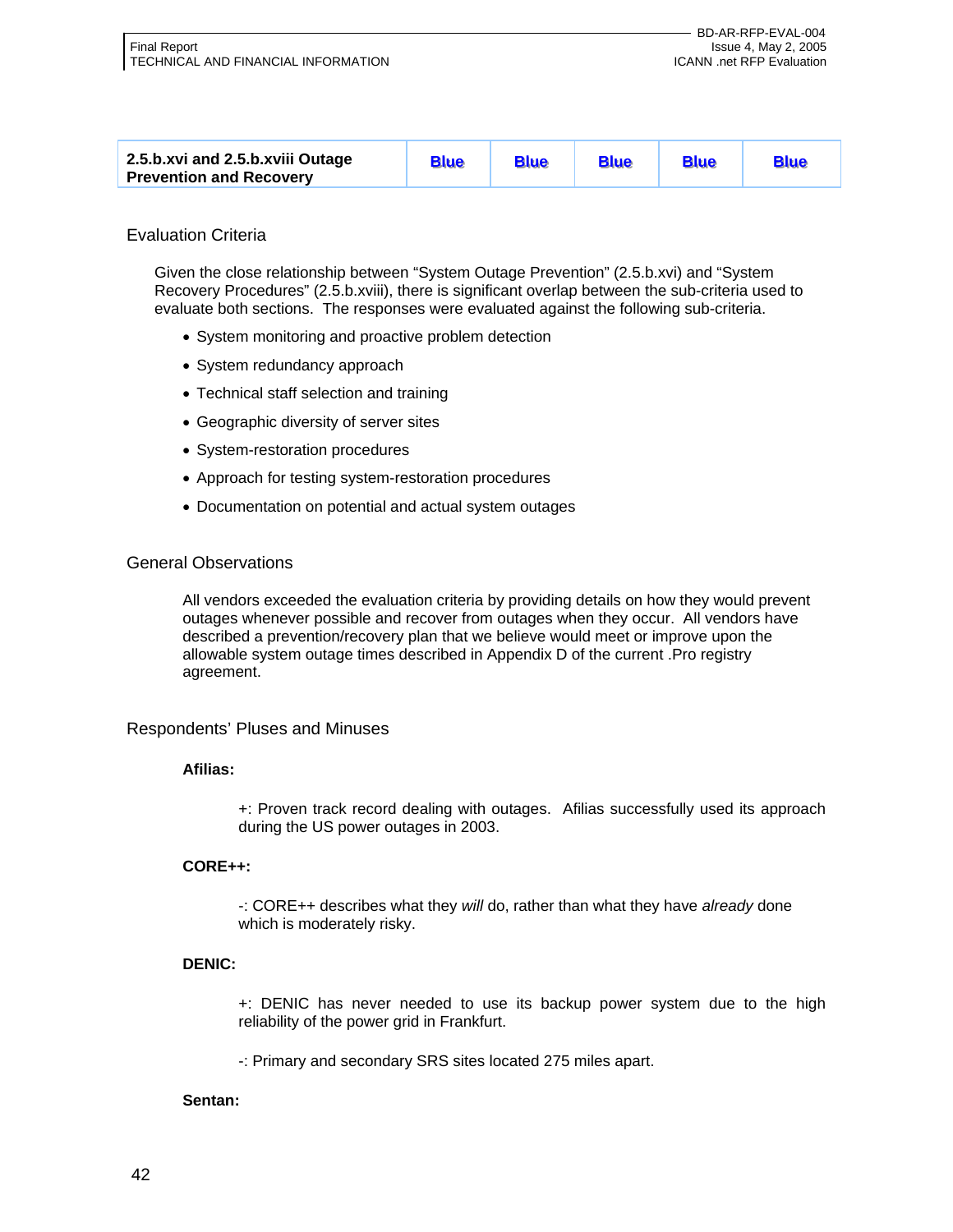| 2.5.b.xvi and 2.5.b.xviii Outage Prevention and Recovery | Blue | Blue | Blue | Blue | Blue |
|---|---|---|---|---|---|

### Evaluation Criteria

Given the close relationship between "System Outage Prevention" (2.5.b.xvi) and "System Recovery Procedures" (2.5.b.xviii), there is significant overlap between the sub-criteria used to evaluate both sections. The responses were evaluated against the following sub-criteria.

- System monitoring and proactive problem detection
- System redundancy approach
- Technical staff selection and training
- Geographic diversity of server sites
- System-restoration procedures
- Approach for testing system-restoration procedures
- Documentation on potential and actual system outages

### General Observations

All vendors exceeded the evaluation criteria by providing details on how they would prevent outages whenever possible and recover from outages when they occur. All vendors have described a prevention/recovery plan that we believe would meet or improve upon the allowable system outage times described in Appendix D of the current .Pro registry agreement.

### Respondents' Pluses and Minuses

**Afilias:**

+: Proven track record dealing with outages. Afilias successfully used its approach during the US power outages in 2003.

**CORE++:**

-: CORE++ describes what they *will* do, rather than what they have *already* done which is moderately risky.

**DENIC:**

+: DENIC has never needed to use its backup power system due to the high reliability of the power grid in Frankfurt.

-: Primary and secondary SRS sites located 275 miles apart.

**Sentan:**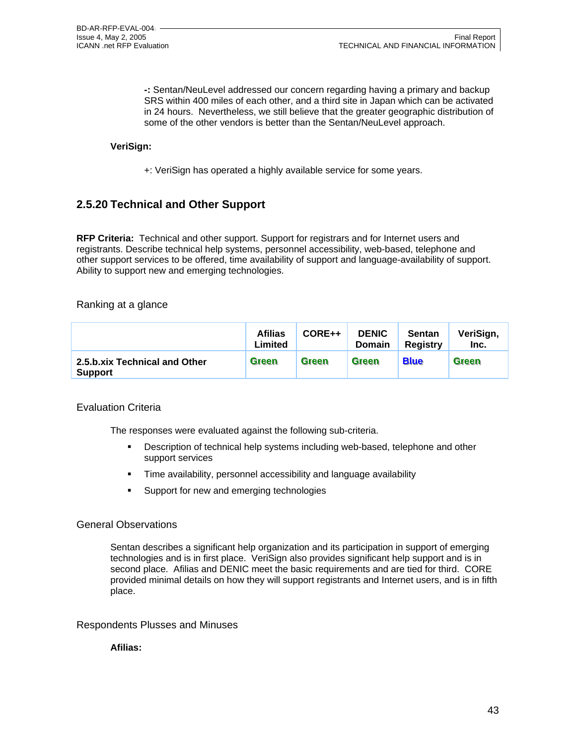**-:** Sentan/NeuLevel addressed our concern regarding having a primary and backup SRS within 400 miles of each other, and a third site in Japan which can be activated in 24 hours. Nevertheless, we still believe that the greater geographic distribution of some of the other vendors is better than the Sentan/NeuLevel approach.

**VeriSign:**

+: VeriSign has operated a highly available service for some years.

## 2.5.20 Technical and Other Support

**RFP Criteria:** Technical and other support. Support for registrars and for Internet users and registrants. Describe technical help systems, personnel accessibility, web-based, telephone and other support services to be offered, time availability of support and language-availability of support. Ability to support new and emerging technologies.

Ranking at a glance

| | Afilias Limited | CORE++ | DENIC Domain | Sentan Registry | VeriSign, Inc. |
|---|---|---|---|---|---|
| **2.5.b.xix Technical and Other Support** | Green | Green | Green | Blue | Green |

Evaluation Criteria

The responses were evaluated against the following sub-criteria.

- Description of technical help systems including web-based, telephone and other support services
- Time availability, personnel accessibility and language availability
- Support for new and emerging technologies

General Observations

Sentan describes a significant help organization and its participation in support of emerging technologies and is in first place. VeriSign also provides significant help support and is in second place. Afilias and DENIC meet the basic requirements and are tied for third. CORE provided minimal details on how they will support registrants and Internet users, and is in fifth place.

Respondents Plusses and Minuses

**Afilias:**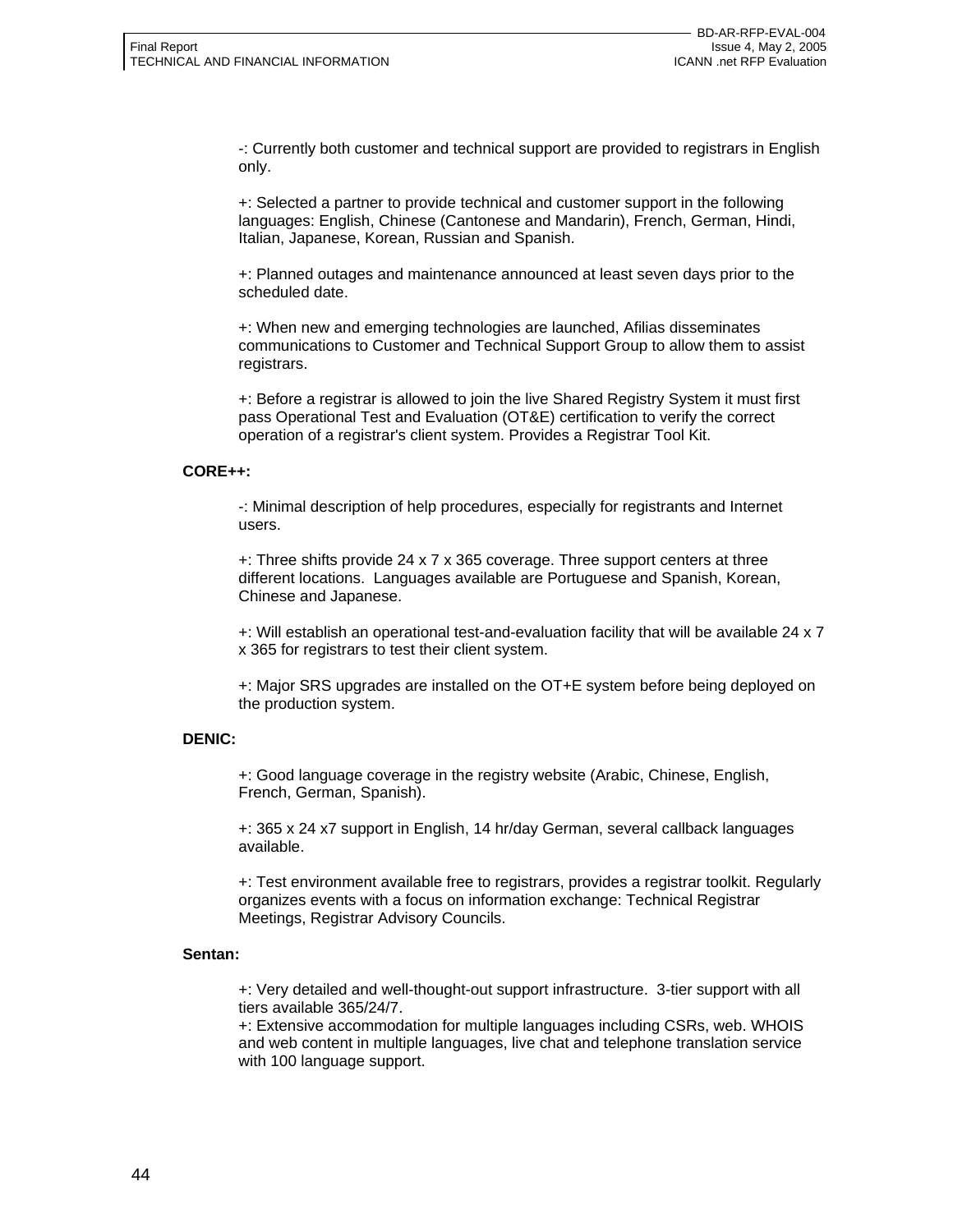-: Currently both customer and technical support are provided to registrars in English only.

+: Selected a partner to provide technical and customer support in the following languages: English, Chinese (Cantonese and Mandarin), French, German, Hindi, Italian, Japanese, Korean, Russian and Spanish.

+: Planned outages and maintenance announced at least seven days prior to the scheduled date.

+: When new and emerging technologies are launched, Afilias disseminates communications to Customer and Technical Support Group to allow them to assist registrars.

+: Before a registrar is allowed to join the live Shared Registry System it must first pass Operational Test and Evaluation (OT&E) certification to verify the correct operation of a registrar's client system. Provides a Registrar Tool Kit.

**CORE++:**

-: Minimal description of help procedures, especially for registrants and Internet users.

+: Three shifts provide 24 x 7 x 365 coverage. Three support centers at three different locations. Languages available are Portuguese and Spanish, Korean, Chinese and Japanese.

+: Will establish an operational test-and-evaluation facility that will be available 24 x 7 x 365 for registrars to test their client system.

+: Major SRS upgrades are installed on the OT+E system before being deployed on the production system.

**DENIC:**

+: Good language coverage in the registry website (Arabic, Chinese, English, French, German, Spanish).

+: 365 x 24 x7 support in English, 14 hr/day German, several callback languages available.

+: Test environment available free to registrars, provides a registrar toolkit. Regularly organizes events with a focus on information exchange: Technical Registrar Meetings, Registrar Advisory Councils.

**Sentan:**

+: Very detailed and well-thought-out support infrastructure. 3-tier support with all tiers available 365/24/7.
+: Extensive accommodation for multiple languages including CSRs, web. WHOIS and web content in multiple languages, live chat and telephone translation service with 100 language support.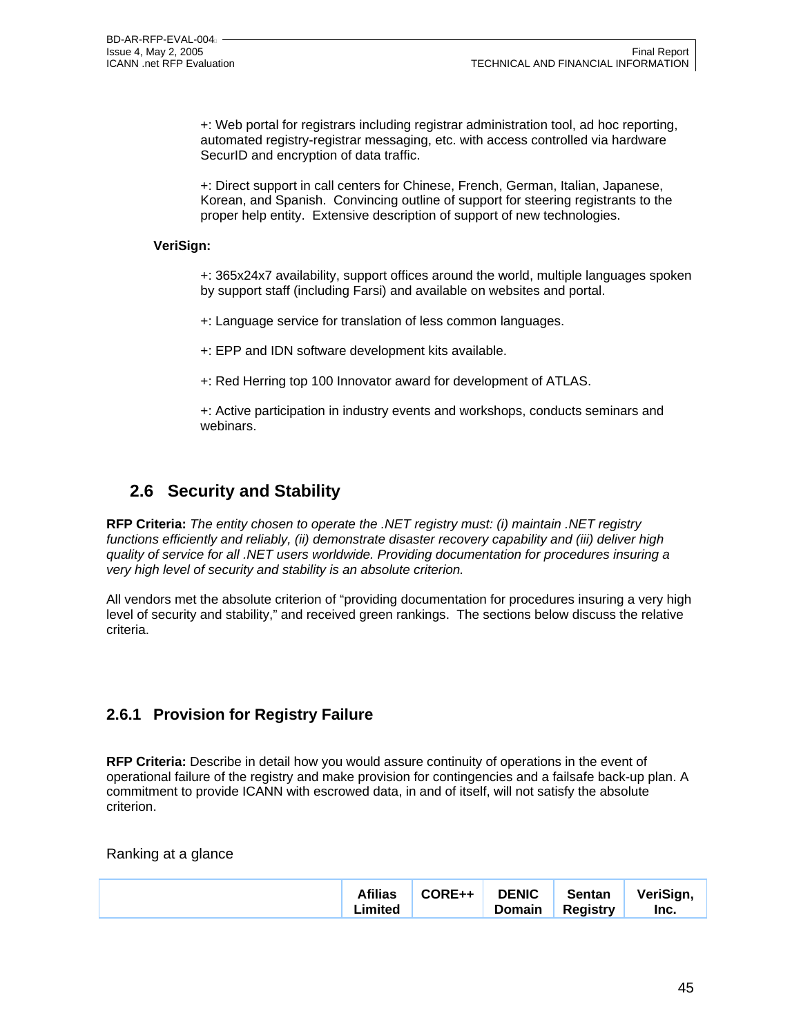+: Web portal for registrars including registrar administration tool, ad hoc reporting, automated registry-registrar messaging, etc. with access controlled via hardware SecurID and encryption of data traffic.

+: Direct support in call centers for Chinese, French, German, Italian, Japanese, Korean, and Spanish. Convincing outline of support for steering registrants to the proper help entity. Extensive description of support of new technologies.

**VeriSign:**

+: 365x24x7 availability, support offices around the world, multiple languages spoken by support staff (including Farsi) and available on websites and portal.

+: Language service for translation of less common languages.

+: EPP and IDN software development kits available.

+: Red Herring top 100 Innovator award for development of ATLAS.

+: Active participation in industry events and workshops, conducts seminars and webinars.

## 2.6 Security and Stability

**RFP Criteria:** *The entity chosen to operate the .NET registry must: (i) maintain .NET registry functions efficiently and reliably, (ii) demonstrate disaster recovery capability and (iii) deliver high quality of service for all .NET users worldwide. Providing documentation for procedures insuring a very high level of security and stability is an absolute criterion.*

All vendors met the absolute criterion of "providing documentation for procedures insuring a very high level of security and stability," and received green rankings. The sections below discuss the relative criteria.

### 2.6.1 Provision for Registry Failure

**RFP Criteria:** Describe in detail how you would assure continuity of operations in the event of operational failure of the registry and make provision for contingencies and a failsafe back-up plan. A commitment to provide ICANN with escrowed data, in and of itself, will not satisfy the absolute criterion.

Ranking at a glance

| | Afilias Limited | CORE++ | DENIC Domain | Sentan Registry | VeriSign, Inc. |
|---|---|---|---|---|---|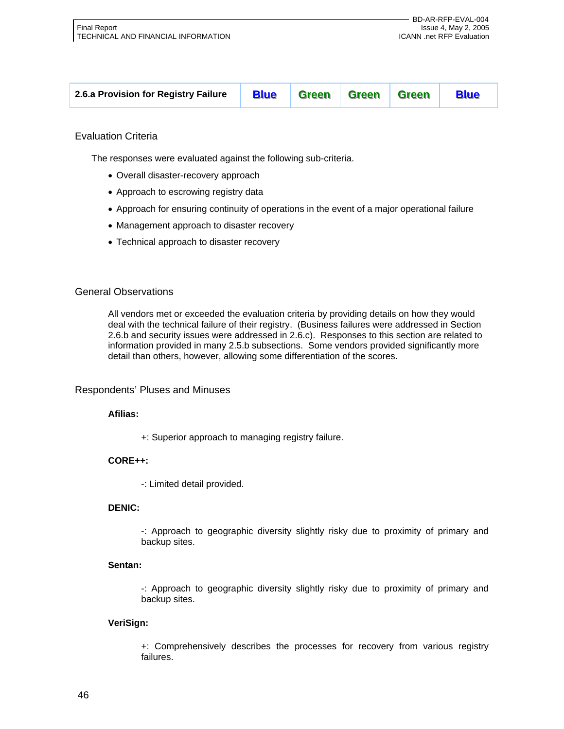| 2.6.a Provision for Registry Failure | Blue | Green | Green | Green | Blue |
|---|---|---|---|---|---|

## Evaluation Criteria

The responses were evaluated against the following sub-criteria.

- Overall disaster-recovery approach
- Approach to escrowing registry data
- Approach for ensuring continuity of operations in the event of a major operational failure
- Management approach to disaster recovery
- Technical approach to disaster recovery

## General Observations

All vendors met or exceeded the evaluation criteria by providing details on how they would deal with the technical failure of their registry. (Business failures were addressed in Section 2.6.b and security issues were addressed in 2.6.c). Responses to this section are related to information provided in many 2.5.b subsections. Some vendors provided significantly more detail than others, however, allowing some differentiation of the scores.

## Respondents' Pluses and Minuses

**Afilias:**

+: Superior approach to managing registry failure.

**CORE++:**

-: Limited detail provided.

**DENIC:**

-: Approach to geographic diversity slightly risky due to proximity of primary and backup sites.

**Sentan:**

-: Approach to geographic diversity slightly risky due to proximity of primary and backup sites.

**VeriSign:**

+: Comprehensively describes the processes for recovery from various registry failures.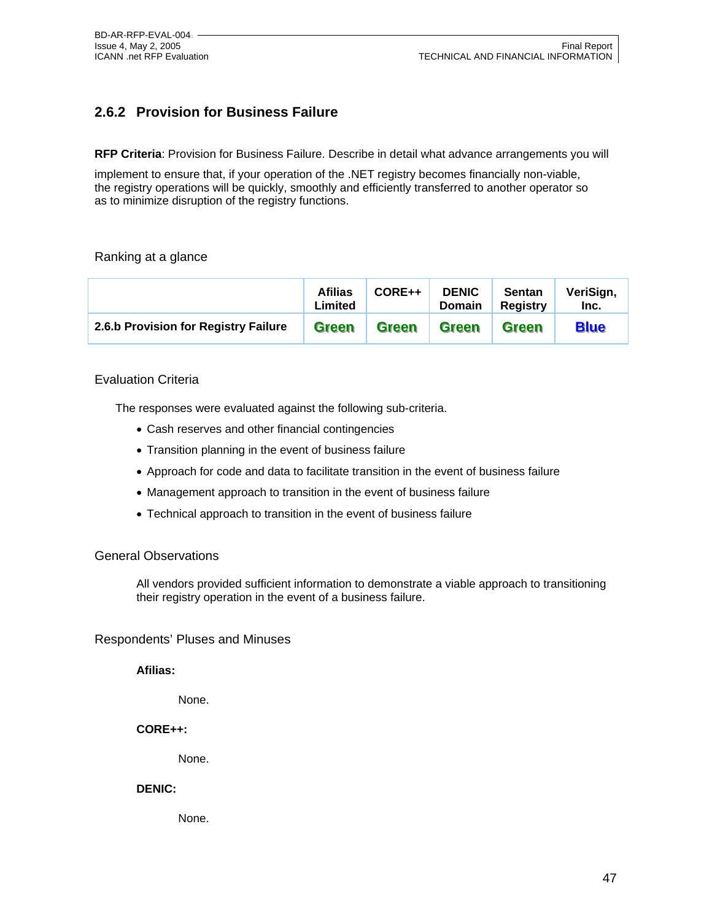## 2.6.2 Provision for Business Failure

**RFP Criteria**: Provision for Business Failure. Describe in detail what advance arrangements you will implement to ensure that, if your operation of the .NET registry becomes financially non-viable, the registry operations will be quickly, smoothly and efficiently transferred to another operator so as to minimize disruption of the registry functions.

Ranking at a glance

| | Afilias Limited | CORE++ | DENIC Domain | Sentan Registry | VeriSign, Inc. |
|---|---|---|---|---|---|
| **2.6.b Provision for Registry Failure** | Green | Green | Green | Green | Blue |

Evaluation Criteria

The responses were evaluated against the following sub-criteria.

- Cash reserves and other financial contingencies
- Transition planning in the event of business failure
- Approach for code and data to facilitate transition in the event of business failure
- Management approach to transition in the event of business failure
- Technical approach to transition in the event of business failure

General Observations

All vendors provided sufficient information to demonstrate a viable approach to transitioning their registry operation in the event of a business failure.

Respondents' Pluses and Minuses

**Afilias:**

None.

**CORE++:**

None.

**DENIC:**

None.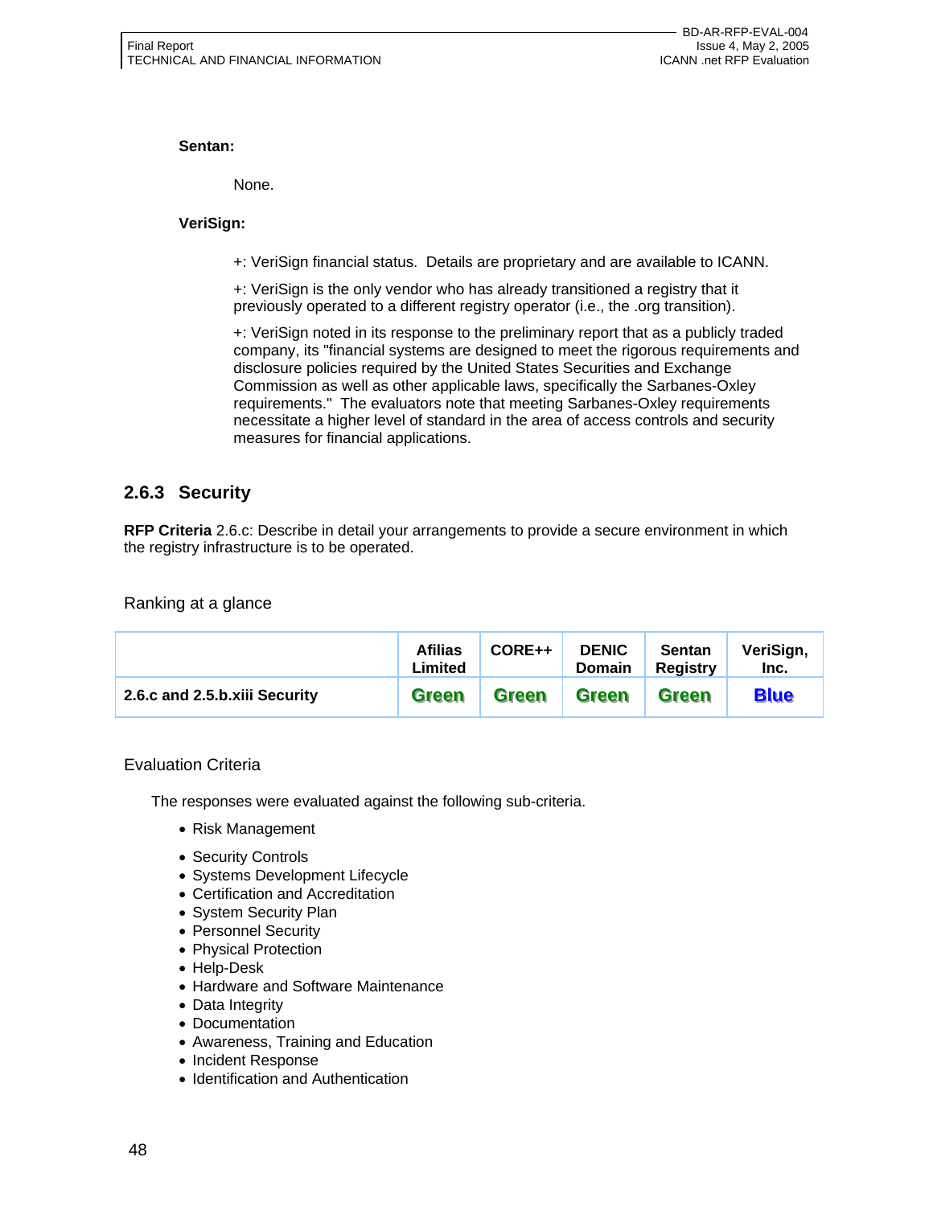**Sentan:**

None.

**VeriSign:**

+: VeriSign financial status. Details are proprietary and are available to ICANN.

+: VeriSign is the only vendor who has already transitioned a registry that it previously operated to a different registry operator (i.e., the .org transition).

+: VeriSign noted in its response to the preliminary report that as a publicly traded company, its "financial systems are designed to meet the rigorous requirements and disclosure policies required by the United States Securities and Exchange Commission as well as other applicable laws, specifically the Sarbanes-Oxley requirements." The evaluators note that meeting Sarbanes-Oxley requirements necessitate a higher level of standard in the area of access controls and security measures for financial applications.

### 2.6.3 Security

**RFP Criteria** 2.6.c: Describe in detail your arrangements to provide a secure environment in which the registry infrastructure is to be operated.

Ranking at a glance

| | Afilias Limited | CORE++ | DENIC Domain | Sentan Registry | VeriSign, Inc. |
|---|---|---|---|---|---|
| **2.6.c and 2.5.b.xiii Security** | **Green** | **Green** | **Green** | **Green** | **Blue** |

Evaluation Criteria

The responses were evaluated against the following sub-criteria.

- Risk Management
- Security Controls
- Systems Development Lifecycle
- Certification and Accreditation
- System Security Plan
- Personnel Security
- Physical Protection
- Help-Desk
- Hardware and Software Maintenance
- Data Integrity
- Documentation
- Awareness, Training and Education
- Incident Response
- Identification and Authentication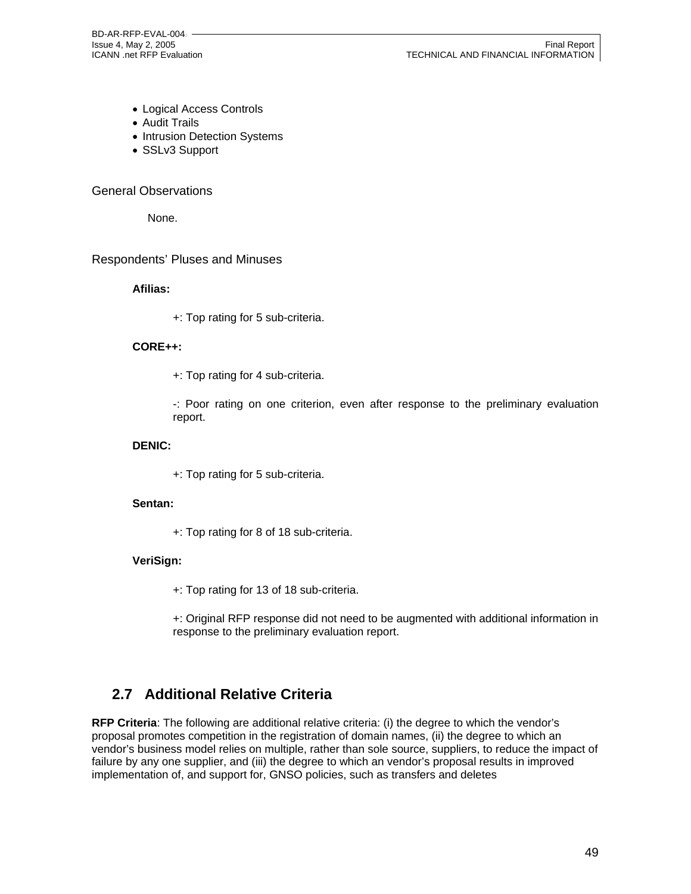- Logical Access Controls
- Audit Trails
- Intrusion Detection Systems
- SSLv3 Support

### General Observations

None.

### Respondents' Pluses and Minuses

**Afilias:**

+: Top rating for 5 sub-criteria.

**CORE++:**

+: Top rating for 4 sub-criteria.

-: Poor rating on one criterion, even after response to the preliminary evaluation report.

**DENIC:**

+: Top rating for 5 sub-criteria.

**Sentan:**

+: Top rating for 8 of 18 sub-criteria.

**VeriSign:**

+: Top rating for 13 of 18 sub-criteria.

+: Original RFP response did not need to be augmented with additional information in response to the preliminary evaluation report.

## 2.7 Additional Relative Criteria

**RFP Criteria**: The following are additional relative criteria: (i) the degree to which the vendor's proposal promotes competition in the registration of domain names, (ii) the degree to which an vendor's business model relies on multiple, rather than sole source, suppliers, to reduce the impact of failure by any one supplier, and (iii) the degree to which an vendor's proposal results in improved implementation of, and support for, GNSO policies, such as transfers and deletes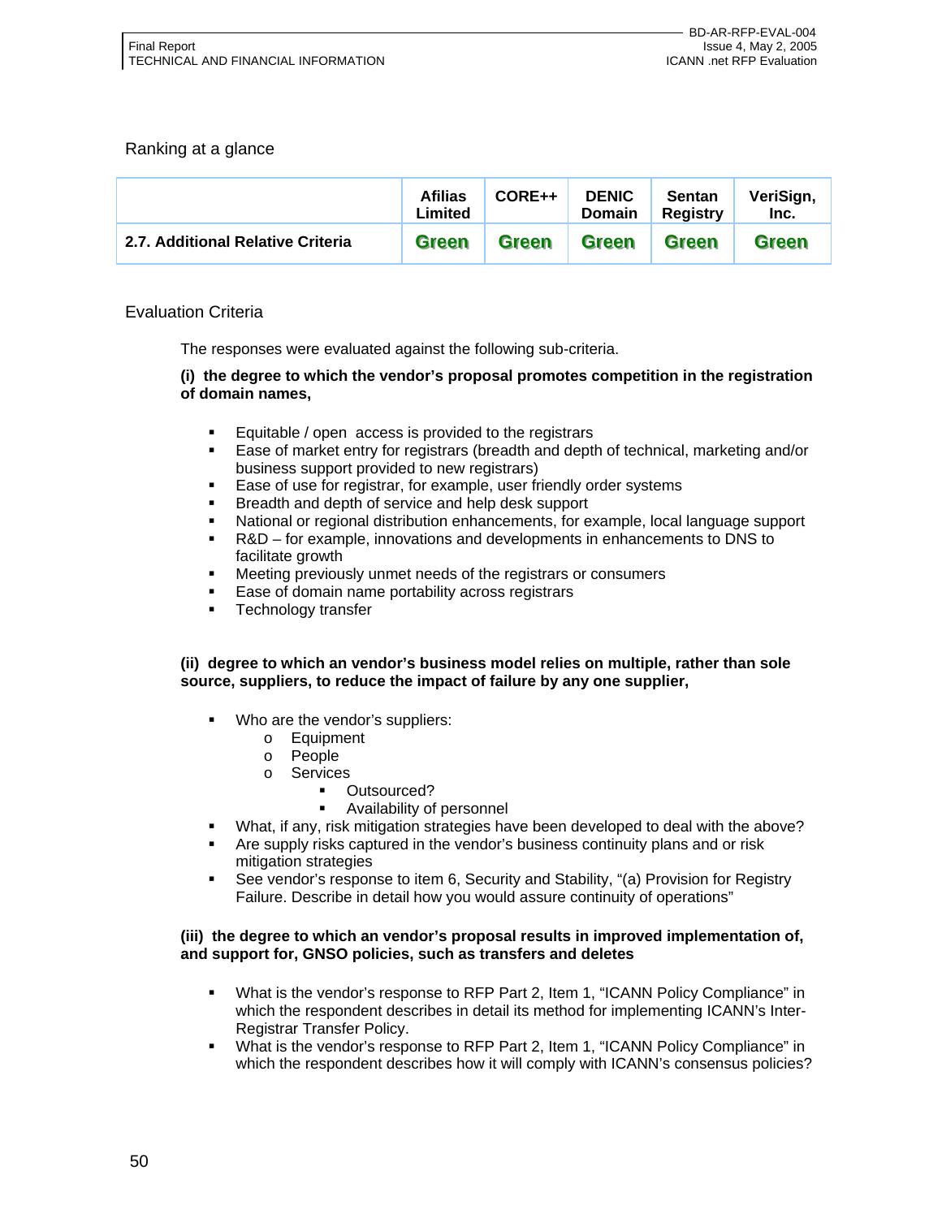Ranking at a glance

| | Afilias Limited | CORE++ | DENIC Domain | Sentan Registry | VeriSign, Inc. |
|---|---|---|---|---|---|
| **2.7. Additional Relative Criteria** | Green | Green | Green | Green | Green |

Evaluation Criteria

The responses were evaluated against the following sub-criteria.

**(i) the degree to which the vendor's proposal promotes competition in the registration of domain names,**

- Equitable / open access is provided to the registrars
- Ease of market entry for registrars (breadth and depth of technical, marketing and/or business support provided to new registrars)
- Ease of use for registrar, for example, user friendly order systems
- Breadth and depth of service and help desk support
- National or regional distribution enhancements, for example, local language support
- R&D – for example, innovations and developments in enhancements to DNS to facilitate growth
- Meeting previously unmet needs of the registrars or consumers
- Ease of domain name portability across registrars
- Technology transfer

**(ii) degree to which an vendor's business model relies on multiple, rather than sole source, suppliers, to reduce the impact of failure by any one supplier,**

- Who are the vendor's suppliers:
  - Equipment
  - People
  - Services
    - Outsourced?
    - Availability of personnel
- What, if any, risk mitigation strategies have been developed to deal with the above?
- Are supply risks captured in the vendor's business continuity plans and or risk mitigation strategies
- See vendor's response to item 6, Security and Stability, "(a) Provision for Registry Failure. Describe in detail how you would assure continuity of operations"

**(iii) the degree to which an vendor's proposal results in improved implementation of, and support for, GNSO policies, such as transfers and deletes**

- What is the vendor's response to RFP Part 2, Item 1, "ICANN Policy Compliance" in which the respondent describes in detail its method for implementing ICANN's Inter-Registrar Transfer Policy.
- What is the vendor's response to RFP Part 2, Item 1, "ICANN Policy Compliance" in which the respondent describes how it will comply with ICANN's consensus policies?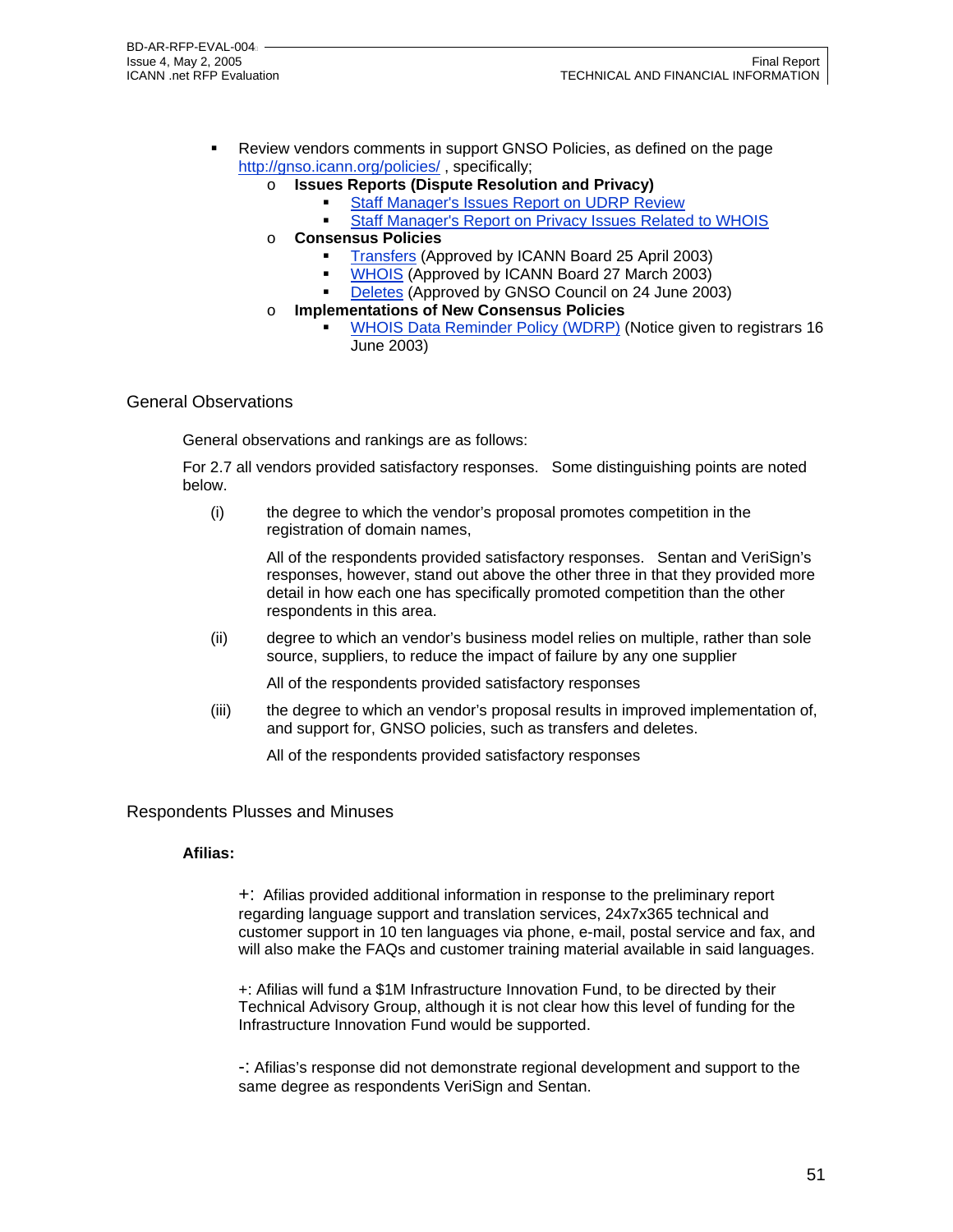- Review vendors comments in support GNSO Policies, as defined on the page http://gnso.icann.org/policies/ , specifically;
  - **Issues Reports (Dispute Resolution and Privacy)**
    - Staff Manager's Issues Report on UDRP Review
    - Staff Manager's Report on Privacy Issues Related to WHOIS
  - **Consensus Policies**
    - Transfers (Approved by ICANN Board 25 April 2003)
    - WHOIS (Approved by ICANN Board 27 March 2003)
    - Deletes (Approved by GNSO Council on 24 June 2003)
  - **Implementations of New Consensus Policies**
    - WHOIS Data Reminder Policy (WDRP) (Notice given to registrars 16 June 2003)

## General Observations

General observations and rankings are as follows:

For 2.7 all vendors provided satisfactory responses. Some distinguishing points are noted below.

(i) the degree to which the vendor's proposal promotes competition in the registration of domain names,

All of the respondents provided satisfactory responses. Sentan and VeriSign's responses, however, stand out above the other three in that they provided more detail in how each one has specifically promoted competition than the other respondents in this area.

(ii) degree to which an vendor's business model relies on multiple, rather than sole source, suppliers, to reduce the impact of failure by any one supplier

All of the respondents provided satisfactory responses

(iii) the degree to which an vendor's proposal results in improved implementation of, and support for, GNSO policies, such as transfers and deletes.

All of the respondents provided satisfactory responses

## Respondents Plusses and Minuses

**Afilias:**

+: Afilias provided additional information in response to the preliminary report regarding language support and translation services, 24x7x365 technical and customer support in 10 ten languages via phone, e-mail, postal service and fax, and will also make the FAQs and customer training material available in said languages.

+: Afilias will fund a $1M Infrastructure Innovation Fund, to be directed by their Technical Advisory Group, although it is not clear how this level of funding for the Infrastructure Innovation Fund would be supported.

-: Afilias's response did not demonstrate regional development and support to the same degree as respondents VeriSign and Sentan.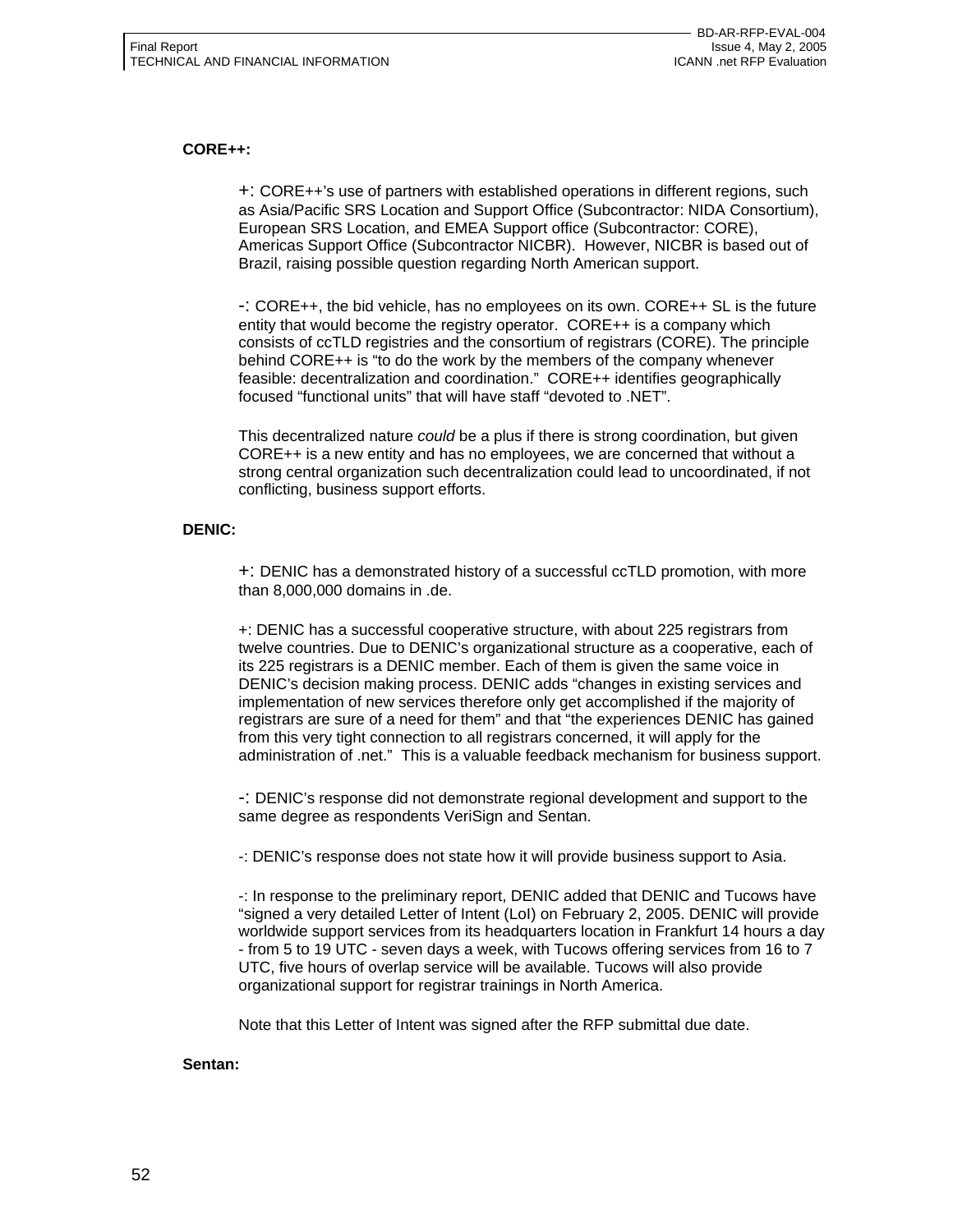**CORE++:**

+: CORE++'s use of partners with established operations in different regions, such as Asia/Pacific SRS Location and Support Office (Subcontractor: NIDA Consortium), European SRS Location, and EMEA Support office (Subcontractor: CORE), Americas Support Office (Subcontractor NICBR). However, NICBR is based out of Brazil, raising possible question regarding North American support.

-: CORE++, the bid vehicle, has no employees on its own. CORE++ SL is the future entity that would become the registry operator. CORE++ is a company which consists of ccTLD registries and the consortium of registrars (CORE). The principle behind CORE++ is "to do the work by the members of the company whenever feasible: decentralization and coordination." CORE++ identifies geographically focused "functional units" that will have staff "devoted to .NET".

This decentralized nature *could* be a plus if there is strong coordination, but given CORE++ is a new entity and has no employees, we are concerned that without a strong central organization such decentralization could lead to uncoordinated, if not conflicting, business support efforts.

**DENIC:**

+: DENIC has a demonstrated history of a successful ccTLD promotion, with more than 8,000,000 domains in .de.

+: DENIC has a successful cooperative structure, with about 225 registrars from twelve countries. Due to DENIC's organizational structure as a cooperative, each of its 225 registrars is a DENIC member. Each of them is given the same voice in DENIC's decision making process. DENIC adds "changes in existing services and implementation of new services therefore only get accomplished if the majority of registrars are sure of a need for them" and that "the experiences DENIC has gained from this very tight connection to all registrars concerned, it will apply for the administration of .net." This is a valuable feedback mechanism for business support.

-: DENIC's response did not demonstrate regional development and support to the same degree as respondents VeriSign and Sentan.

-: DENIC's response does not state how it will provide business support to Asia.

-: In response to the preliminary report, DENIC added that DENIC and Tucows have "signed a very detailed Letter of Intent (LoI) on February 2, 2005. DENIC will provide worldwide support services from its headquarters location in Frankfurt 14 hours a day - from 5 to 19 UTC - seven days a week, with Tucows offering services from 16 to 7 UTC, five hours of overlap service will be available. Tucows will also provide organizational support for registrar trainings in North America.

Note that this Letter of Intent was signed after the RFP submittal due date.

**Sentan:**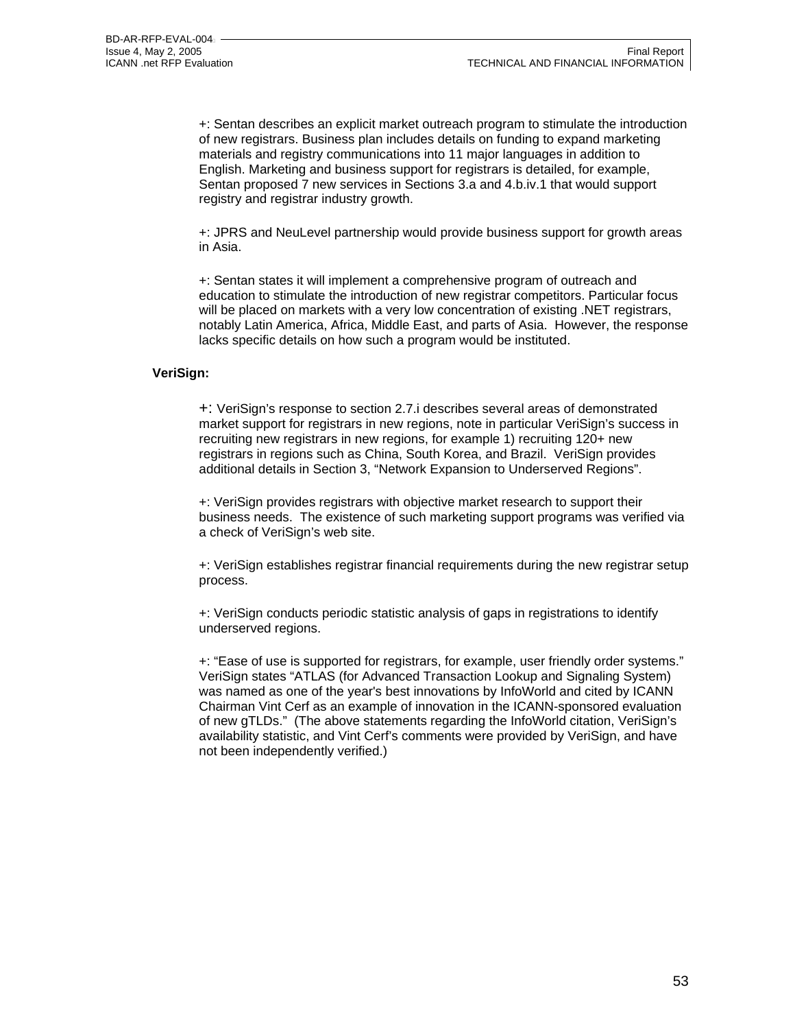+: Sentan describes an explicit market outreach program to stimulate the introduction of new registrars. Business plan includes details on funding to expand marketing materials and registry communications into 11 major languages in addition to English. Marketing and business support for registrars is detailed, for example, Sentan proposed 7 new services in Sections 3.a and 4.b.iv.1 that would support registry and registrar industry growth.

+: JPRS and NeuLevel partnership would provide business support for growth areas in Asia.

+: Sentan states it will implement a comprehensive program of outreach and education to stimulate the introduction of new registrar competitors. Particular focus will be placed on markets with a very low concentration of existing .NET registrars, notably Latin America, Africa, Middle East, and parts of Asia. However, the response lacks specific details on how such a program would be instituted.

**VeriSign:**

+: VeriSign's response to section 2.7.i describes several areas of demonstrated market support for registrars in new regions, note in particular VeriSign's success in recruiting new registrars in new regions, for example 1) recruiting 120+ new registrars in regions such as China, South Korea, and Brazil. VeriSign provides additional details in Section 3, "Network Expansion to Underserved Regions".

+: VeriSign provides registrars with objective market research to support their business needs. The existence of such marketing support programs was verified via a check of VeriSign's web site.

+: VeriSign establishes registrar financial requirements during the new registrar setup process.

+: VeriSign conducts periodic statistic analysis of gaps in registrations to identify underserved regions.

+: "Ease of use is supported for registrars, for example, user friendly order systems." VeriSign states "ATLAS (for Advanced Transaction Lookup and Signaling System) was named as one of the year's best innovations by InfoWorld and cited by ICANN Chairman Vint Cerf as an example of innovation in the ICANN-sponsored evaluation of new gTLDs." (The above statements regarding the InfoWorld citation, VeriSign's availability statistic, and Vint Cerf's comments were provided by VeriSign, and have not been independently verified.)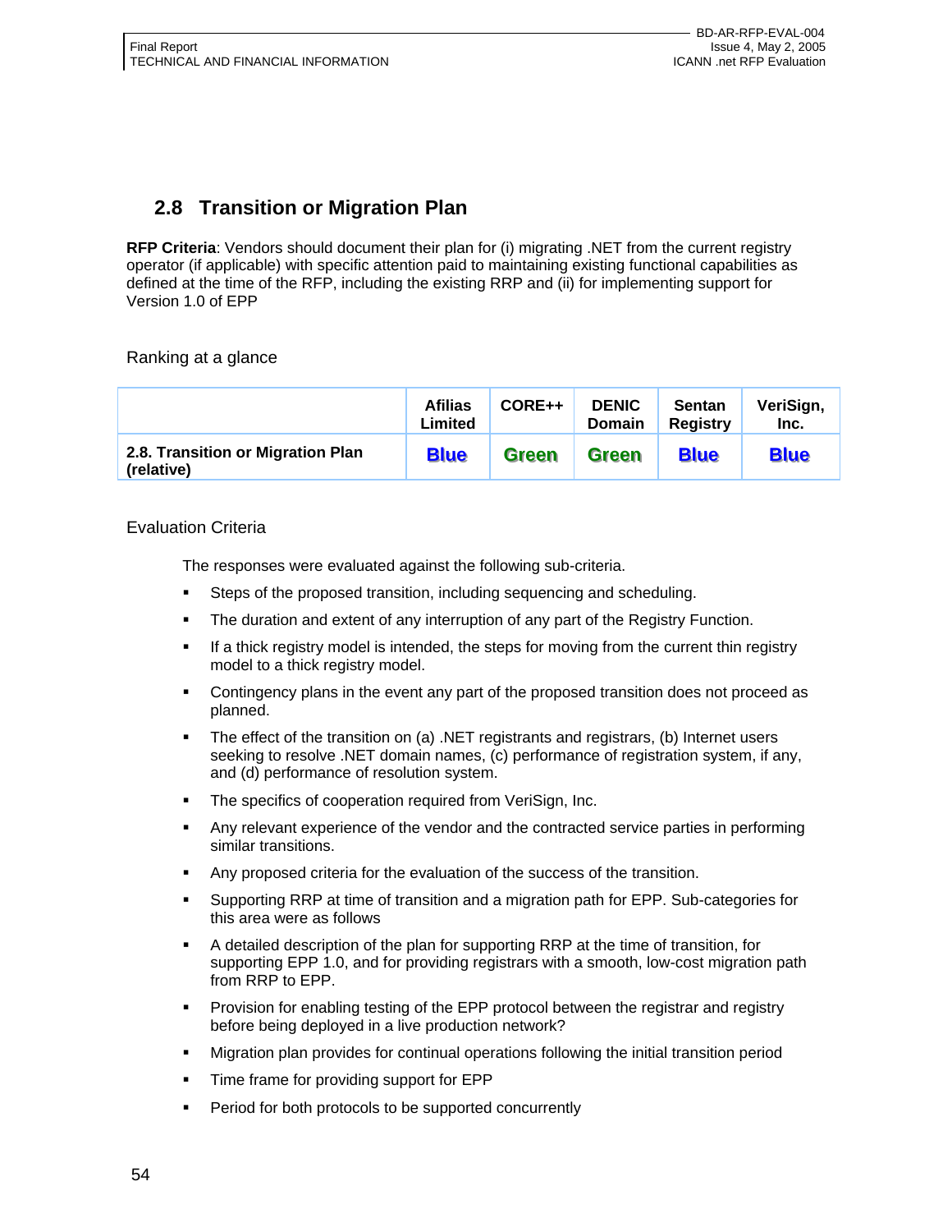## 2.8 Transition or Migration Plan

**RFP Criteria**: Vendors should document their plan for (i) migrating .NET from the current registry operator (if applicable) with specific attention paid to maintaining existing functional capabilities as defined at the time of the RFP, including the existing RRP and (ii) for implementing support for Version 1.0 of EPP

Ranking at a glance

| | Afilias Limited | CORE++ | DENIC Domain | Sentan Registry | VeriSign, Inc. |
|---|---|---|---|---|---|
| **2.8. Transition or Migration Plan (relative)** | **Blue** | **Green** | **Green** | **Blue** | **Blue** |

Evaluation Criteria

The responses were evaluated against the following sub-criteria.

- Steps of the proposed transition, including sequencing and scheduling.
- The duration and extent of any interruption of any part of the Registry Function.
- If a thick registry model is intended, the steps for moving from the current thin registry model to a thick registry model.
- Contingency plans in the event any part of the proposed transition does not proceed as planned.
- The effect of the transition on (a) .NET registrants and registrars, (b) Internet users seeking to resolve .NET domain names, (c) performance of registration system, if any, and (d) performance of resolution system.
- The specifics of cooperation required from VeriSign, Inc.
- Any relevant experience of the vendor and the contracted service parties in performing similar transitions.
- Any proposed criteria for the evaluation of the success of the transition.
- Supporting RRP at time of transition and a migration path for EPP. Sub-categories for this area were as follows
- A detailed description of the plan for supporting RRP at the time of transition, for supporting EPP 1.0, and for providing registrars with a smooth, low-cost migration path from RRP to EPP.
- Provision for enabling testing of the EPP protocol between the registrar and registry before being deployed in a live production network?
- Migration plan provides for continual operations following the initial transition period
- Time frame for providing support for EPP
- Period for both protocols to be supported concurrently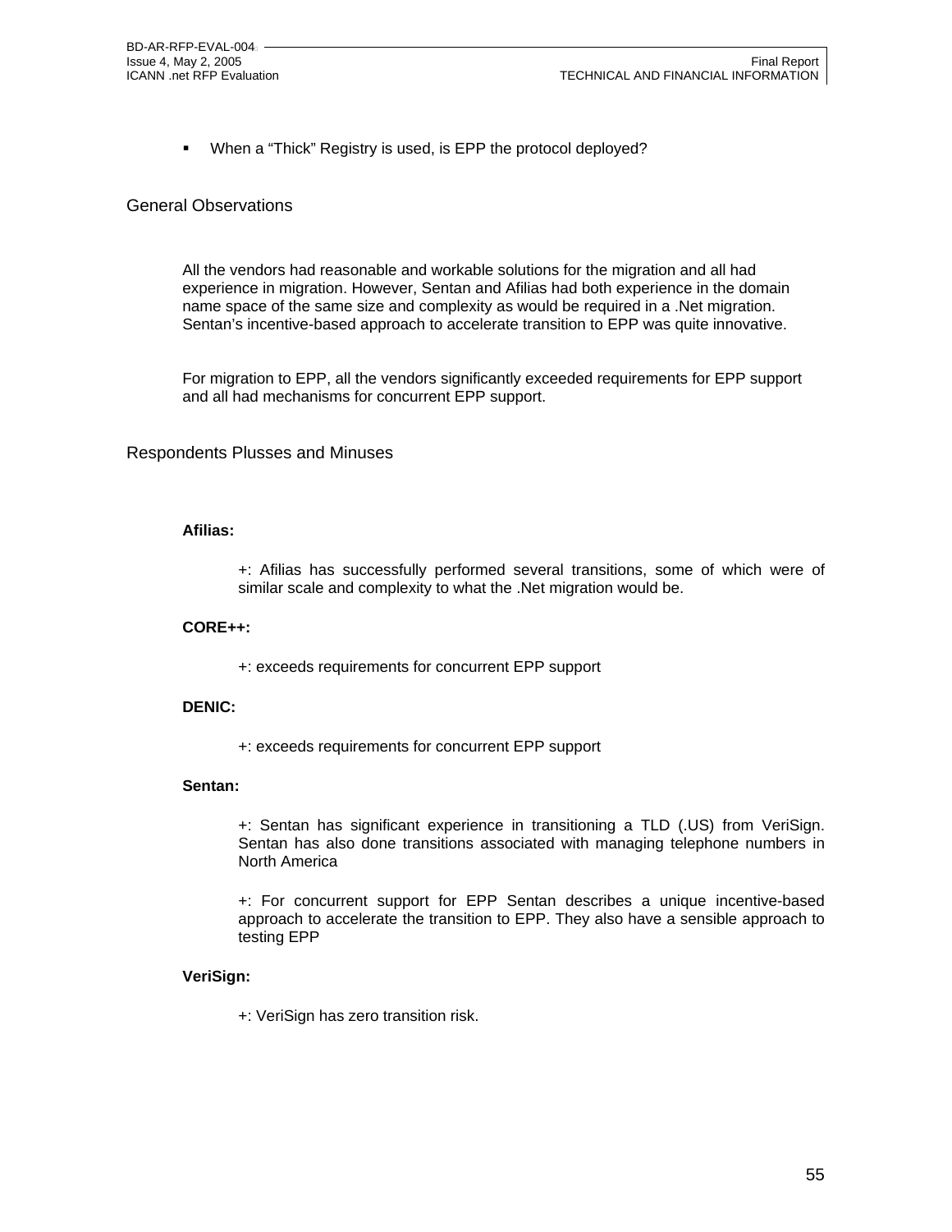- When a “Thick” Registry is used, is EPP the protocol deployed?

## General Observations

All the vendors had reasonable and workable solutions for the migration and all had experience in migration. However, Sentan and Afilias had both experience in the domain name space of the same size and complexity as would be required in a .Net migration. Sentan’s incentive-based approach to accelerate transition to EPP was quite innovative.

For migration to EPP, all the vendors significantly exceeded requirements for EPP support and all had mechanisms for concurrent EPP support.

## Respondents Plusses and Minuses

**Afilias:**

+: Afilias has successfully performed several transitions, some of which were of similar scale and complexity to what the .Net migration would be.

**CORE++:**

+: exceeds requirements for concurrent EPP support

**DENIC:**

+: exceeds requirements for concurrent EPP support

**Sentan:**

+: Sentan has significant experience in transitioning a TLD (.US) from VeriSign. Sentan has also done transitions associated with managing telephone numbers in North America

+: For concurrent support for EPP Sentan describes a unique incentive-based approach to accelerate the transition to EPP. They also have a sensible approach to testing EPP

**VeriSign:**

+: VeriSign has zero transition risk.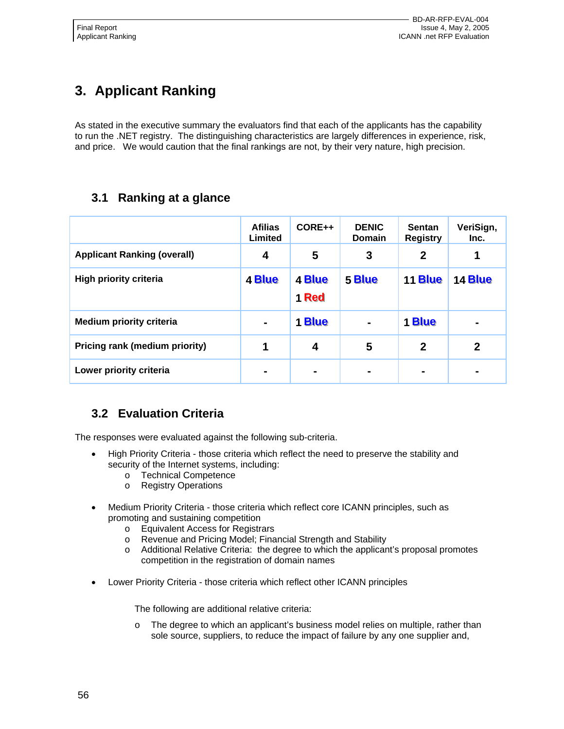# 3. Applicant Ranking

As stated in the executive summary the evaluators find that each of the applicants has the capability to run the .NET registry. The distinguishing characteristics are largely differences in experience, risk, and price. We would caution that the final rankings are not, by their very nature, high precision.

## 3.1 Ranking at a glance

| | Afilias Limited | CORE++ | DENIC Domain | Sentan Registry | VeriSign, Inc. |
|---|---|---|---|---|---|
| **Applicant Ranking (overall)** | **4** | **5** | **3** | **2** | **1** |
| **High priority criteria** | **4 Blue** | **4 Blue** **1 Red** | **5 Blue** | **11 Blue** | **14 Blue** |
| **Medium priority criteria** | **-** | **1 Blue** | **-** | **1 Blue** | **-** |
| **Pricing rank (medium priority)** | **1** | **4** | **5** | **2** | **2** |
| **Lower priority criteria** | **-** | **-** | **-** | **-** | **-** |

## 3.2 Evaluation Criteria

The responses were evaluated against the following sub-criteria.

- High Priority Criteria - those criteria which reflect the need to preserve the stability and security of the Internet systems, including:
  - Technical Competence
  - Registry Operations
- Medium Priority Criteria - those criteria which reflect core ICANN principles, such as promoting and sustaining competition
  - Equivalent Access for Registrars
  - Revenue and Pricing Model; Financial Strength and Stability
  - Additional Relative Criteria: the degree to which the applicant's proposal promotes competition in the registration of domain names
- Lower Priority Criteria - those criteria which reflect other ICANN principles

  The following are additional relative criteria:

  - The degree to which an applicant's business model relies on multiple, rather than sole source, suppliers, to reduce the impact of failure by any one supplier and,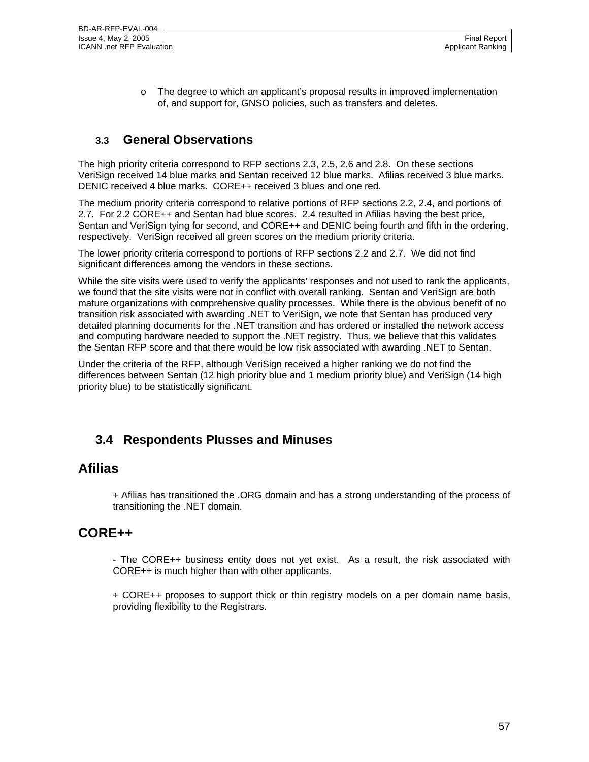- o The degree to which an applicant's proposal results in improved implementation of, and support for, GNSO policies, such as transfers and deletes.

### 3.3 General Observations

The high priority criteria correspond to RFP sections 2.3, 2.5, 2.6 and 2.8. On these sections VeriSign received 14 blue marks and Sentan received 12 blue marks. Afilias received 3 blue marks. DENIC received 4 blue marks. CORE++ received 3 blues and one red.

The medium priority criteria correspond to relative portions of RFP sections 2.2, 2.4, and portions of 2.7. For 2.2 CORE++ and Sentan had blue scores. 2.4 resulted in Afilias having the best price, Sentan and VeriSign tying for second, and CORE++ and DENIC being fourth and fifth in the ordering, respectively. VeriSign received all green scores on the medium priority criteria.

The lower priority criteria correspond to portions of RFP sections 2.2 and 2.7. We did not find significant differences among the vendors in these sections.

While the site visits were used to verify the applicants' responses and not used to rank the applicants, we found that the site visits were not in conflict with overall ranking. Sentan and VeriSign are both mature organizations with comprehensive quality processes. While there is the obvious benefit of no transition risk associated with awarding .NET to VeriSign, we note that Sentan has produced very detailed planning documents for the .NET transition and has ordered or installed the network access and computing hardware needed to support the .NET registry. Thus, we believe that this validates the Sentan RFP score and that there would be low risk associated with awarding .NET to Sentan.

Under the criteria of the RFP, although VeriSign received a higher ranking we do not find the differences between Sentan (12 high priority blue and 1 medium priority blue) and VeriSign (14 high priority blue) to be statistically significant.

### 3.4 Respondents Plusses and Minuses

## Afilias

+ Afilias has transitioned the .ORG domain and has a strong understanding of the process of transitioning the .NET domain.

## CORE++

- The CORE++ business entity does not yet exist. As a result, the risk associated with CORE++ is much higher than with other applicants.

+ CORE++ proposes to support thick or thin registry models on a per domain name basis, providing flexibility to the Registrars.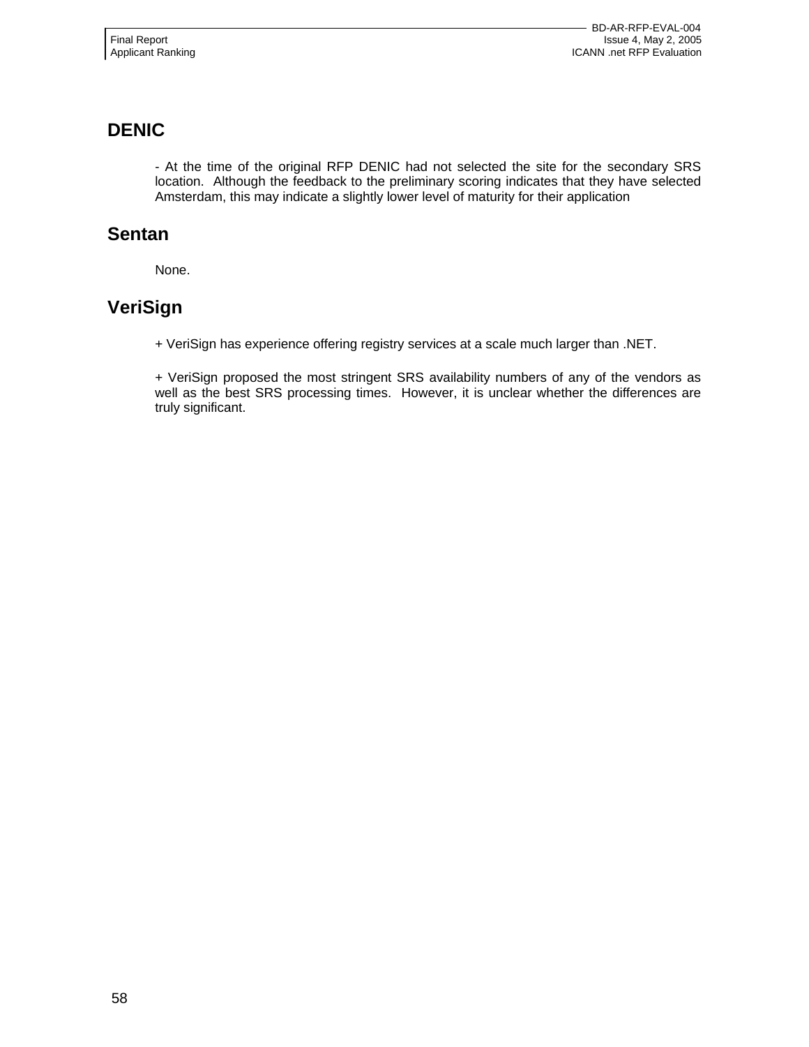## DENIC

- At the time of the original RFP DENIC had not selected the site for the secondary SRS location. Although the feedback to the preliminary scoring indicates that they have selected Amsterdam, this may indicate a slightly lower level of maturity for their application

## Sentan

None.

## VeriSign

+ VeriSign has experience offering registry services at a scale much larger than .NET.

+ VeriSign proposed the most stringent SRS availability numbers of any of the vendors as well as the best SRS processing times. However, it is unclear whether the differences are truly significant.